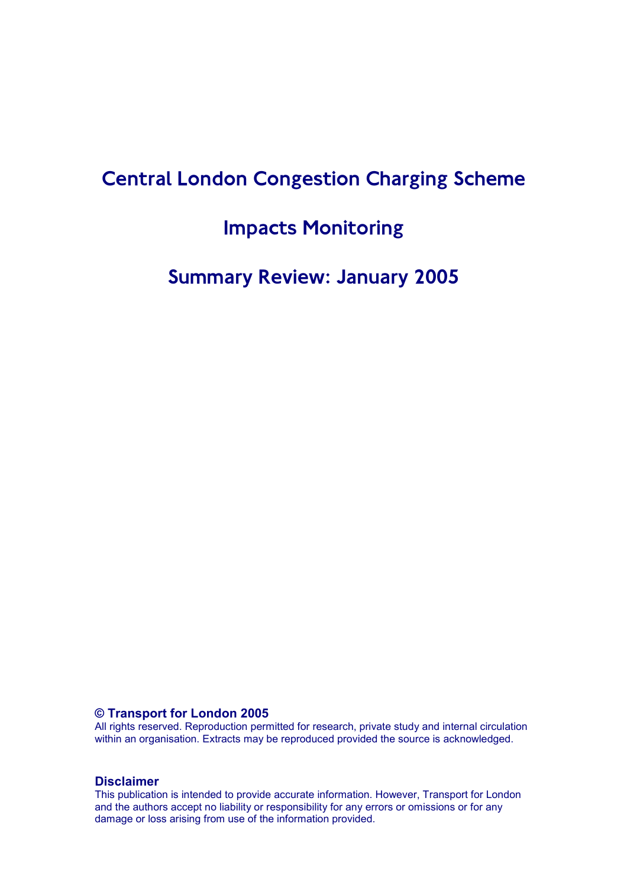# Central London Congestion Charging Scheme

# Impacts Monitoring

# Summary Review: January 2005

**© Transport for London 2005**
All rights reserved. Reproduction permitted for research, private study and internal circulation within an organisation. Extracts may be reproduced provided the source is acknowledged.

**Disclaimer**
This publication is intended to provide accurate information. However, Transport for London and the authors accept no liability or responsibility for any errors or omissions or for any damage or loss arising from use of the information provided.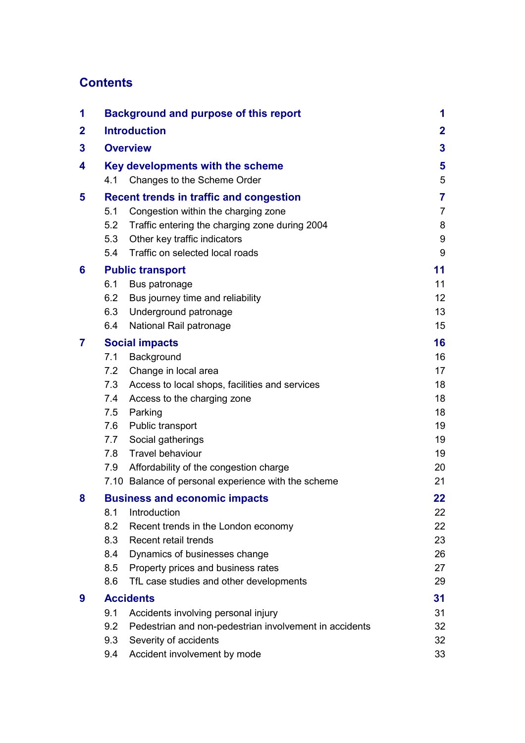# Contents

| | | |
|---|---|---|
| **1** | **Background and purpose of this report** | **1** |
| **2** | **Introduction** | **2** |
| **3** | **Overview** | **3** |
| **4** | **Key developments with the scheme** | **5** |
| | 4.1 Changes to the Scheme Order | 5 |
| **5** | **Recent trends in traffic and congestion** | **7** |
| | 5.1 Congestion within the charging zone | 7 |
| | 5.2 Traffic entering the charging zone during 2004 | 8 |
| | 5.3 Other key traffic indicators | 9 |
| | 5.4 Traffic on selected local roads | 9 |
| **6** | **Public transport** | **11** |
| | 6.1 Bus patronage | 11 |
| | 6.2 Bus journey time and reliability | 12 |
| | 6.3 Underground patronage | 13 |
| | 6.4 National Rail patronage | 15 |
| **7** | **Social impacts** | **16** |
| | 7.1 Background | 16 |
| | 7.2 Change in local area | 17 |
| | 7.3 Access to local shops, facilities and services | 18 |
| | 7.4 Access to the charging zone | 18 |
| | 7.5 Parking | 18 |
| | 7.6 Public transport | 19 |
| | 7.7 Social gatherings | 19 |
| | 7.8 Travel behaviour | 19 |
| | 7.9 Affordability of the congestion charge | 20 |
| | 7.10 Balance of personal experience with the scheme | 21 |
| **8** | **Business and economic impacts** | **22** |
| | 8.1 Introduction | 22 |
| | 8.2 Recent trends in the London economy | 22 |
| | 8.3 Recent retail trends | 23 |
| | 8.4 Dynamics of businesses change | 26 |
| | 8.5 Property prices and business rates | 27 |
| | 8.6 TfL case studies and other developments | 29 |
| **9** | **Accidents** | **31** |
| | 9.1 Accidents involving personal injury | 31 |
| | 9.2 Pedestrian and non-pedestrian involvement in accidents | 32 |
| | 9.3 Severity of accidents | 32 |
| | 9.4 Accident involvement by mode | 33 |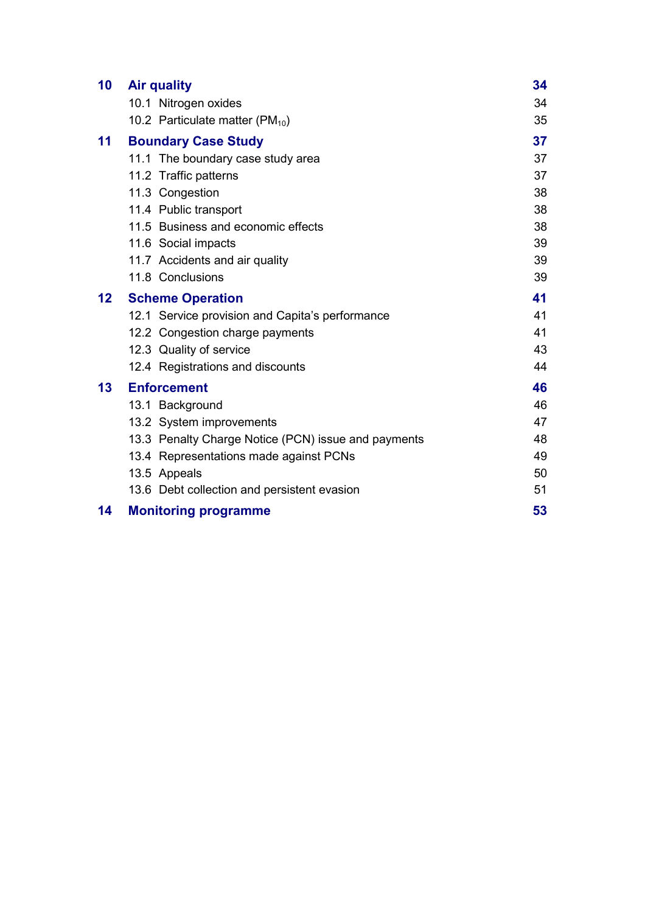| | | |
|---|---|---|
| **10** | **Air quality** | **34** |
| | 10.1 Nitrogen oxides | 34 |
| | 10.2 Particulate matter ($PM_{10}$) | 35 |
| **11** | **Boundary Case Study** | **37** |
| | 11.1 The boundary case study area | 37 |
| | 11.2 Traffic patterns | 37 |
| | 11.3 Congestion | 38 |
| | 11.4 Public transport | 38 |
| | 11.5 Business and economic effects | 38 |
| | 11.6 Social impacts | 39 |
| | 11.7 Accidents and air quality | 39 |
| | 11.8 Conclusions | 39 |
| **12** | **Scheme Operation** | **41** |
| | 12.1 Service provision and Capita's performance | 41 |
| | 12.2 Congestion charge payments | 41 |
| | 12.3 Quality of service | 43 |
| | 12.4 Registrations and discounts | 44 |
| **13** | **Enforcement** | **46** |
| | 13.1 Background | 46 |
| | 13.2 System improvements | 47 |
| | 13.3 Penalty Charge Notice (PCN) issue and payments | 48 |
| | 13.4 Representations made against PCNs | 49 |
| | 13.5 Appeals | 50 |
| | 13.6 Debt collection and persistent evasion | 51 |
| **14** | **Monitoring programme** | **53** |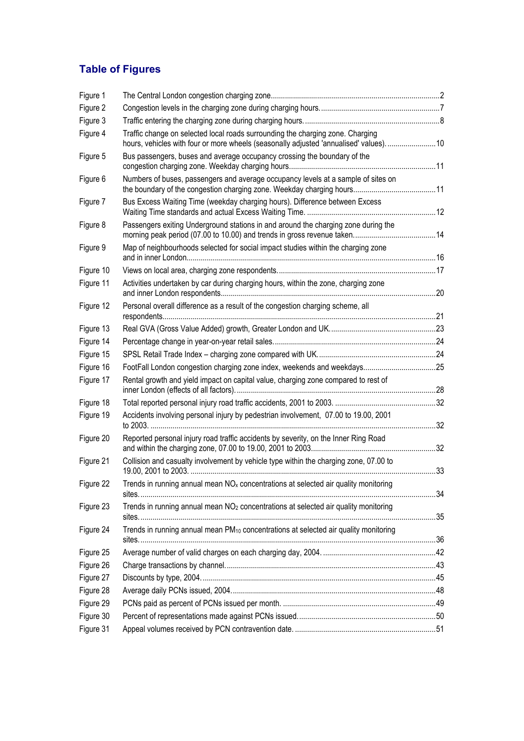## Table of Figures

| Figure | Title | Page |
|---|---|---|
| Figure 1 | The Central London congestion charging zone | 2 |
| Figure 2 | Congestion levels in the charging zone during charging hours. | 7 |
| Figure 3 | Traffic entering the charging zone during charging hours. | 8 |
| Figure 4 | Traffic change on selected local roads surrounding the charging zone. Charging hours, vehicles with four or more wheels (seasonally adjusted 'annualised' values). | 10 |
| Figure 5 | Bus passengers, buses and average occupancy crossing the boundary of the congestion charging zone. Weekday charging hours | 11 |
| Figure 6 | Numbers of buses, passengers and average occupancy levels at a sample of sites on the boundary of the congestion charging zone. Weekday charging hours | 11 |
| Figure 7 | Bus Excess Waiting Time (weekday charging hours). Difference between Excess Waiting Time standards and actual Excess Waiting Time. | 12 |
| Figure 8 | Passengers exiting Underground stations in and around the charging zone during the morning peak period (07.00 to 10.00) and trends in gross revenue taken. | 14 |
| Figure 9 | Map of neighbourhoods selected for social impact studies within the charging zone and in inner London | 16 |
| Figure 10 | Views on local area, charging zone respondents. | 17 |
| Figure 11 | Activities undertaken by car during charging hours, within the zone, charging zone and inner London respondents | 20 |
| Figure 12 | Personal overall difference as a result of the congestion charging scheme, all respondents | 21 |
| Figure 13 | Real GVA (Gross Value Added) growth, Greater London and UK. | 23 |
| Figure 14 | Percentage change in year-on-year retail sales. | 24 |
| Figure 15 | SPSL Retail Trade Index – charging zone compared with UK. | 24 |
| Figure 16 | FootFall London congestion charging zone index, weekends and weekdays | 25 |
| Figure 17 | Rental growth and yield impact on capital value, charging zone compared to rest of inner London (effects of all factors). | 28 |
| Figure 18 | Total reported personal injury road traffic accidents, 2001 to 2003. | 32 |
| Figure 19 | Accidents involving personal injury by pedestrian involvement, 07.00 to 19.00, 2001 to 2003. | 32 |
| Figure 20 | Reported personal injury road traffic accidents by severity, on the Inner Ring Road and within the charging zone, 07.00 to 19.00, 2001 to 2003 | 32 |
| Figure 21 | Collision and casualty involvement by vehicle type within the charging zone, 07.00 to 19.00, 2001 to 2003. | 33 |
| Figure 22 | Trends in running annual mean $NO_x$ concentrations at selected air quality monitoring sites. | 34 |
| Figure 23 | Trends in running annual mean $NO_2$ concentrations at selected air quality monitoring sites. | 35 |
| Figure 24 | Trends in running annual mean $PM_{10}$ concentrations at selected air quality monitoring sites. | 36 |
| Figure 25 | Average number of valid charges on each charging day, 2004. | 42 |
| Figure 26 | Charge transactions by channel. | 43 |
| Figure 27 | Discounts by type, 2004. | 45 |
| Figure 28 | Average daily PCNs issued, 2004. | 48 |
| Figure 29 | PCNs paid as percent of PCNs issued per month. | 49 |
| Figure 30 | Percent of representations made against PCNs issued. | 50 |
| Figure 31 | Appeal volumes received by PCN contravention date. | 51 |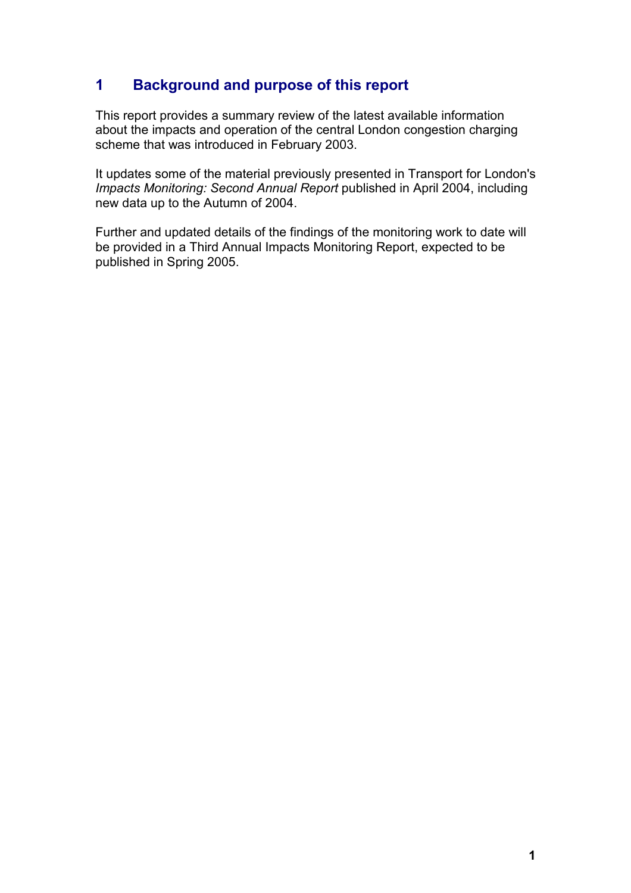## 1 Background and purpose of this report

This report provides a summary review of the latest available information about the impacts and operation of the central London congestion charging scheme that was introduced in February 2003.

It updates some of the material previously presented in Transport for London's *Impacts Monitoring: Second Annual Report* published in April 2004, including new data up to the Autumn of 2004.

Further and updated details of the findings of the monitoring work to date will be provided in a Third Annual Impacts Monitoring Report, expected to be published in Spring 2005.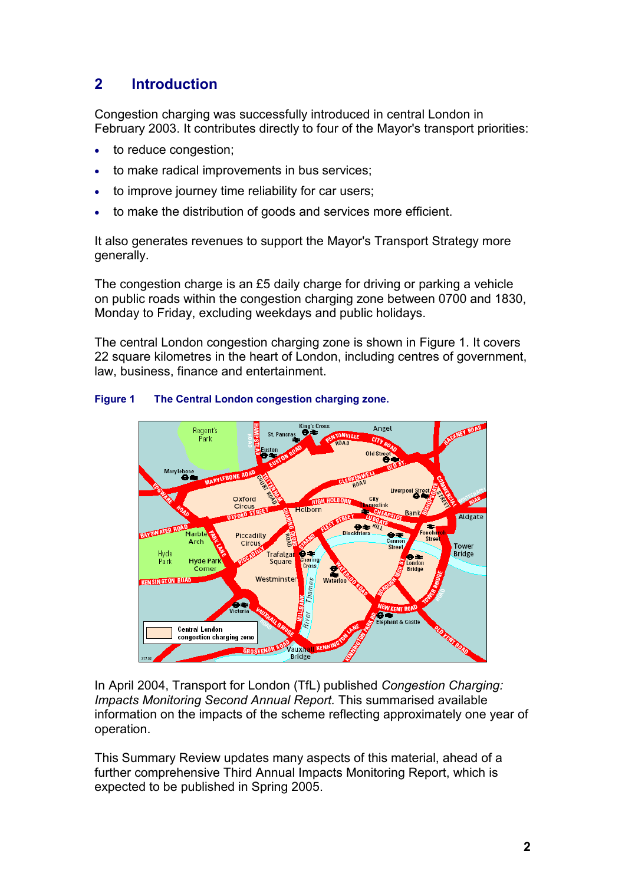## 2 Introduction

Congestion charging was successfully introduced in central London in February 2003. It contributes directly to four of the Mayor's transport priorities:

- to reduce congestion;
- to make radical improvements in bus services;
- to improve journey time reliability for car users;
- to make the distribution of goods and services more efficient.

It also generates revenues to support the Mayor's Transport Strategy more generally.

The congestion charge is an £5 daily charge for driving or parking a vehicle on public roads within the congestion charging zone between 0700 and 1830, Monday to Friday, excluding weekdays and public holidays.

The central London congestion charging zone is shown in Figure 1. It covers 22 square kilometres in the heart of London, including centres of government, law, business, finance and entertainment.

**Figure 1 The Central London congestion charging zone.**

In April 2004, Transport for London (TfL) published *Congestion Charging: Impacts Monitoring Second Annual Report.* This summarised available information on the impacts of the scheme reflecting approximately one year of operation.

This Summary Review updates many aspects of this material, ahead of a further comprehensive Third Annual Impacts Monitoring Report, which is expected to be published in Spring 2005.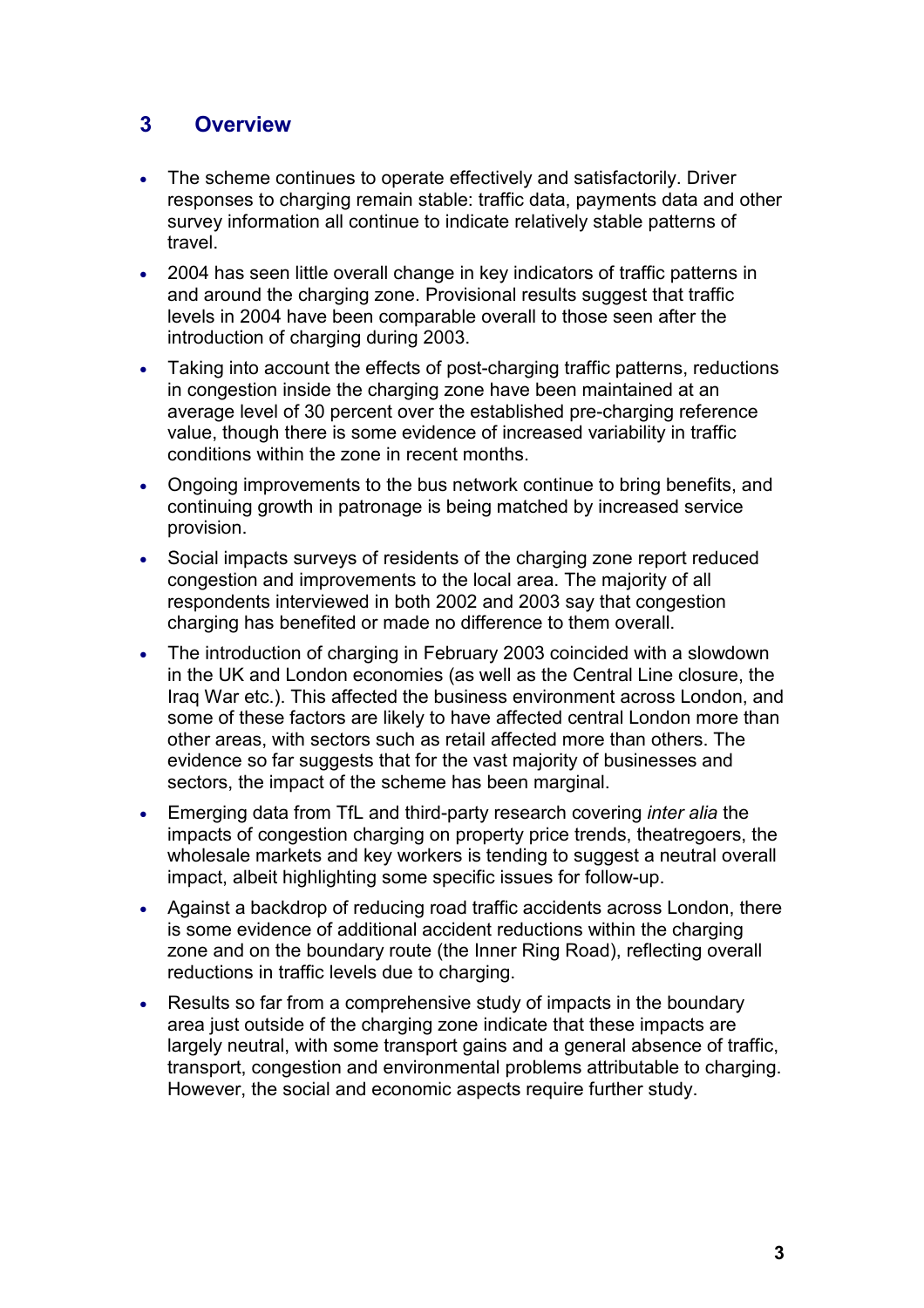## 3 Overview

- The scheme continues to operate effectively and satisfactorily. Driver responses to charging remain stable: traffic data, payments data and other survey information all continue to indicate relatively stable patterns of travel.
- 2004 has seen little overall change in key indicators of traffic patterns in and around the charging zone. Provisional results suggest that traffic levels in 2004 have been comparable overall to those seen after the introduction of charging during 2003.
- Taking into account the effects of post-charging traffic patterns, reductions in congestion inside the charging zone have been maintained at an average level of 30 percent over the established pre-charging reference value, though there is some evidence of increased variability in traffic conditions within the zone in recent months.
- Ongoing improvements to the bus network continue to bring benefits, and continuing growth in patronage is being matched by increased service provision.
- Social impacts surveys of residents of the charging zone report reduced congestion and improvements to the local area. The majority of all respondents interviewed in both 2002 and 2003 say that congestion charging has benefited or made no difference to them overall.
- The introduction of charging in February 2003 coincided with a slowdown in the UK and London economies (as well as the Central Line closure, the Iraq War etc.). This affected the business environment across London, and some of these factors are likely to have affected central London more than other areas, with sectors such as retail affected more than others. The evidence so far suggests that for the vast majority of businesses and sectors, the impact of the scheme has been marginal.
- Emerging data from TfL and third-party research covering *inter alia* the impacts of congestion charging on property price trends, theatregoers, the wholesale markets and key workers is tending to suggest a neutral overall impact, albeit highlighting some specific issues for follow-up.
- Against a backdrop of reducing road traffic accidents across London, there is some evidence of additional accident reductions within the charging zone and on the boundary route (the Inner Ring Road), reflecting overall reductions in traffic levels due to charging.
- Results so far from a comprehensive study of impacts in the boundary area just outside of the charging zone indicate that these impacts are largely neutral, with some transport gains and a general absence of traffic, transport, congestion and environmental problems attributable to charging. However, the social and economic aspects require further study.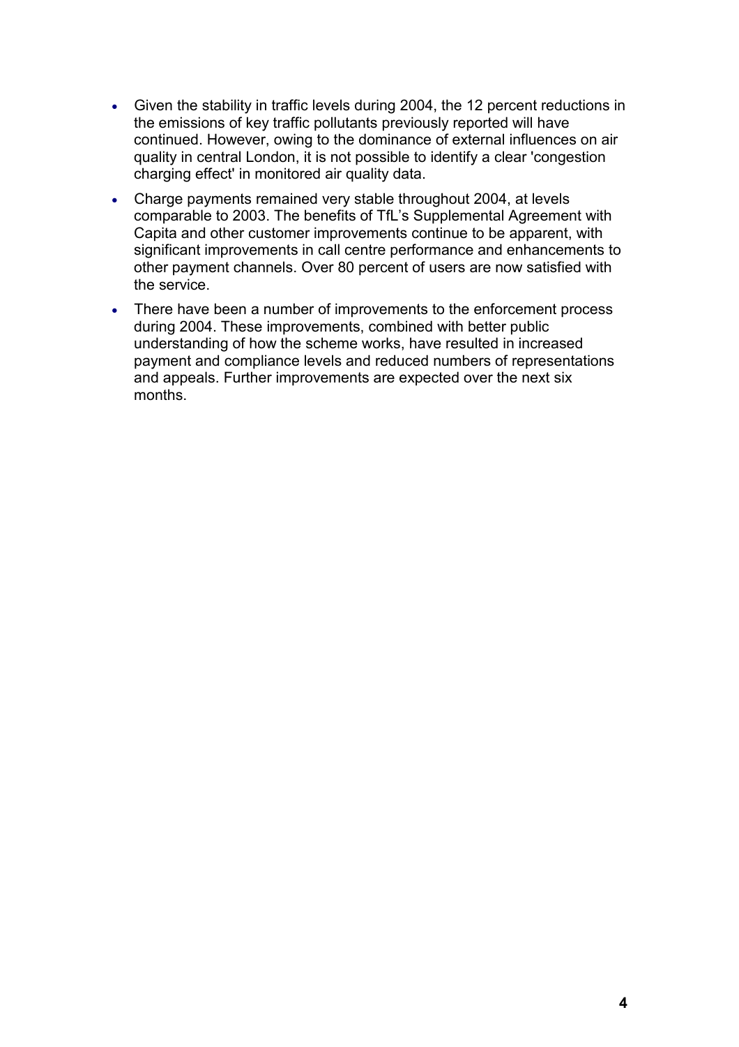- Given the stability in traffic levels during 2004, the 12 percent reductions in the emissions of key traffic pollutants previously reported will have continued. However, owing to the dominance of external influences on air quality in central London, it is not possible to identify a clear 'congestion charging effect' in monitored air quality data.
- Charge payments remained very stable throughout 2004, at levels comparable to 2003. The benefits of TfL's Supplemental Agreement with Capita and other customer improvements continue to be apparent, with significant improvements in call centre performance and enhancements to other payment channels. Over 80 percent of users are now satisfied with the service.
- There have been a number of improvements to the enforcement process during 2004. These improvements, combined with better public understanding of how the scheme works, have resulted in increased payment and compliance levels and reduced numbers of representations and appeals. Further improvements are expected over the next six months.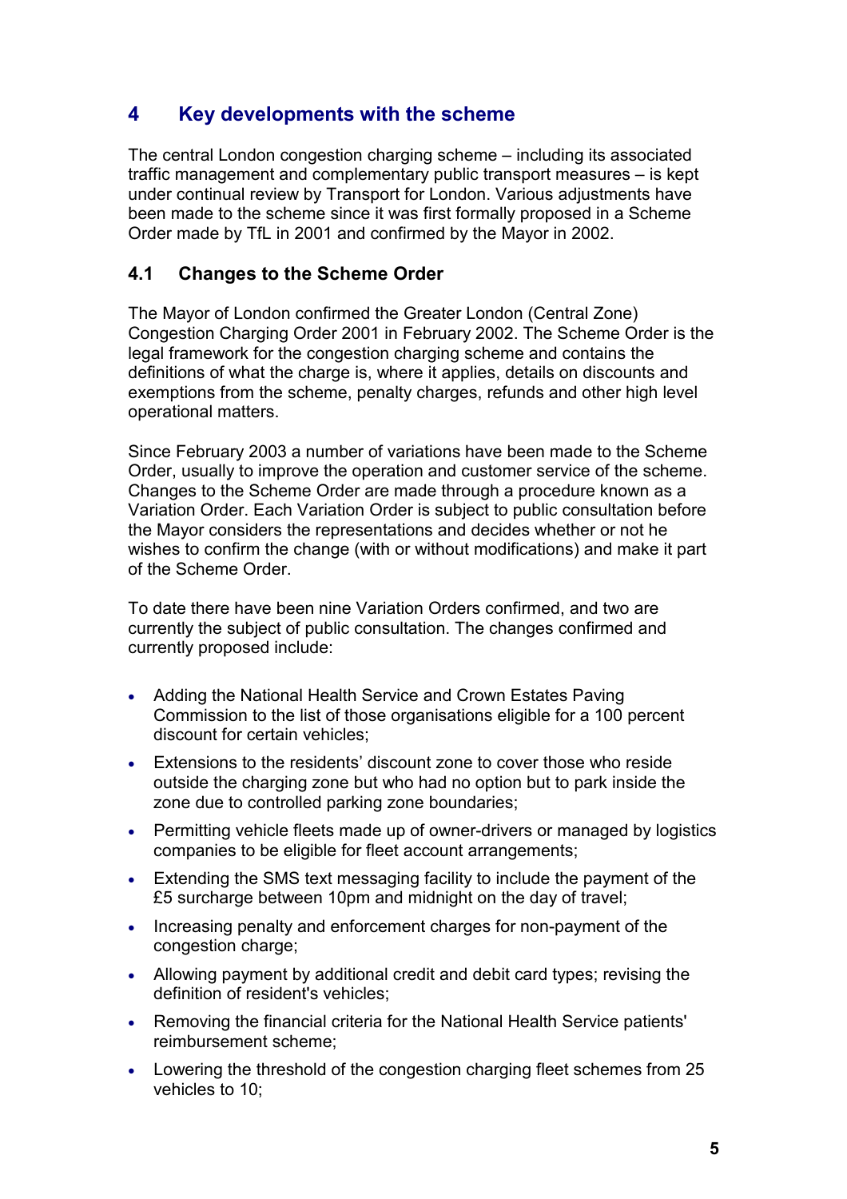## 4 Key developments with the scheme

The central London congestion charging scheme – including its associated traffic management and complementary public transport measures – is kept under continual review by Transport for London. Various adjustments have been made to the scheme since it was first formally proposed in a Scheme Order made by TfL in 2001 and confirmed by the Mayor in 2002.

### 4.1 Changes to the Scheme Order

The Mayor of London confirmed the Greater London (Central Zone) Congestion Charging Order 2001 in February 2002. The Scheme Order is the legal framework for the congestion charging scheme and contains the definitions of what the charge is, where it applies, details on discounts and exemptions from the scheme, penalty charges, refunds and other high level operational matters.

Since February 2003 a number of variations have been made to the Scheme Order, usually to improve the operation and customer service of the scheme. Changes to the Scheme Order are made through a procedure known as a Variation Order. Each Variation Order is subject to public consultation before the Mayor considers the representations and decides whether or not he wishes to confirm the change (with or without modifications) and make it part of the Scheme Order.

To date there have been nine Variation Orders confirmed, and two are currently the subject of public consultation. The changes confirmed and currently proposed include:

- Adding the National Health Service and Crown Estates Paving Commission to the list of those organisations eligible for a 100 percent discount for certain vehicles;
- Extensions to the residents' discount zone to cover those who reside outside the charging zone but who had no option but to park inside the zone due to controlled parking zone boundaries;
- Permitting vehicle fleets made up of owner-drivers or managed by logistics companies to be eligible for fleet account arrangements;
- Extending the SMS text messaging facility to include the payment of the £5 surcharge between 10pm and midnight on the day of travel;
- Increasing penalty and enforcement charges for non-payment of the congestion charge;
- Allowing payment by additional credit and debit card types; revising the definition of resident's vehicles;
- Removing the financial criteria for the National Health Service patients' reimbursement scheme;
- Lowering the threshold of the congestion charging fleet schemes from 25 vehicles to 10;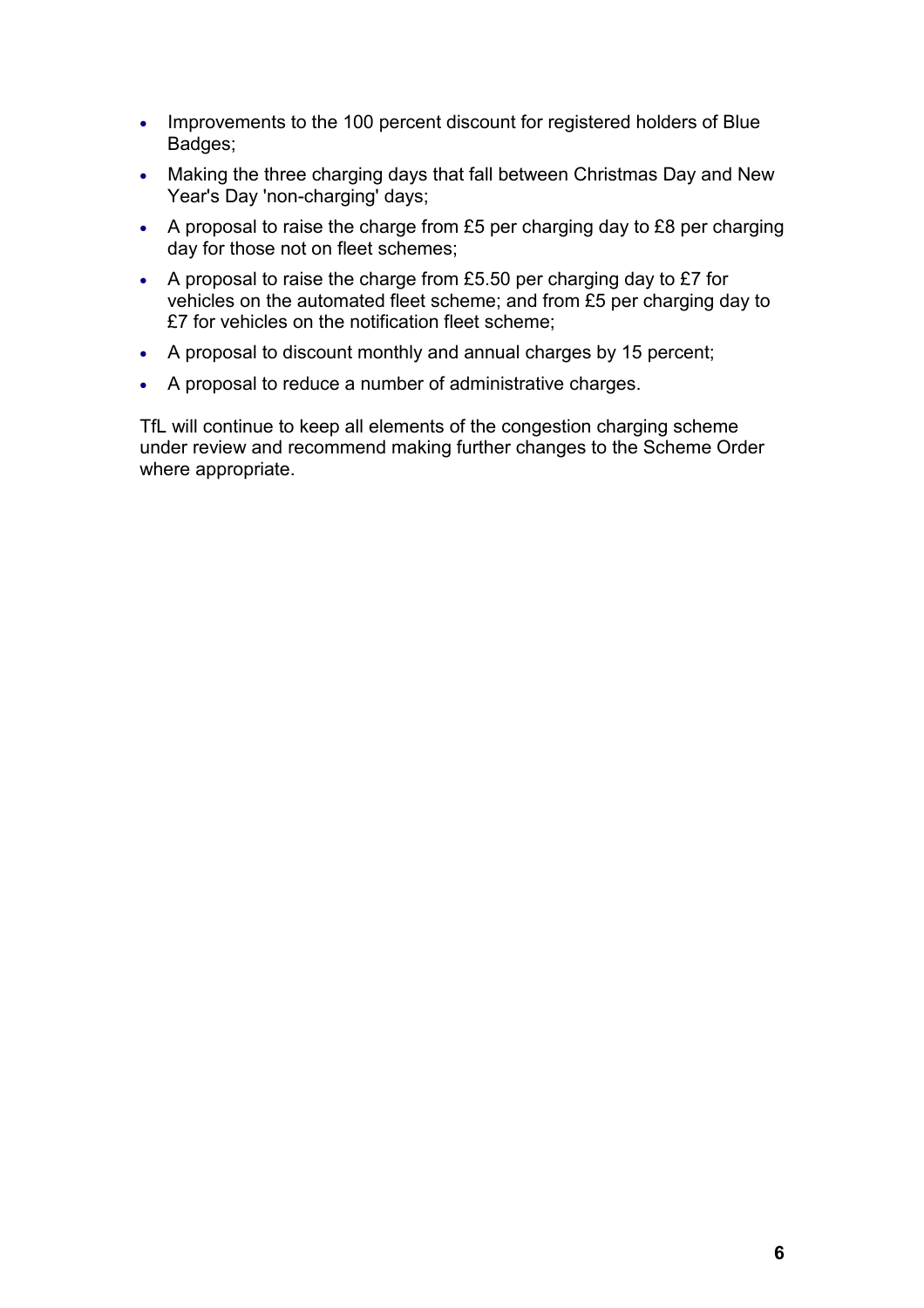- Improvements to the 100 percent discount for registered holders of Blue Badges;
- Making the three charging days that fall between Christmas Day and New Year's Day 'non-charging' days;
- A proposal to raise the charge from £5 per charging day to £8 per charging day for those not on fleet schemes;
- A proposal to raise the charge from £5.50 per charging day to £7 for vehicles on the automated fleet scheme; and from £5 per charging day to £7 for vehicles on the notification fleet scheme;
- A proposal to discount monthly and annual charges by 15 percent;
- A proposal to reduce a number of administrative charges.

TfL will continue to keep all elements of the congestion charging scheme under review and recommend making further changes to the Scheme Order where appropriate.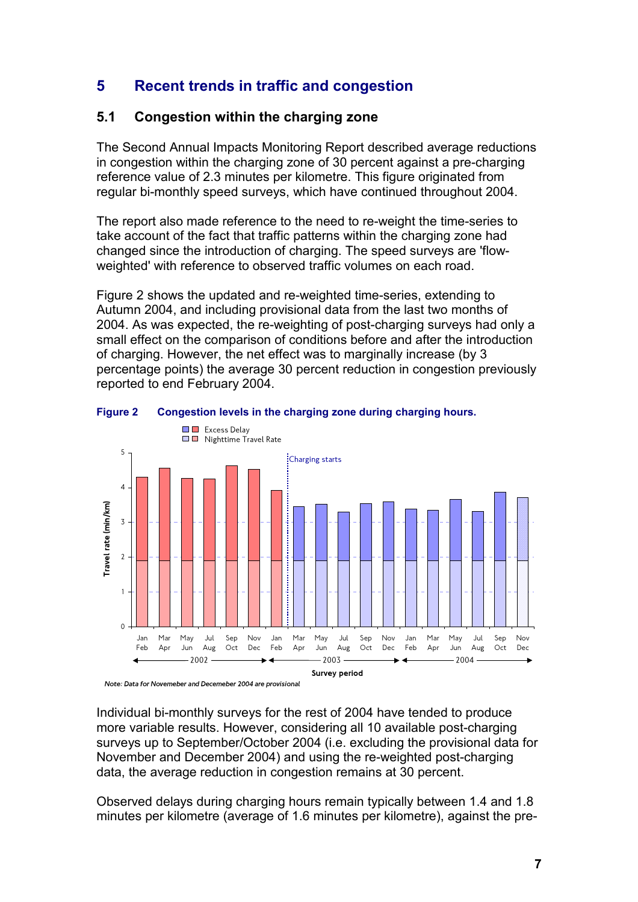## 5 Recent trends in traffic and congestion

### 5.1 Congestion within the charging zone

The Second Annual Impacts Monitoring Report described average reductions in congestion within the charging zone of 30 percent against a pre-charging reference value of 2.3 minutes per kilometre. This figure originated from regular bi-monthly speed surveys, which have continued throughout 2004.

The report also made reference to the need to re-weight the time-series to take account of the fact that traffic patterns within the charging zone had changed since the introduction of charging. The speed surveys are 'flow-weighted' with reference to observed traffic volumes on each road.

Figure 2 shows the updated and re-weighted time-series, extending to Autumn 2004, and including provisional data from the last two months of 2004. As was expected, the re-weighting of post-charging surveys had only a small effect on the comparison of conditions before and after the introduction of charging. However, the net effect was to marginally increase (by 3 percentage points) the average 30 percent reduction in congestion previously reported to end February 2004.

**Figure 2 Congestion levels in the charging zone during charging hours.**

*Note: Data for Novemeber and Decemeber 2004 are provisional*

Individual bi-monthly surveys for the rest of 2004 have tended to produce more variable results. However, considering all 10 available post-charging surveys up to September/October 2004 (i.e. excluding the provisional data for November and December 2004) and using the re-weighted post-charging data, the average reduction in congestion remains at 30 percent.

Observed delays during charging hours remain typically between 1.4 and 1.8 minutes per kilometre (average of 1.6 minutes per kilometre), against the pre-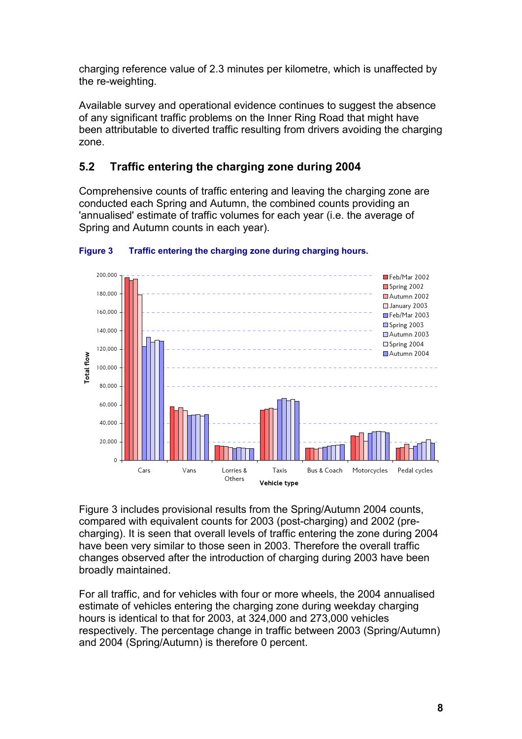charging reference value of 2.3 minutes per kilometre, which is unaffected by the re-weighting.

Available survey and operational evidence continues to suggest the absence of any significant traffic problems on the Inner Ring Road that might have been attributable to diverted traffic resulting from drivers avoiding the charging zone.

## 5.2 Traffic entering the charging zone during 2004

Comprehensive counts of traffic entering and leaving the charging zone are conducted each Spring and Autumn, the combined counts providing an 'annualised' estimate of traffic volumes for each year (i.e. the average of Spring and Autumn counts in each year).

**Figure 3 Traffic entering the charging zone during charging hours.**

Figure 3 includes provisional results from the Spring/Autumn 2004 counts, compared with equivalent counts for 2003 (post-charging) and 2002 (pre-charging). It is seen that overall levels of traffic entering the zone during 2004 have been very similar to those seen in 2003. Therefore the overall traffic changes observed after the introduction of charging during 2003 have been broadly maintained.

For all traffic, and for vehicles with four or more wheels, the 2004 annualised estimate of vehicles entering the charging zone during weekday charging hours is identical to that for 2003, at 324,000 and 273,000 vehicles respectively. The percentage change in traffic between 2003 (Spring/Autumn) and 2004 (Spring/Autumn) is therefore 0 percent.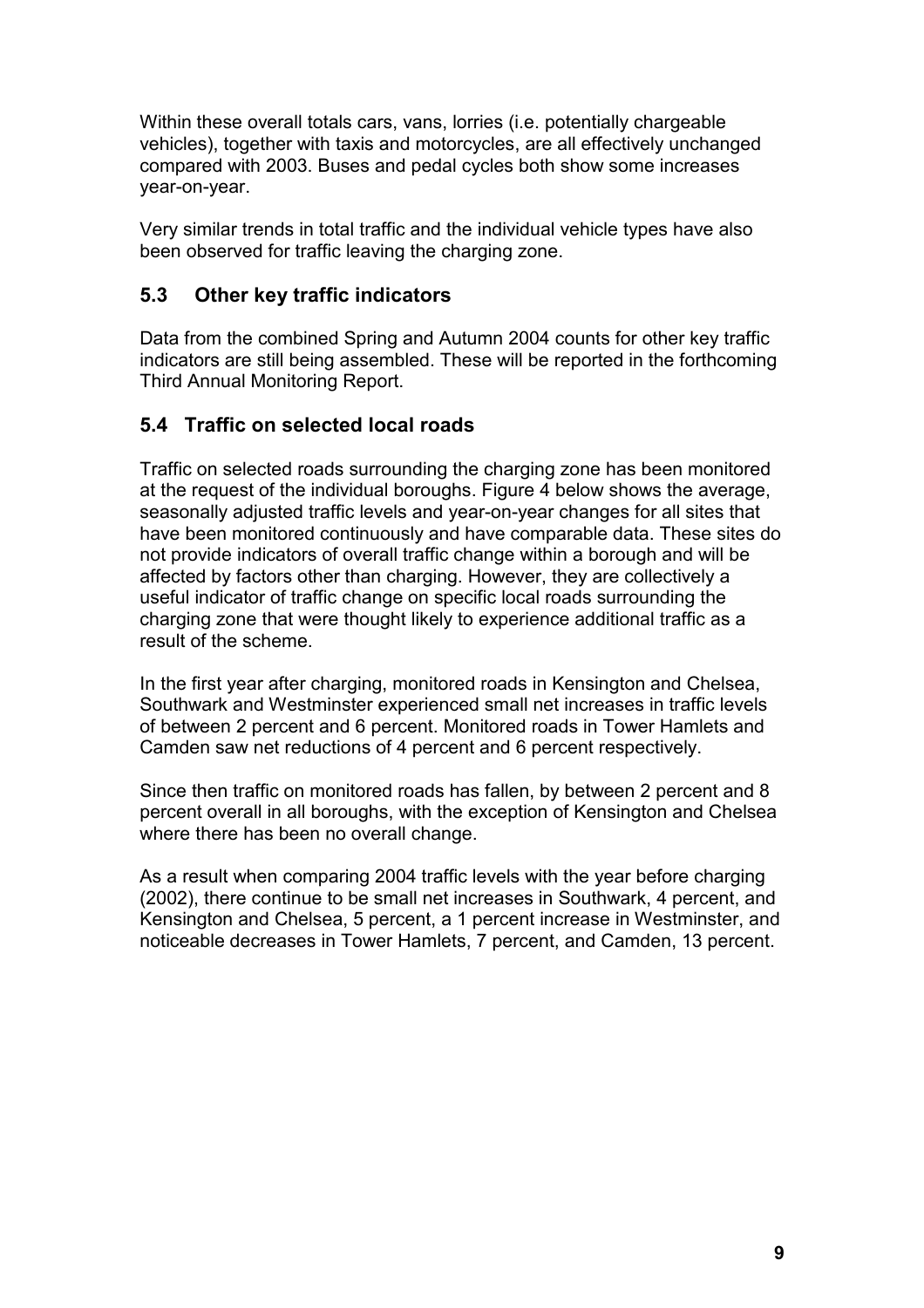Within these overall totals cars, vans, lorries (i.e. potentially chargeable vehicles), together with taxis and motorcycles, are all effectively unchanged compared with 2003. Buses and pedal cycles both show some increases year-on-year.

Very similar trends in total traffic and the individual vehicle types have also been observed for traffic leaving the charging zone.

## 5.3 Other key traffic indicators

Data from the combined Spring and Autumn 2004 counts for other key traffic indicators are still being assembled. These will be reported in the forthcoming Third Annual Monitoring Report.

## 5.4 Traffic on selected local roads

Traffic on selected roads surrounding the charging zone has been monitored at the request of the individual boroughs. Figure 4 below shows the average, seasonally adjusted traffic levels and year-on-year changes for all sites that have been monitored continuously and have comparable data. These sites do not provide indicators of overall traffic change within a borough and will be affected by factors other than charging. However, they are collectively a useful indicator of traffic change on specific local roads surrounding the charging zone that were thought likely to experience additional traffic as a result of the scheme.

In the first year after charging, monitored roads in Kensington and Chelsea, Southwark and Westminster experienced small net increases in traffic levels of between 2 percent and 6 percent. Monitored roads in Tower Hamlets and Camden saw net reductions of 4 percent and 6 percent respectively.

Since then traffic on monitored roads has fallen, by between 2 percent and 8 percent overall in all boroughs, with the exception of Kensington and Chelsea where there has been no overall change.

As a result when comparing 2004 traffic levels with the year before charging (2002), there continue to be small net increases in Southwark, 4 percent, and Kensington and Chelsea, 5 percent, a 1 percent increase in Westminster, and noticeable decreases in Tower Hamlets, 7 percent, and Camden, 13 percent.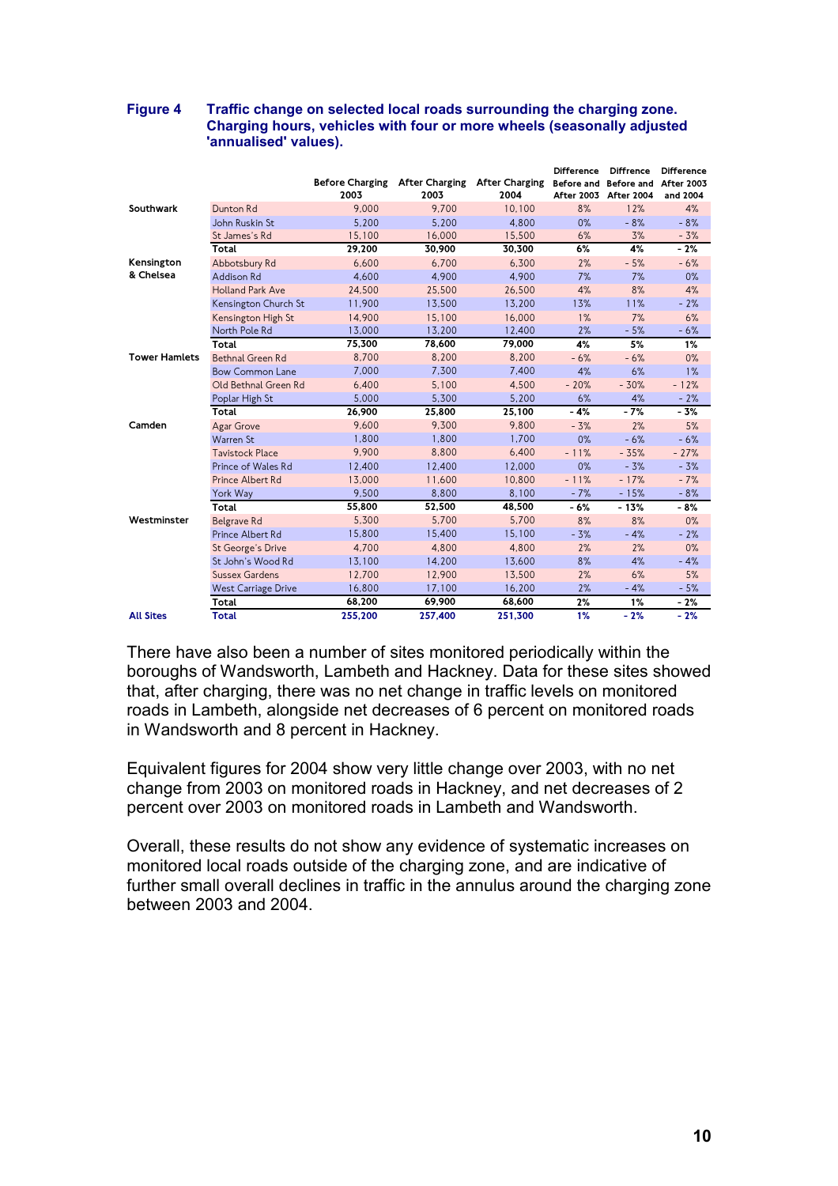**Figure 4 Traffic change on selected local roads surrounding the charging zone. Charging hours, vehicles with four or more wheels (seasonally adjusted 'annualised' values).**

| | | Before Charging 2003 | After Charging 2003 | After Charging 2004 | Difference Before and After 2003 | Diffrence Before and After 2004 | Difference After 2003 and 2004 |
|---|---|---|---|---|---|---|---|
| Southwark | Dunton Rd | 9,000 | 9,700 | 10,100 | 8% | 12% | 4% |
| | John Ruskin St | 5,200 | 5,200 | 4,800 | 0% | - 8% | - 8% |
| | St James's Rd | 15,100 | 16,000 | 15,500 | 6% | 3% | - 3% |
| | **Total** | **29,200** | **30,900** | **30,300** | **6%** | **4%** | **- 2%** |
| Kensington & Chelsea | Abbotsbury Rd | 6,600 | 6,700 | 6,300 | 2% | - 5% | - 6% |
| | Addison Rd | 4,600 | 4,900 | 4,900 | 7% | 7% | 0% |
| | Holland Park Ave | 24,500 | 25,500 | 26,500 | 4% | 8% | 4% |
| | Kensington Church St | 11,900 | 13,500 | 13,200 | 13% | 11% | - 2% |
| | Kensington High St | 14,900 | 15,100 | 16,000 | 1% | 7% | 6% |
| | North Pole Rd | 13,000 | 13,200 | 12,400 | 2% | - 5% | - 6% |
| | **Total** | **75,300** | **78,600** | **79,000** | **4%** | **5%** | **1%** |
| Tower Hamlets | Bethnal Green Rd | 8,700 | 8,200 | 8,200 | - 6% | - 6% | 0% |
| | Bow Common Lane | 7,000 | 7,300 | 7,400 | 4% | 6% | 1% |
| | Old Bethnal Green Rd | 6,400 | 5,100 | 4,500 | - 20% | - 30% | - 12% |
| | Poplar High St | 5,000 | 5,300 | 5,200 | 6% | 4% | - 2% |
| | **Total** | **26,900** | **25,800** | **25,100** | **- 4%** | **- 7%** | **- 3%** |
| Camden | Agar Grove | 9,600 | 9,300 | 9,800 | - 3% | 2% | 5% |
| | Warren St | 1,800 | 1,800 | 1,700 | 0% | - 6% | - 6% |
| | Tavistock Place | 9,900 | 8,800 | 6,400 | - 11% | - 35% | - 27% |
| | Prince of Wales Rd | 12,400 | 12,400 | 12,000 | 0% | - 3% | - 3% |
| | Prince Albert Rd | 13,000 | 11,600 | 10,800 | - 11% | - 17% | - 7% |
| | York Way | 9,500 | 8,800 | 8,100 | - 7% | - 15% | - 8% |
| | **Total** | **55,800** | **52,500** | **48,500** | **- 6%** | **- 13%** | **- 8%** |
| Westminster | Belgrave Rd | 5,300 | 5,700 | 5,700 | 8% | 8% | 0% |
| | Prince Albert Rd | 15,800 | 15,400 | 15,100 | - 3% | - 4% | - 2% |
| | St George's Drive | 4,700 | 4,800 | 4,800 | 2% | 2% | 0% |
| | St John's Wood Rd | 13,100 | 14,200 | 13,600 | 8% | 4% | - 4% |
| | Sussex Gardens | 12,700 | 12,900 | 13,500 | 2% | 6% | 5% |
| | West Carriage Drive | 16,800 | 17,100 | 16,200 | 2% | - 4% | - 5% |
| | **Total** | **68,200** | **69,900** | **68,600** | **2%** | **1%** | **- 2%** |
| **All Sites** | **Total** | **255,200** | **257,400** | **251,300** | **1%** | **- 2%** | **- 2%** |

There have also been a number of sites monitored periodically within the boroughs of Wandsworth, Lambeth and Hackney. Data for these sites showed that, after charging, there was no net change in traffic levels on monitored roads in Lambeth, alongside net decreases of 6 percent on monitored roads in Wandsworth and 8 percent in Hackney.

Equivalent figures for 2004 show very little change over 2003, with no net change from 2003 on monitored roads in Hackney, and net decreases of 2 percent over 2003 on monitored roads in Lambeth and Wandsworth.

Overall, these results do not show any evidence of systematic increases on monitored local roads outside of the charging zone, and are indicative of further small overall declines in traffic in the annulus around the charging zone between 2003 and 2004.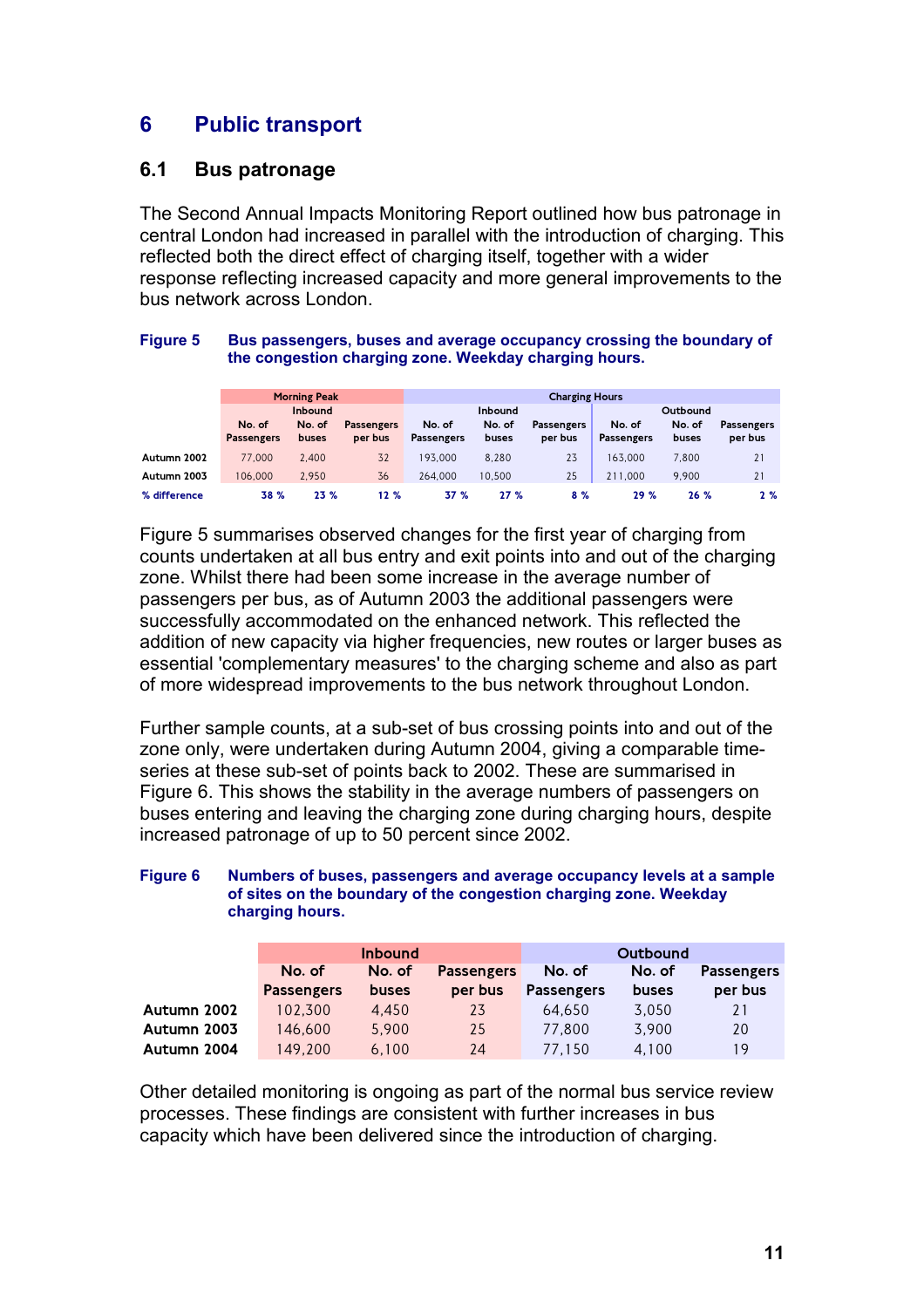# 6 Public transport

## 6.1 Bus patronage

The Second Annual Impacts Monitoring Report outlined how bus patronage in central London had increased in parallel with the introduction of charging. This reflected both the direct effect of charging itself, together with a wider response reflecting increased capacity and more general improvements to the bus network across London.

**Figure 5 Bus passengers, buses and average occupancy crossing the boundary of the congestion charging zone. Weekday charging hours.**

| | Morning Peak | | | Charging Hours | | | | | |
|---|---|---|---|---|---|---|---|---|---|
| | Inbound | | | Inbound | | | Outbound | | |
| | No. of Passengers | No. of buses | Passengers per bus | No. of Passengers | No. of buses | Passengers per bus | No. of Passengers | No. of buses | Passengers per bus |
| Autumn 2002 | 77,000 | 2,400 | 32 | 193,000 | 8,280 | 23 | 163,000 | 7,800 | 21 |
| Autumn 2003 | 106,000 | 2,950 | 36 | 264,000 | 10,500 | 25 | 211,000 | 9,900 | 21 |
| % difference | 38 % | 23 % | 12 % | 37 % | 27 % | 8 % | 29 % | 26 % | 2 % |

Figure 5 summarises observed changes for the first year of charging from counts undertaken at all bus entry and exit points into and out of the charging zone. Whilst there had been some increase in the average number of passengers per bus, as of Autumn 2003 the additional passengers were successfully accommodated on the enhanced network. This reflected the addition of new capacity via higher frequencies, new routes or larger buses as essential 'complementary measures' to the charging scheme and also as part of more widespread improvements to the bus network throughout London.

Further sample counts, at a sub-set of bus crossing points into and out of the zone only, were undertaken during Autumn 2004, giving a comparable time-series at these sub-set of points back to 2002. These are summarised in Figure 6. This shows the stability in the average numbers of passengers on buses entering and leaving the charging zone during charging hours, despite increased patronage of up to 50 percent since 2002.

**Figure 6 Numbers of buses, passengers and average occupancy levels at a sample of sites on the boundary of the congestion charging zone. Weekday charging hours.**

| | Inbound | | | Outbound | | |
|---|---|---|---|---|---|---|
| | No. of Passengers | No. of buses | Passengers per bus | No. of Passengers | No. of buses | Passengers per bus |
| Autumn 2002 | 102,300 | 4,450 | 23 | 64,650 | 3,050 | 21 |
| Autumn 2003 | 146,600 | 5,900 | 25 | 77,800 | 3,900 | 20 |
| Autumn 2004 | 149,200 | 6,100 | 24 | 77,150 | 4,100 | 19 |

Other detailed monitoring is ongoing as part of the normal bus service review processes. These findings are consistent with further increases in bus capacity which have been delivered since the introduction of charging.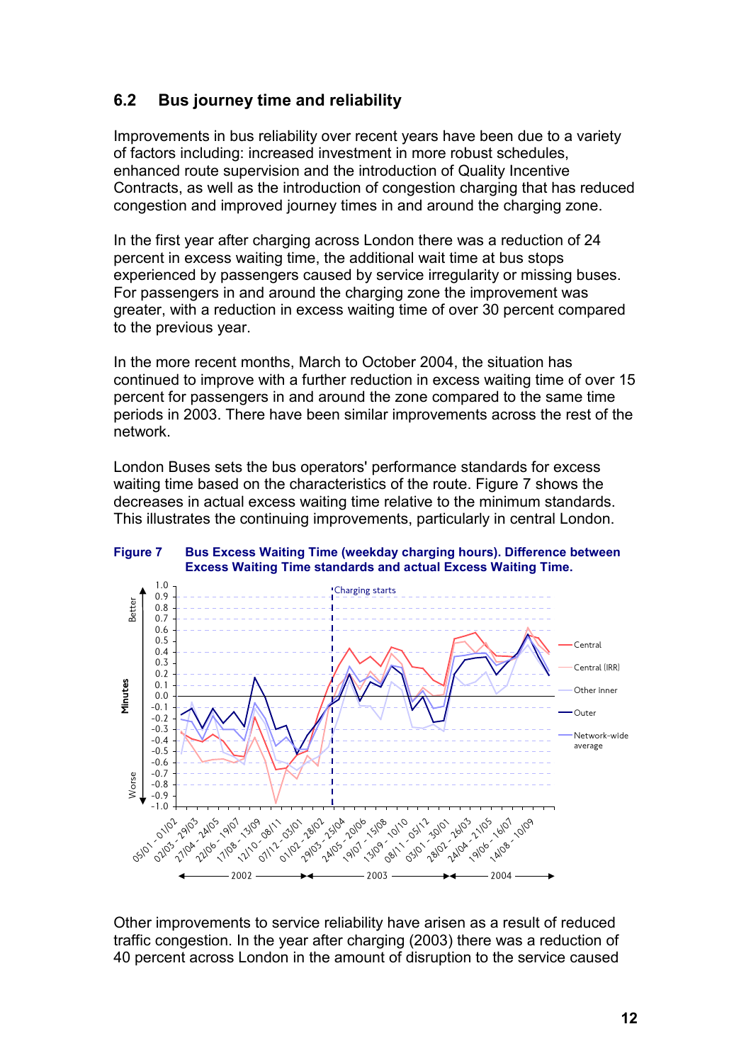## 6.2 Bus journey time and reliability

Improvements in bus reliability over recent years have been due to a variety of factors including: increased investment in more robust schedules, enhanced route supervision and the introduction of Quality Incentive Contracts, as well as the introduction of congestion charging that has reduced congestion and improved journey times in and around the charging zone.

In the first year after charging across London there was a reduction of 24 percent in excess waiting time, the additional wait time at bus stops experienced by passengers caused by service irregularity or missing buses. For passengers in and around the charging zone the improvement was greater, with a reduction in excess waiting time of over 30 percent compared to the previous year.

In the more recent months, March to October 2004, the situation has continued to improve with a further reduction in excess waiting time of over 15 percent for passengers in and around the zone compared to the same time periods in 2003. There have been similar improvements across the rest of the network.

London Buses sets the bus operators' performance standards for excess waiting time based on the characteristics of the route. Figure 7 shows the decreases in actual excess waiting time relative to the minimum standards. This illustrates the continuing improvements, particularly in central London.

**Figure 7 Bus Excess Waiting Time (weekday charging hours). Difference between Excess Waiting Time standards and actual Excess Waiting Time.**

Other improvements to service reliability have arisen as a result of reduced traffic congestion. In the year after charging (2003) there was a reduction of 40 percent across London in the amount of disruption to the service caused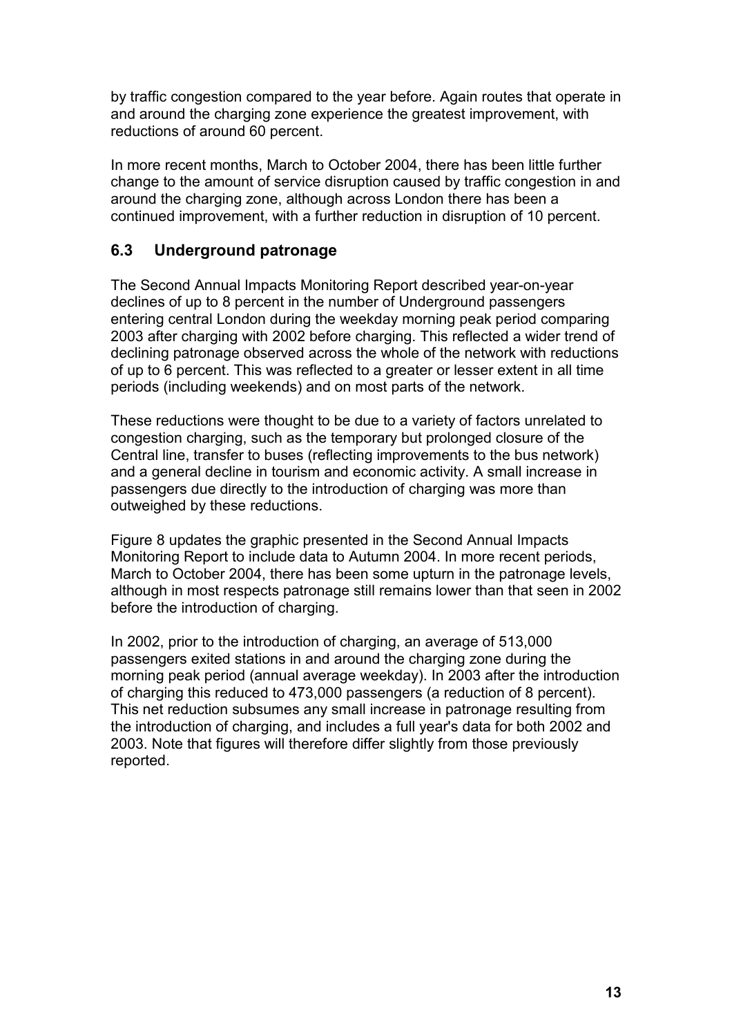by traffic congestion compared to the year before. Again routes that operate in and around the charging zone experience the greatest improvement, with reductions of around 60 percent.

In more recent months, March to October 2004, there has been little further change to the amount of service disruption caused by traffic congestion in and around the charging zone, although across London there has been a continued improvement, with a further reduction in disruption of 10 percent.

## 6.3 Underground patronage

The Second Annual Impacts Monitoring Report described year-on-year declines of up to 8 percent in the number of Underground passengers entering central London during the weekday morning peak period comparing 2003 after charging with 2002 before charging. This reflected a wider trend of declining patronage observed across the whole of the network with reductions of up to 6 percent. This was reflected to a greater or lesser extent in all time periods (including weekends) and on most parts of the network.

These reductions were thought to be due to a variety of factors unrelated to congestion charging, such as the temporary but prolonged closure of the Central line, transfer to buses (reflecting improvements to the bus network) and a general decline in tourism and economic activity. A small increase in passengers due directly to the introduction of charging was more than outweighed by these reductions.

Figure 8 updates the graphic presented in the Second Annual Impacts Monitoring Report to include data to Autumn 2004. In more recent periods, March to October 2004, there has been some upturn in the patronage levels, although in most respects patronage still remains lower than that seen in 2002 before the introduction of charging.

In 2002, prior to the introduction of charging, an average of 513,000 passengers exited stations in and around the charging zone during the morning peak period (annual average weekday). In 2003 after the introduction of charging this reduced to 473,000 passengers (a reduction of 8 percent). This net reduction subsumes any small increase in patronage resulting from the introduction of charging, and includes a full year's data for both 2002 and 2003. Note that figures will therefore differ slightly from those previously reported.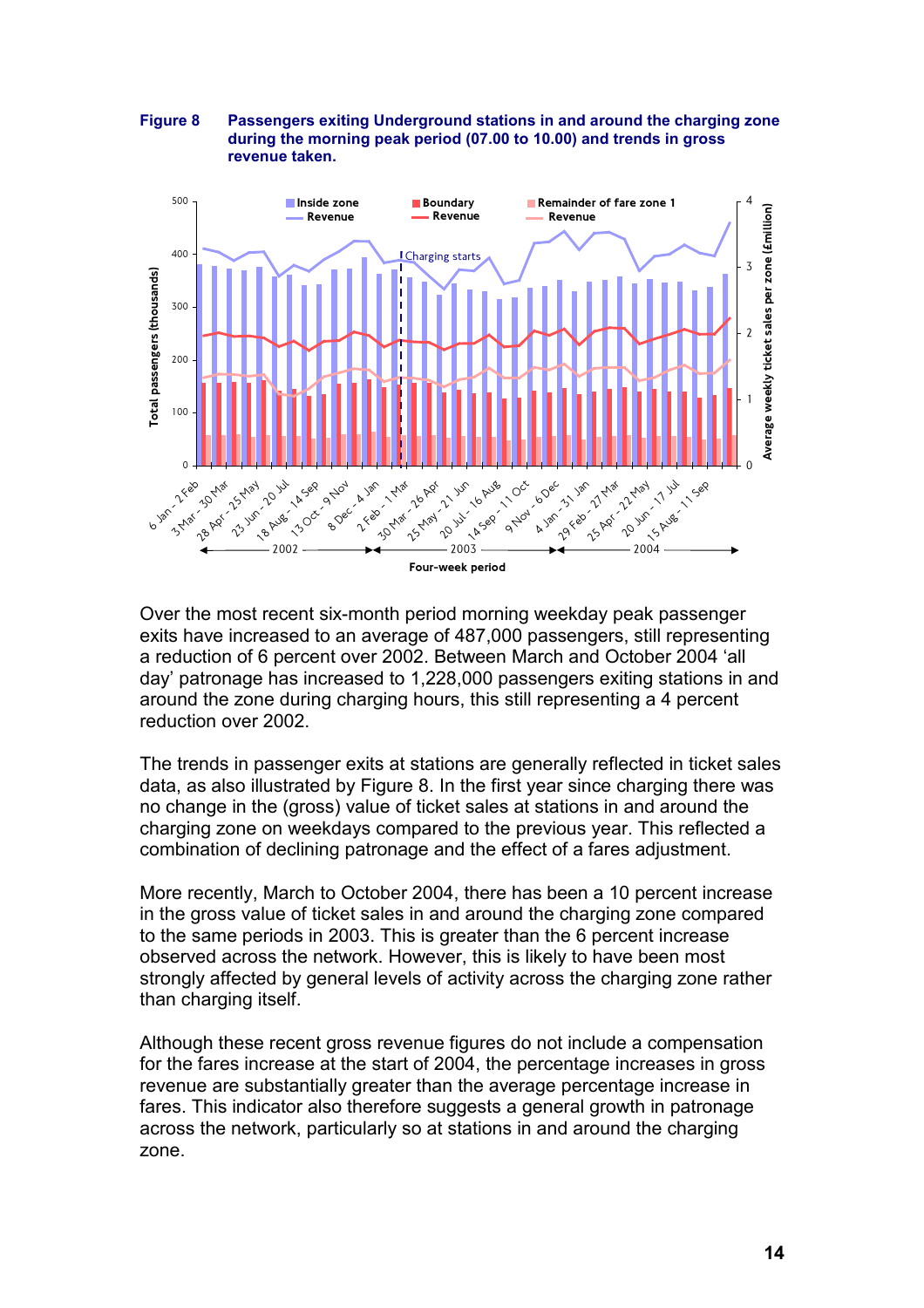**Figure 8 Passengers exiting Underground stations in and around the charging zone during the morning peak period (07.00 to 10.00) and trends in gross revenue taken.**

Over the most recent six-month period morning weekday peak passenger exits have increased to an average of 487,000 passengers, still representing a reduction of 6 percent over 2002. Between March and October 2004 'all day' patronage has increased to 1,228,000 passengers exiting stations in and around the zone during charging hours, this still representing a 4 percent reduction over 2002.

The trends in passenger exits at stations are generally reflected in ticket sales data, as also illustrated by Figure 8. In the first year since charging there was no change in the (gross) value of ticket sales at stations in and around the charging zone on weekdays compared to the previous year. This reflected a combination of declining patronage and the effect of a fares adjustment.

More recently, March to October 2004, there has been a 10 percent increase in the gross value of ticket sales in and around the charging zone compared to the same periods in 2003. This is greater than the 6 percent increase observed across the network. However, this is likely to have been most strongly affected by general levels of activity across the charging zone rather than charging itself.

Although these recent gross revenue figures do not include a compensation for the fares increase at the start of 2004, the percentage increases in gross revenue are substantially greater than the average percentage increase in fares. This indicator also therefore suggests a general growth in patronage across the network, particularly so at stations in and around the charging zone.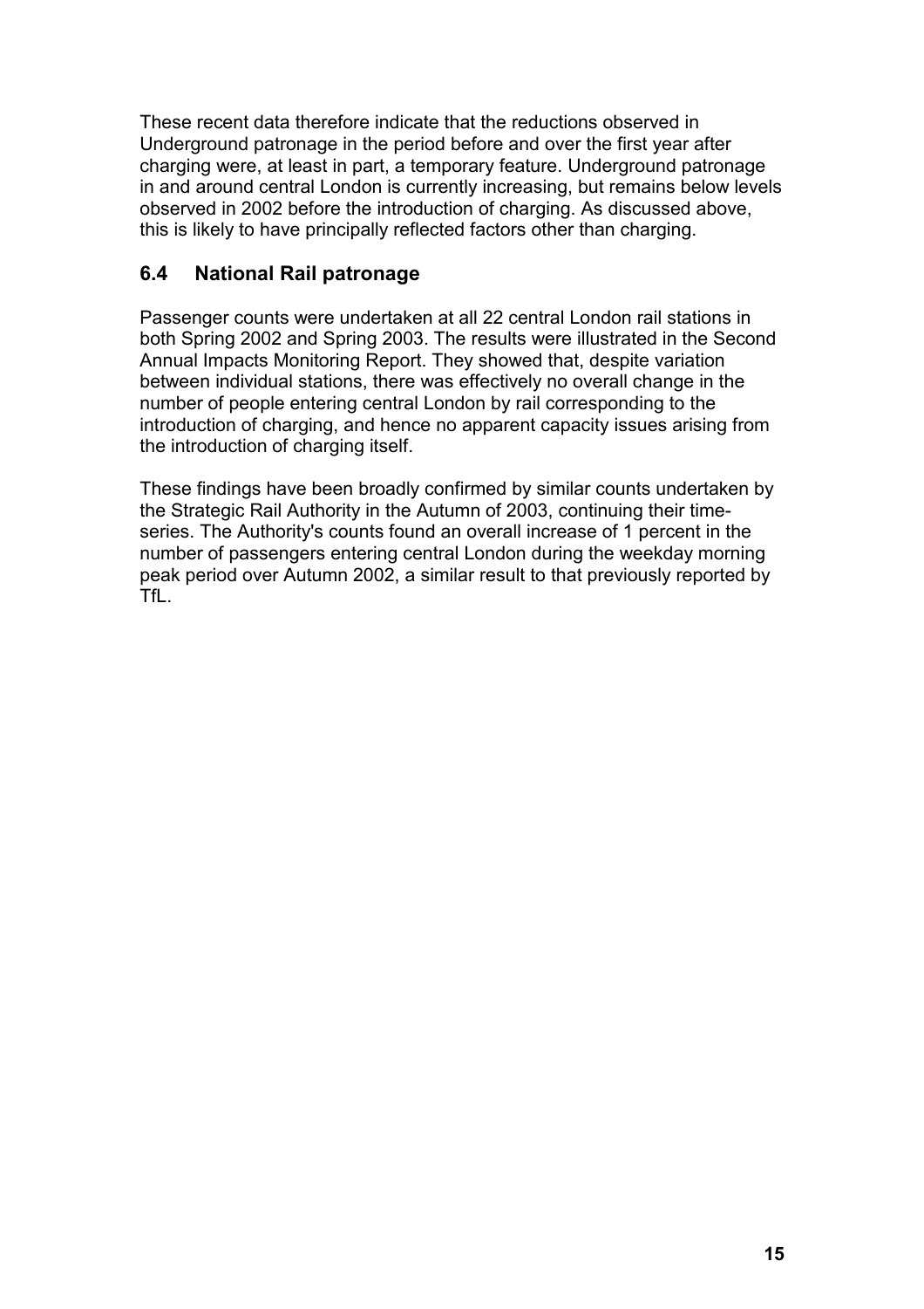These recent data therefore indicate that the reductions observed in Underground patronage in the period before and over the first year after charging were, at least in part, a temporary feature. Underground patronage in and around central London is currently increasing, but remains below levels observed in 2002 before the introduction of charging. As discussed above, this is likely to have principally reflected factors other than charging.

## 6.4 National Rail patronage

Passenger counts were undertaken at all 22 central London rail stations in both Spring 2002 and Spring 2003. The results were illustrated in the Second Annual Impacts Monitoring Report. They showed that, despite variation between individual stations, there was effectively no overall change in the number of people entering central London by rail corresponding to the introduction of charging, and hence no apparent capacity issues arising from the introduction of charging itself.

These findings have been broadly confirmed by similar counts undertaken by the Strategic Rail Authority in the Autumn of 2003, continuing their time-series. The Authority's counts found an overall increase of 1 percent in the number of passengers entering central London during the weekday morning peak period over Autumn 2002, a similar result to that previously reported by TfL.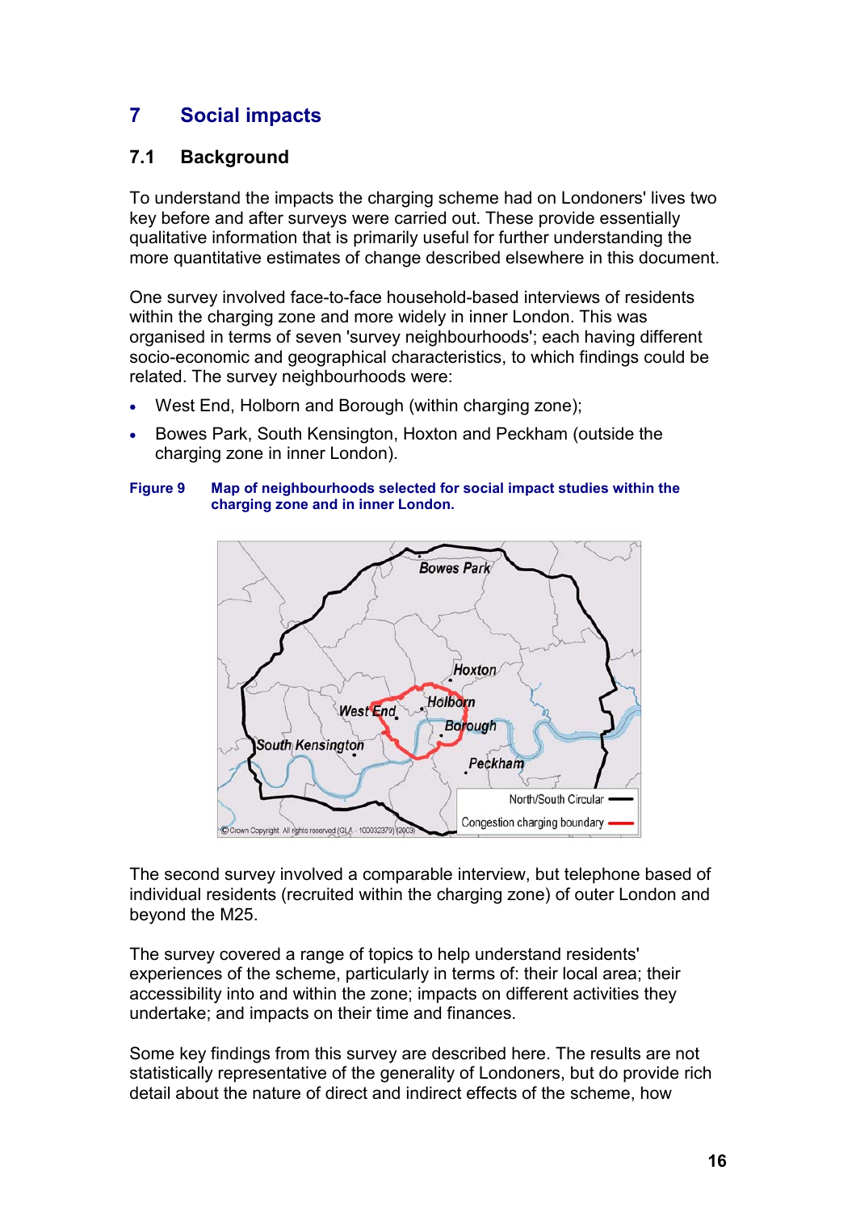# 7 Social impacts

## 7.1 Background

To understand the impacts the charging scheme had on Londoners' lives two key before and after surveys were carried out. These provide essentially qualitative information that is primarily useful for further understanding the more quantitative estimates of change described elsewhere in this document.

One survey involved face-to-face household-based interviews of residents within the charging zone and more widely in inner London. This was organised in terms of seven 'survey neighbourhoods'; each having different socio-economic and geographical characteristics, to which findings could be related. The survey neighbourhoods were:

- West End, Holborn and Borough (within charging zone);
- Bowes Park, South Kensington, Hoxton and Peckham (outside the charging zone in inner London).

**Figure 9 Map of neighbourhoods selected for social impact studies within the charging zone and in inner London.**

The second survey involved a comparable interview, but telephone based of individual residents (recruited within the charging zone) of outer London and beyond the M25.

The survey covered a range of topics to help understand residents' experiences of the scheme, particularly in terms of: their local area; their accessibility into and within the zone; impacts on different activities they undertake; and impacts on their time and finances.

Some key findings from this survey are described here. The results are not statistically representative of the generality of Londoners, but do provide rich detail about the nature of direct and indirect effects of the scheme, how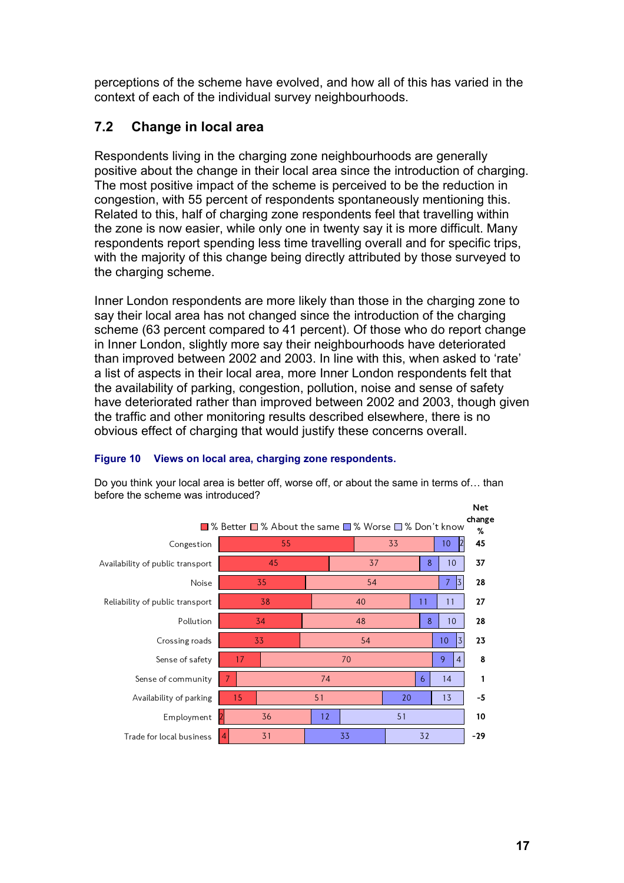perceptions of the scheme have evolved, and how all of this has varied in the context of each of the individual survey neighbourhoods.

## 7.2 Change in local area

Respondents living in the charging zone neighbourhoods are generally positive about the change in their local area since the introduction of charging. The most positive impact of the scheme is perceived to be the reduction in congestion, with 55 percent of respondents spontaneously mentioning this. Related to this, half of charging zone respondents feel that travelling within the zone is now easier, while only one in twenty say it is more difficult. Many respondents report spending less time travelling overall and for specific trips, with the majority of this change being directly attributed by those surveyed to the charging scheme.

Inner London respondents are more likely than those in the charging zone to say their local area has not changed since the introduction of the charging scheme (63 percent compared to 41 percent). Of those who do report change in Inner London, slightly more say their neighbourhoods have deteriorated than improved between 2002 and 2003. In line with this, when asked to 'rate' a list of aspects in their local area, more Inner London respondents felt that the availability of parking, congestion, pollution, noise and sense of safety have deteriorated rather than improved between 2002 and 2003, though given the traffic and other monitoring results described elsewhere, there is no obvious effect of charging that would justify these concerns overall.

**Figure 10 Views on local area, charging zone respondents.**

Do you think your local area is better off, worse off, or about the same in terms of… than before the scheme was introduced?

| | % Better | % About the same | % Worse | % Don't know | Net change % |
|---|---|---|---|---|---|
| Congestion | 55 | 33 | 10 | 2 | 45 |
| Availability of public transport | 45 | 37 | 8 | 10 | 37 |
| Noise | 35 | 54 | 7 | 3 | 28 |
| Reliability of public transport | 38 | 40 | 11 | 11 | 27 |
| Pollution | 34 | 48 | 8 | 10 | 28 |
| Crossing roads | 33 | 54 | 10 | 3 | 23 |
| Sense of safety | 17 | 70 | 9 | 4 | 8 |
| Sense of community | 7 | 74 | 6 | 14 | 1 |
| Availability of parking | 15 | 51 | 20 | 13 | -5 |
| Employment | 2 | 36 | 12 | 51 | 10 |
| Trade for local business | 4 | 31 | 33 | 32 | -29 |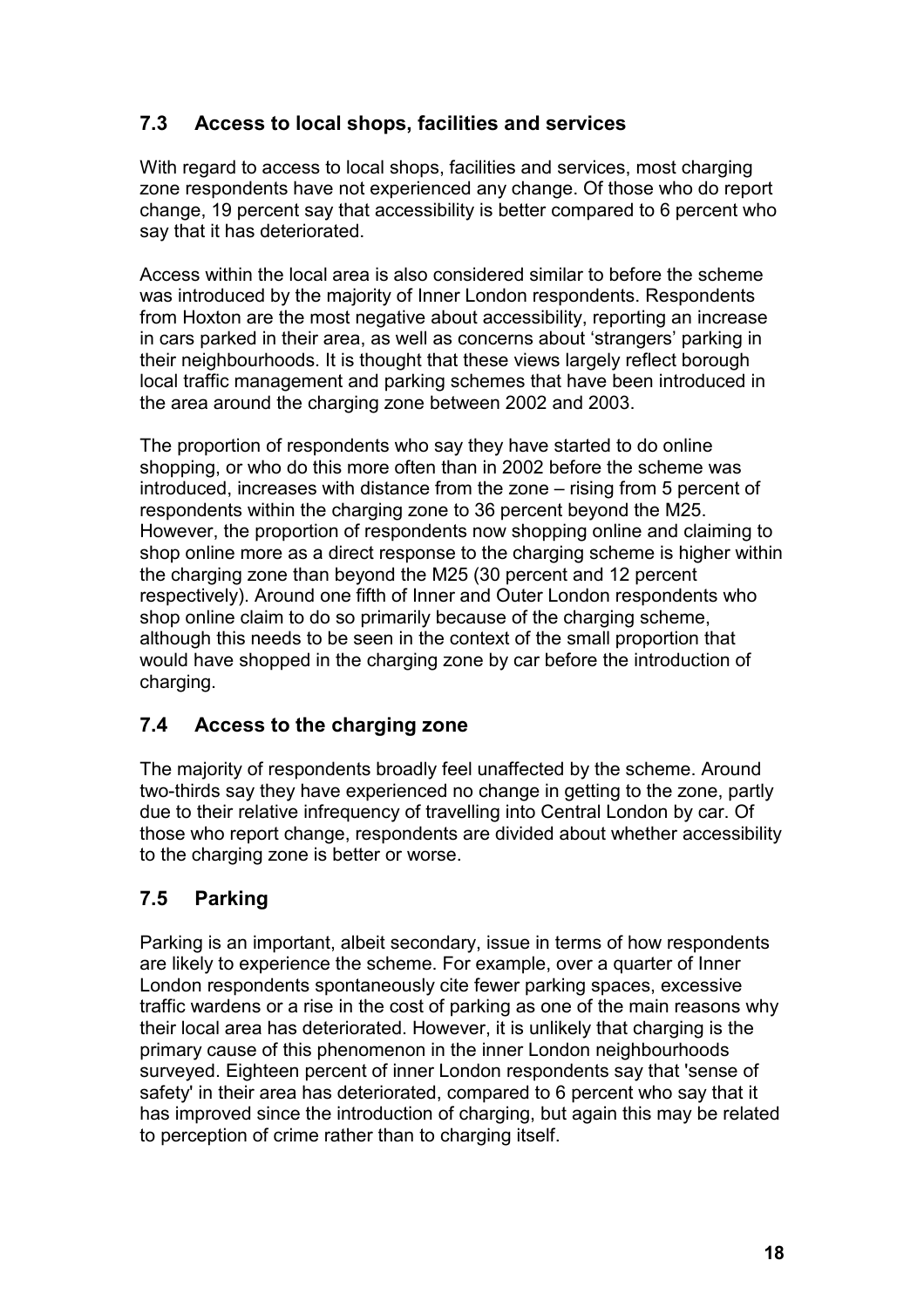## 7.3 Access to local shops, facilities and services

With regard to access to local shops, facilities and services, most charging zone respondents have not experienced any change. Of those who do report change, 19 percent say that accessibility is better compared to 6 percent who say that it has deteriorated.

Access within the local area is also considered similar to before the scheme was introduced by the majority of Inner London respondents. Respondents from Hoxton are the most negative about accessibility, reporting an increase in cars parked in their area, as well as concerns about 'strangers' parking in their neighbourhoods. It is thought that these views largely reflect borough local traffic management and parking schemes that have been introduced in the area around the charging zone between 2002 and 2003.

The proportion of respondents who say they have started to do online shopping, or who do this more often than in 2002 before the scheme was introduced, increases with distance from the zone – rising from 5 percent of respondents within the charging zone to 36 percent beyond the M25. However, the proportion of respondents now shopping online and claiming to shop online more as a direct response to the charging scheme is higher within the charging zone than beyond the M25 (30 percent and 12 percent respectively). Around one fifth of Inner and Outer London respondents who shop online claim to do so primarily because of the charging scheme, although this needs to be seen in the context of the small proportion that would have shopped in the charging zone by car before the introduction of charging.

## 7.4 Access to the charging zone

The majority of respondents broadly feel unaffected by the scheme. Around two-thirds say they have experienced no change in getting to the zone, partly due to their relative infrequency of travelling into Central London by car. Of those who report change, respondents are divided about whether accessibility to the charging zone is better or worse.

## 7.5 Parking

Parking is an important, albeit secondary, issue in terms of how respondents are likely to experience the scheme. For example, over a quarter of Inner London respondents spontaneously cite fewer parking spaces, excessive traffic wardens or a rise in the cost of parking as one of the main reasons why their local area has deteriorated. However, it is unlikely that charging is the primary cause of this phenomenon in the inner London neighbourhoods surveyed. Eighteen percent of inner London respondents say that 'sense of safety' in their area has deteriorated, compared to 6 percent who say that it has improved since the introduction of charging, but again this may be related to perception of crime rather than to charging itself.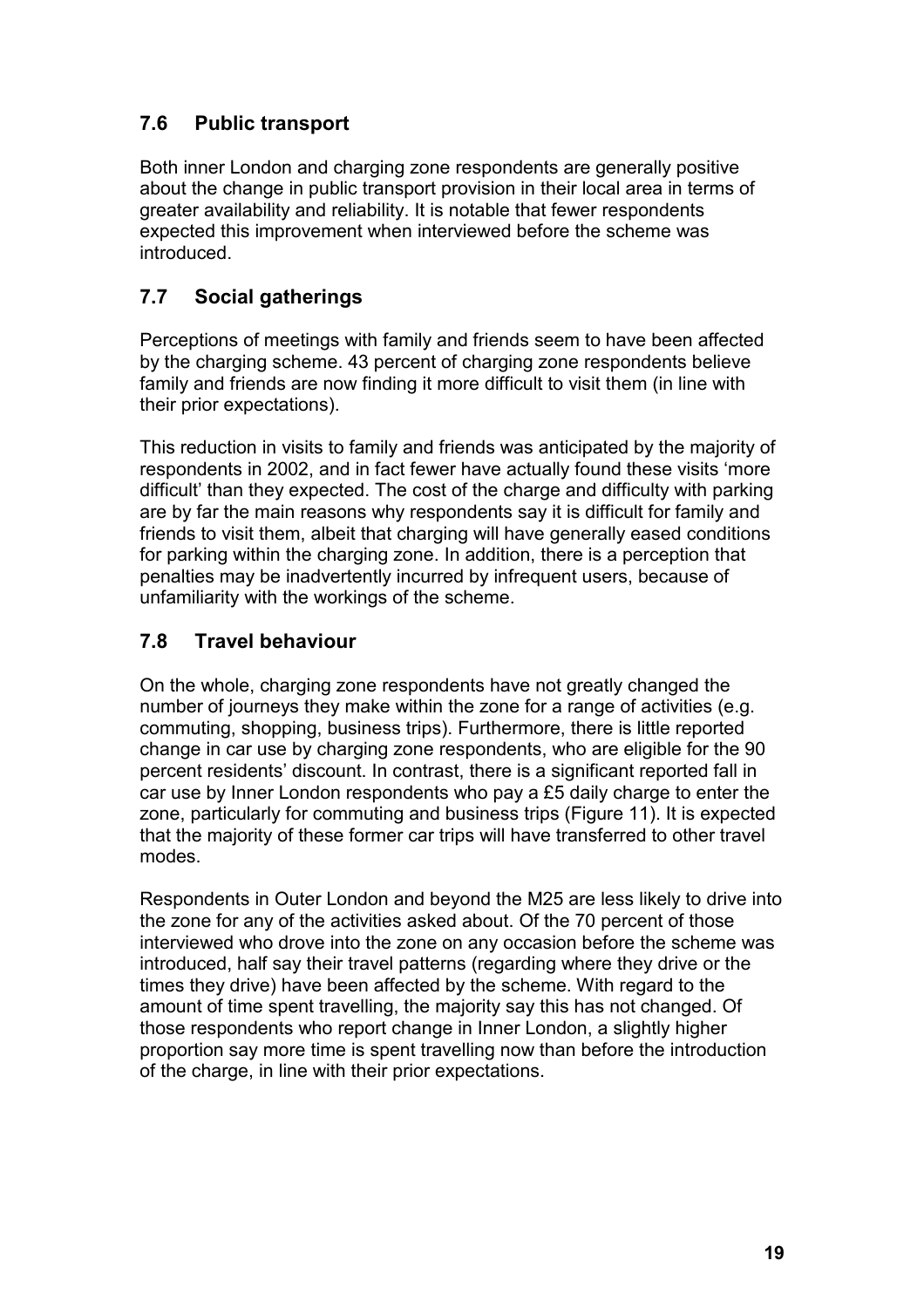## 7.6 Public transport

Both inner London and charging zone respondents are generally positive about the change in public transport provision in their local area in terms of greater availability and reliability. It is notable that fewer respondents expected this improvement when interviewed before the scheme was introduced.

## 7.7 Social gatherings

Perceptions of meetings with family and friends seem to have been affected by the charging scheme. 43 percent of charging zone respondents believe family and friends are now finding it more difficult to visit them (in line with their prior expectations).

This reduction in visits to family and friends was anticipated by the majority of respondents in 2002, and in fact fewer have actually found these visits 'more difficult' than they expected. The cost of the charge and difficulty with parking are by far the main reasons why respondents say it is difficult for family and friends to visit them, albeit that charging will have generally eased conditions for parking within the charging zone. In addition, there is a perception that penalties may be inadvertently incurred by infrequent users, because of unfamiliarity with the workings of the scheme.

## 7.8 Travel behaviour

On the whole, charging zone respondents have not greatly changed the number of journeys they make within the zone for a range of activities (e.g. commuting, shopping, business trips). Furthermore, there is little reported change in car use by charging zone respondents, who are eligible for the 90 percent residents' discount. In contrast, there is a significant reported fall in car use by Inner London respondents who pay a £5 daily charge to enter the zone, particularly for commuting and business trips (Figure 11). It is expected that the majority of these former car trips will have transferred to other travel modes.

Respondents in Outer London and beyond the M25 are less likely to drive into the zone for any of the activities asked about. Of the 70 percent of those interviewed who drove into the zone on any occasion before the scheme was introduced, half say their travel patterns (regarding where they drive or the times they drive) have been affected by the scheme. With regard to the amount of time spent travelling, the majority say this has not changed. Of those respondents who report change in Inner London, a slightly higher proportion say more time is spent travelling now than before the introduction of the charge, in line with their prior expectations.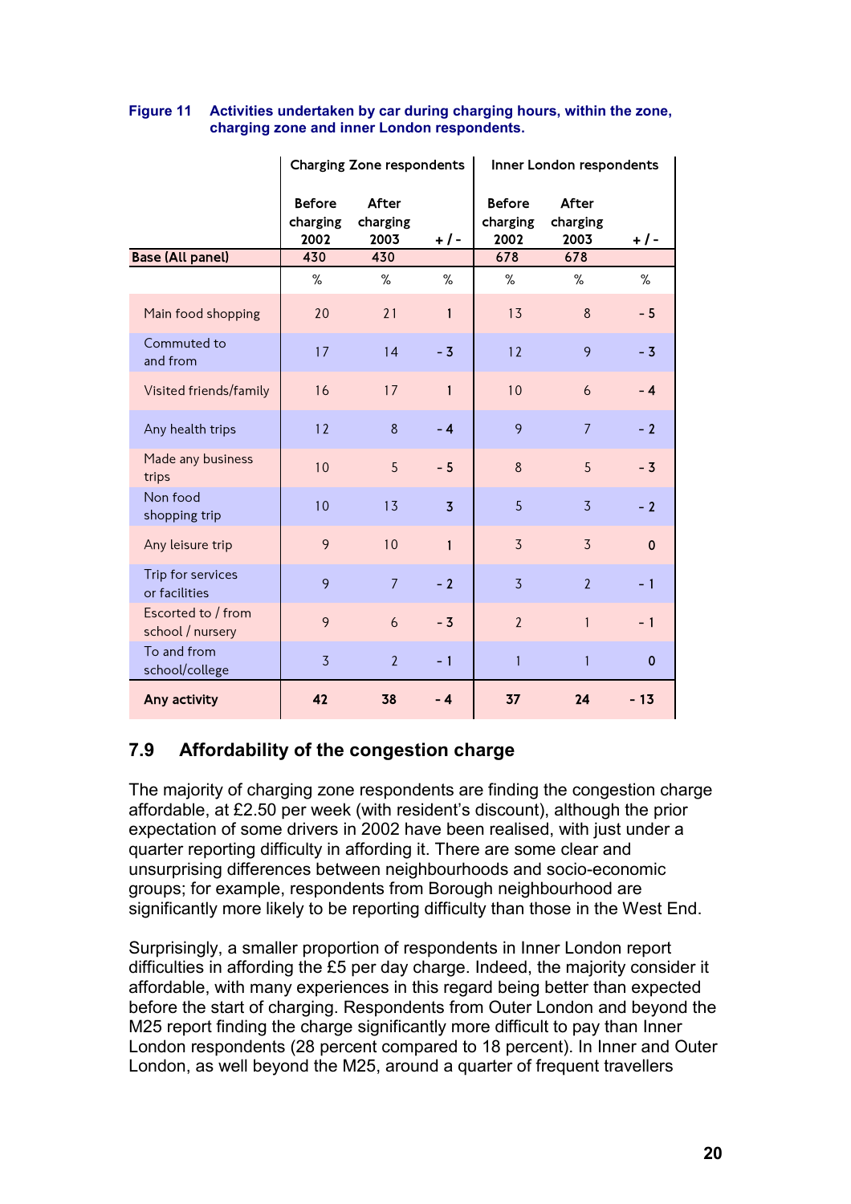**Figure 11 Activities undertaken by car during charging hours, within the zone, charging zone and inner London respondents.**

| | Charging Zone respondents | | | Inner London respondents | | |
|---|---|---|---|---|---|---|
| | Before charging 2002 | After charging 2003 | + / - | Before charging 2002 | After charging 2003 | + / - |
| **Base (All panel)** | 430 | 430 | | 678 | 678 | |
| | % | % | % | % | % | % |
| Main food shopping | 20 | 21 | 1 | 13 | 8 | - 5 |
| Commuted to and from | 17 | 14 | - 3 | 12 | 9 | - 3 |
| Visited friends/family | 16 | 17 | 1 | 10 | 6 | - 4 |
| Any health trips | 12 | 8 | - 4 | 9 | 7 | - 2 |
| Made any business trips | 10 | 5 | - 5 | 8 | 5 | - 3 |
| Non food shopping trip | 10 | 13 | 3 | 5 | 3 | - 2 |
| Any leisure trip | 9 | 10 | 1 | 3 | 3 | 0 |
| Trip for services or facilities | 9 | 7 | - 2 | 3 | 2 | - 1 |
| Escorted to / from school / nursery | 9 | 6 | - 3 | 2 | 1 | - 1 |
| To and from school/college | 3 | 2 | - 1 | 1 | 1 | 0 |
| **Any activity** | **42** | **38** | **- 4** | **37** | **24** | **- 13** |

## 7.9 Affordability of the congestion charge

The majority of charging zone respondents are finding the congestion charge affordable, at £2.50 per week (with resident's discount), although the prior expectation of some drivers in 2002 have been realised, with just under a quarter reporting difficulty in affording it. There are some clear and unsurprising differences between neighbourhoods and socio-economic groups; for example, respondents from Borough neighbourhood are significantly more likely to be reporting difficulty than those in the West End.

Surprisingly, a smaller proportion of respondents in Inner London report difficulties in affording the £5 per day charge. Indeed, the majority consider it affordable, with many experiences in this regard being better than expected before the start of charging. Respondents from Outer London and beyond the M25 report finding the charge significantly more difficult to pay than Inner London respondents (28 percent compared to 18 percent). In Inner and Outer London, as well beyond the M25, around a quarter of frequent travellers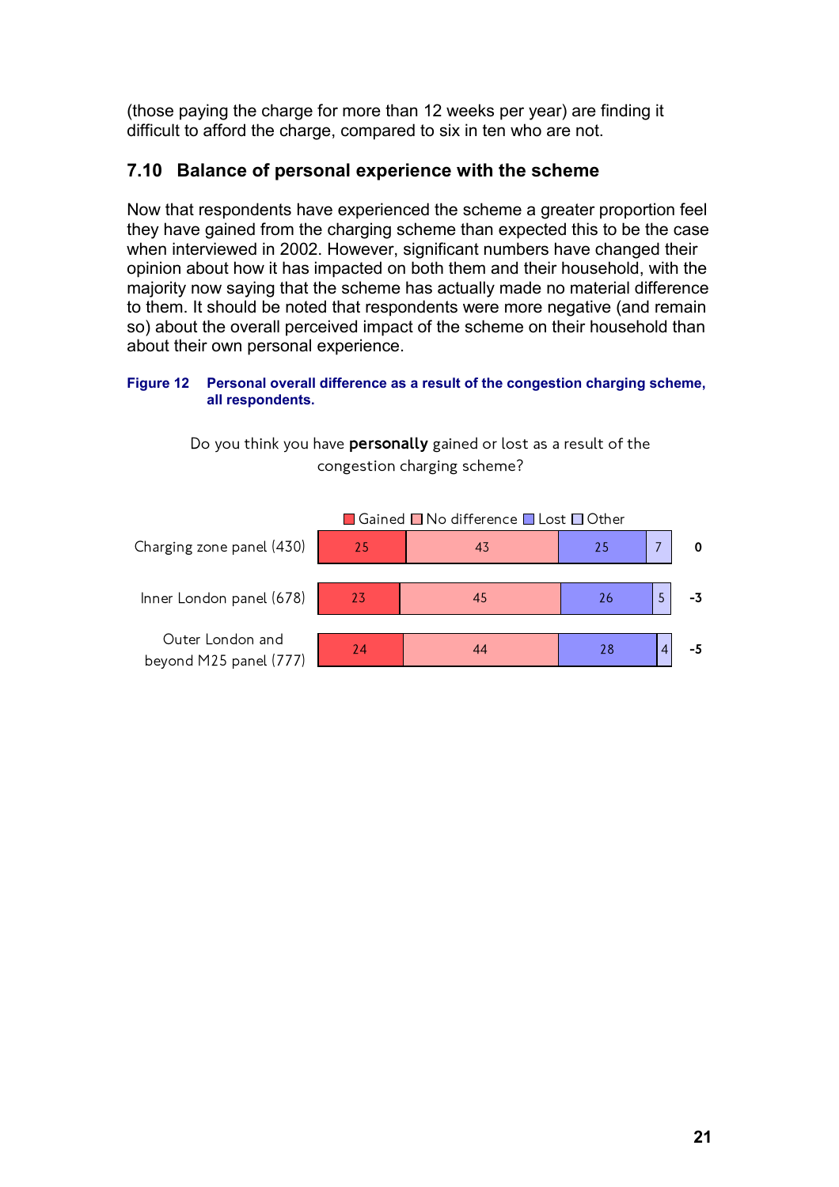(those paying the charge for more than 12 weeks per year) are finding it difficult to afford the charge, compared to six in ten who are not.

## 7.10 Balance of personal experience with the scheme

Now that respondents have experienced the scheme a greater proportion feel they have gained from the charging scheme than expected this to be the case when interviewed in 2002. However, significant numbers have changed their opinion about how it has impacted on both them and their household, with the majority now saying that the scheme has actually made no material difference to them. It should be noted that respondents were more negative (and remain so) about the overall perceived impact of the scheme on their household than about their own personal experience.

**Figure 12 Personal overall difference as a result of the congestion charging scheme, all respondents.**

Do you think you have **personally** gained or lost as a result of the congestion charging scheme?

| | Gained | No difference | Lost | Other | |
|---|---|---|---|---|---|
| Charging zone panel (430) | 25 | 43 | 25 | 7 | **0** |
| Inner London panel (678) | 23 | 45 | 26 | 5 | **-3** |
| Outer London and beyond M25 panel (777) | 24 | 44 | 28 | 4 | **-5** |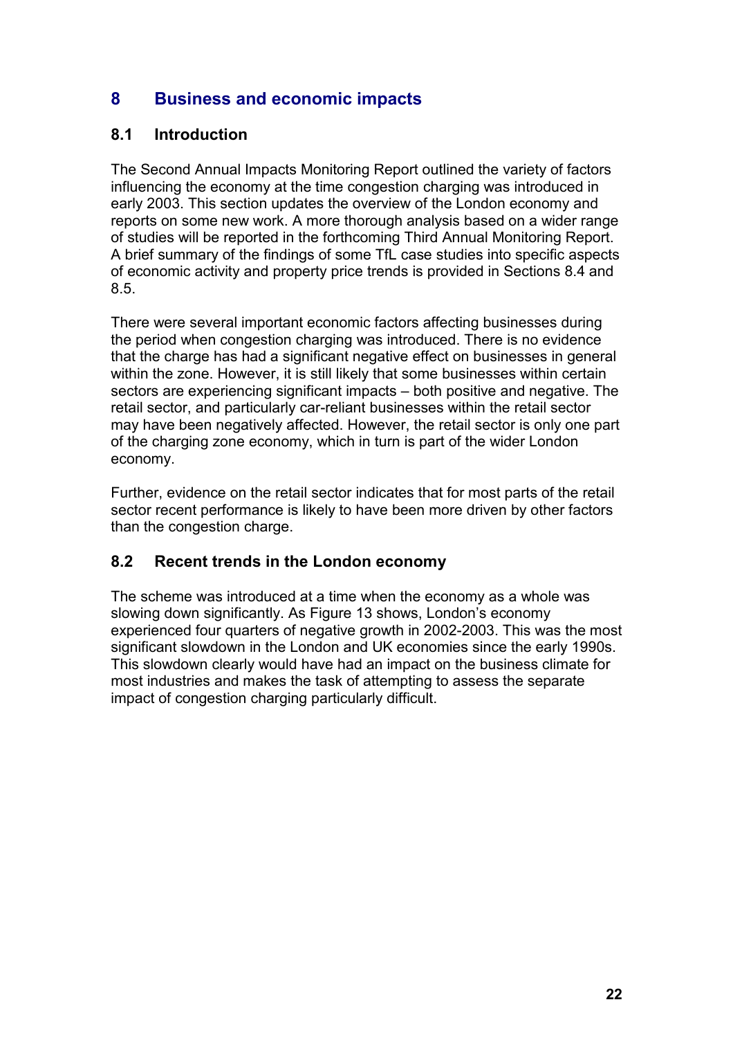# 8 Business and economic impacts

## 8.1 Introduction

The Second Annual Impacts Monitoring Report outlined the variety of factors influencing the economy at the time congestion charging was introduced in early 2003. This section updates the overview of the London economy and reports on some new work. A more thorough analysis based on a wider range of studies will be reported in the forthcoming Third Annual Monitoring Report. A brief summary of the findings of some TfL case studies into specific aspects of economic activity and property price trends is provided in Sections 8.4 and 8.5.

There were several important economic factors affecting businesses during the period when congestion charging was introduced. There is no evidence that the charge has had a significant negative effect on businesses in general within the zone. However, it is still likely that some businesses within certain sectors are experiencing significant impacts – both positive and negative. The retail sector, and particularly car-reliant businesses within the retail sector may have been negatively affected. However, the retail sector is only one part of the charging zone economy, which in turn is part of the wider London economy.

Further, evidence on the retail sector indicates that for most parts of the retail sector recent performance is likely to have been more driven by other factors than the congestion charge.

## 8.2 Recent trends in the London economy

The scheme was introduced at a time when the economy as a whole was slowing down significantly. As Figure 13 shows, London's economy experienced four quarters of negative growth in 2002-2003. This was the most significant slowdown in the London and UK economies since the early 1990s. This slowdown clearly would have had an impact on the business climate for most industries and makes the task of attempting to assess the separate impact of congestion charging particularly difficult.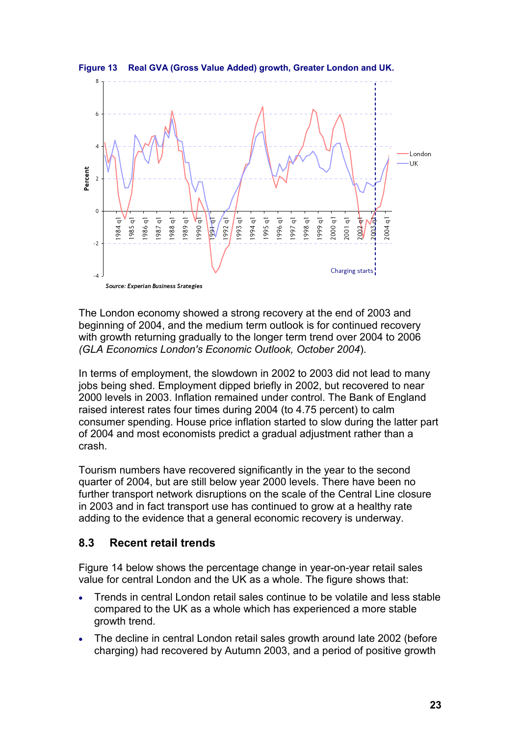**Figure 13 Real GVA (Gross Value Added) growth, Greater London and UK.**

*Source: Experian Business Srategies*

The London economy showed a strong recovery at the end of 2003 and beginning of 2004, and the medium term outlook is for continued recovery with growth returning gradually to the longer term trend over 2004 to 2006 *(GLA Economics London's Economic Outlook, October 2004*).

In terms of employment, the slowdown in 2002 to 2003 did not lead to many jobs being shed. Employment dipped briefly in 2002, but recovered to near 2000 levels in 2003. Inflation remained under control. The Bank of England raised interest rates four times during 2004 (to 4.75 percent) to calm consumer spending. House price inflation started to slow during the latter part of 2004 and most economists predict a gradual adjustment rather than a crash.

Tourism numbers have recovered significantly in the year to the second quarter of 2004, but are still below year 2000 levels. There have been no further transport network disruptions on the scale of the Central Line closure in 2003 and in fact transport use has continued to grow at a healthy rate adding to the evidence that a general economic recovery is underway.

## 8.3 Recent retail trends

Figure 14 below shows the percentage change in year-on-year retail sales value for central London and the UK as a whole. The figure shows that:

- Trends in central London retail sales continue to be volatile and less stable compared to the UK as a whole which has experienced a more stable growth trend.
- The decline in central London retail sales growth around late 2002 (before charging) had recovered by Autumn 2003, and a period of positive growth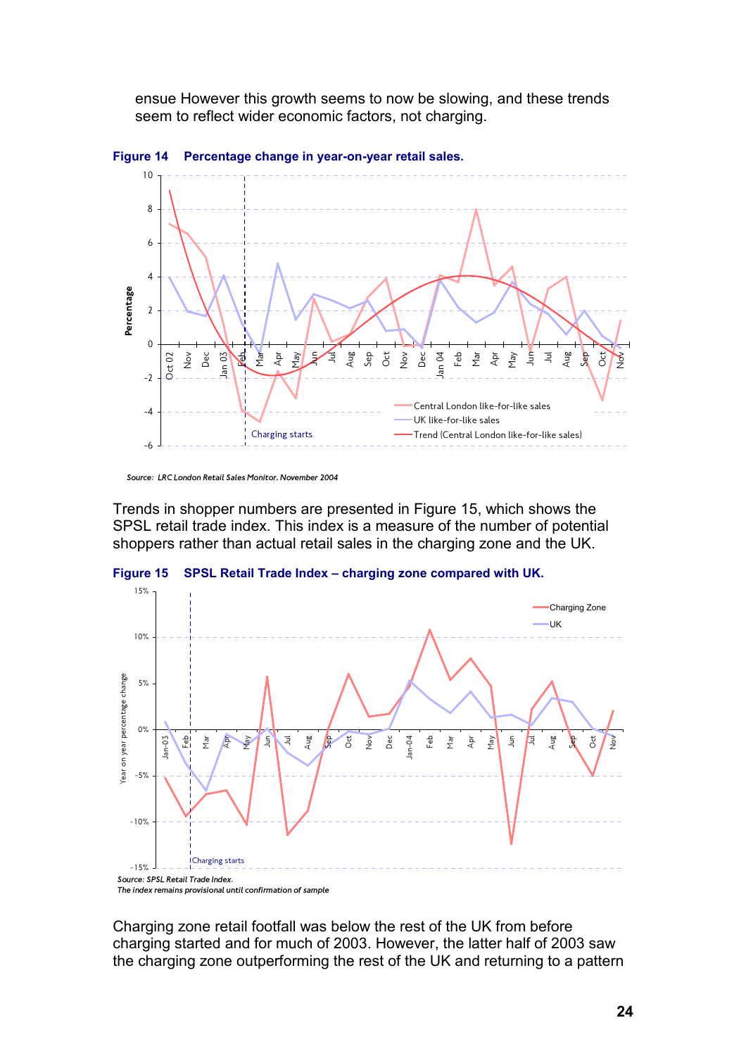ensue However this growth seems to now be slowing, and these trends seem to reflect wider economic factors, not charging.

**Figure 14 Percentage change in year-on-year retail sales.**

*Source: LRC London Retail Sales Monitor, November 2004*

Trends in shopper numbers are presented in Figure 15, which shows the SPSL retail trade index. This index is a measure of the number of potential shoppers rather than actual retail sales in the charging zone and the UK.

**Figure 15 SPSL Retail Trade Index – charging zone compared with UK.**

*Source: SPSL Retail Trade Index.*
*The index remains provisional until confirmation of sample*

Charging zone retail footfall was below the rest of the UK from before charging started and for much of 2003. However, the latter half of 2003 saw the charging zone outperforming the rest of the UK and returning to a pattern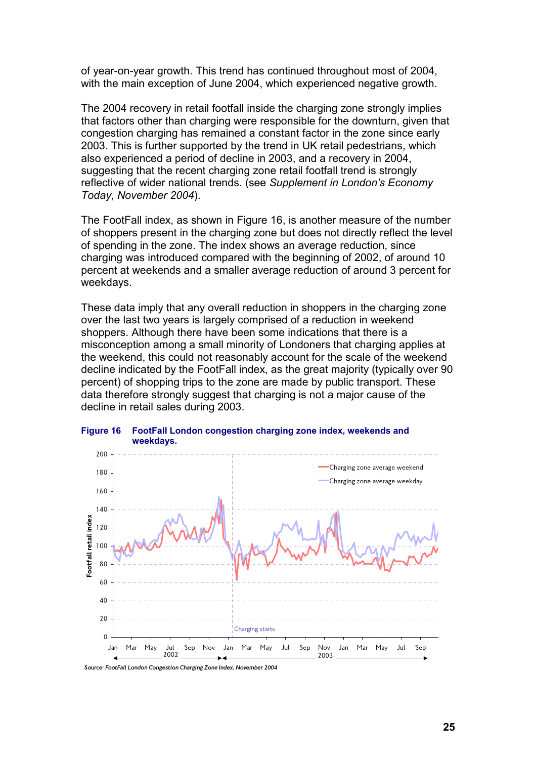of year-on-year growth. This trend has continued throughout most of 2004, with the main exception of June 2004, which experienced negative growth.

The 2004 recovery in retail footfall inside the charging zone strongly implies that factors other than charging were responsible for the downturn, given that congestion charging has remained a constant factor in the zone since early 2003. This is further supported by the trend in UK retail pedestrians, which also experienced a period of decline in 2003, and a recovery in 2004, suggesting that the recent charging zone retail footfall trend is strongly reflective of wider national trends. (see *Supplement in London's Economy Today*, *November 2004*).

The FootFall index, as shown in Figure 16, is another measure of the number of shoppers present in the charging zone but does not directly reflect the level of spending in the zone. The index shows an average reduction, since charging was introduced compared with the beginning of 2002, of around 10 percent at weekends and a smaller average reduction of around 3 percent for weekdays.

These data imply that any overall reduction in shoppers in the charging zone over the last two years is largely comprised of a reduction in weekend shoppers. Although there have been some indications that there is a misconception among a small minority of Londoners that charging applies at the weekend, this could not reasonably account for the scale of the weekend decline indicated by the FootFall index, as the great majority (typically over 90 percent) of shopping trips to the zone are made by public transport. These data therefore strongly suggest that charging is not a major cause of the decline in retail sales during 2003.

**Figure 16 FootFall London congestion charging zone index, weekends and weekdays.**

*Source: FootFall London Congestion Charging Zone Index, November 2004*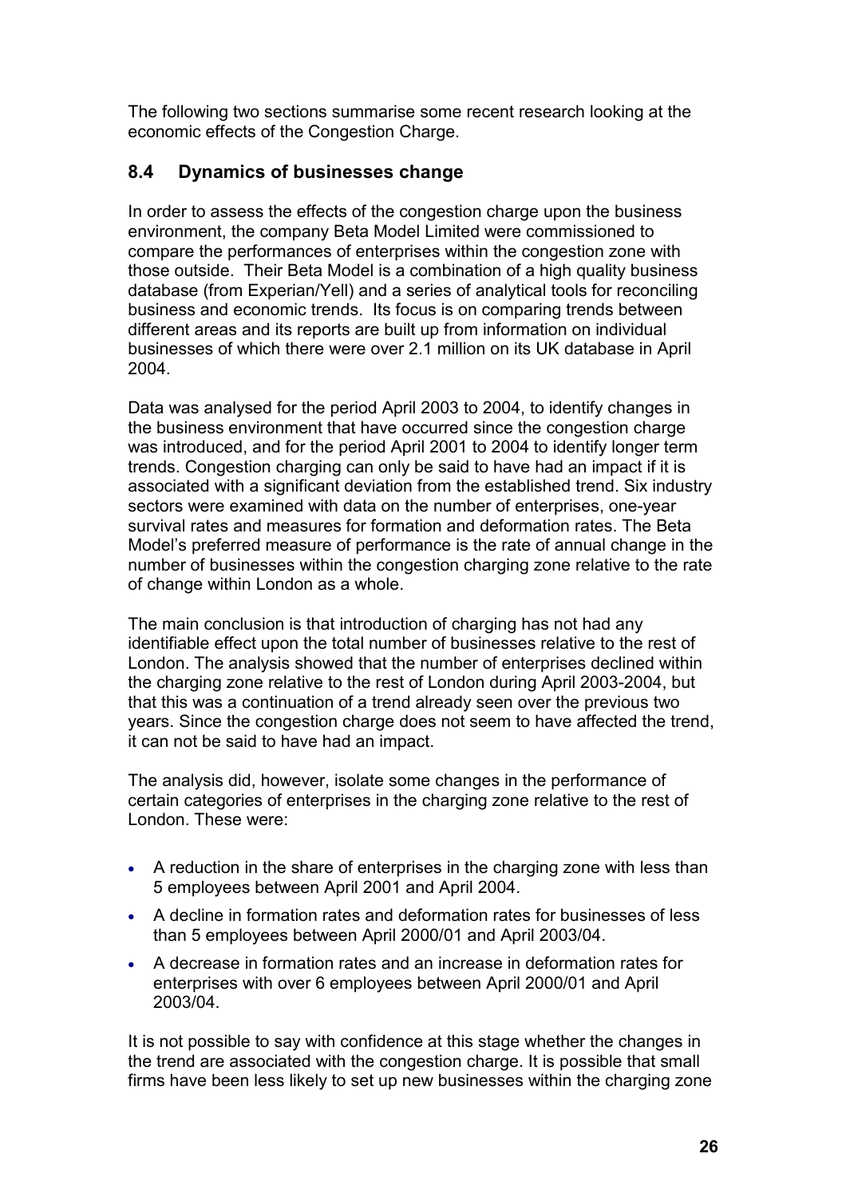The following two sections summarise some recent research looking at the economic effects of the Congestion Charge.

## 8.4 Dynamics of businesses change

In order to assess the effects of the congestion charge upon the business environment, the company Beta Model Limited were commissioned to compare the performances of enterprises within the congestion zone with those outside. Their Beta Model is a combination of a high quality business database (from Experian/Yell) and a series of analytical tools for reconciling business and economic trends. Its focus is on comparing trends between different areas and its reports are built up from information on individual businesses of which there were over 2.1 million on its UK database in April 2004.

Data was analysed for the period April 2003 to 2004, to identify changes in the business environment that have occurred since the congestion charge was introduced, and for the period April 2001 to 2004 to identify longer term trends. Congestion charging can only be said to have had an impact if it is associated with a significant deviation from the established trend. Six industry sectors were examined with data on the number of enterprises, one-year survival rates and measures for formation and deformation rates. The Beta Model's preferred measure of performance is the rate of annual change in the number of businesses within the congestion charging zone relative to the rate of change within London as a whole.

The main conclusion is that introduction of charging has not had any identifiable effect upon the total number of businesses relative to the rest of London. The analysis showed that the number of enterprises declined within the charging zone relative to the rest of London during April 2003-2004, but that this was a continuation of a trend already seen over the previous two years. Since the congestion charge does not seem to have affected the trend, it can not be said to have had an impact.

The analysis did, however, isolate some changes in the performance of certain categories of enterprises in the charging zone relative to the rest of London. These were:

- A reduction in the share of enterprises in the charging zone with less than 5 employees between April 2001 and April 2004.
- A decline in formation rates and deformation rates for businesses of less than 5 employees between April 2000/01 and April 2003/04.
- A decrease in formation rates and an increase in deformation rates for enterprises with over 6 employees between April 2000/01 and April 2003/04.

It is not possible to say with confidence at this stage whether the changes in the trend are associated with the congestion charge. It is possible that small firms have been less likely to set up new businesses within the charging zone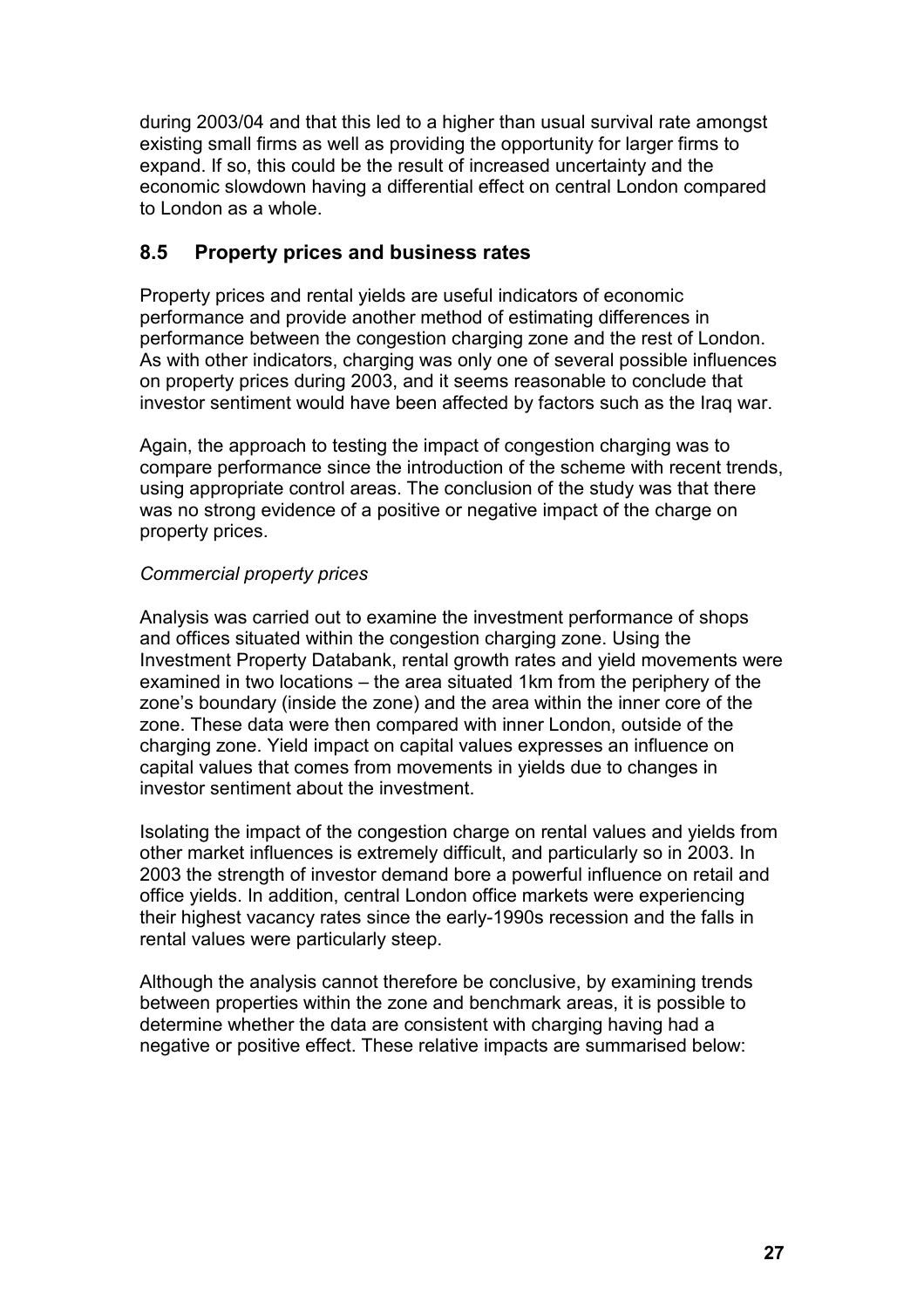during 2003/04 and that this led to a higher than usual survival rate amongst existing small firms as well as providing the opportunity for larger firms to expand. If so, this could be the result of increased uncertainty and the economic slowdown having a differential effect on central London compared to London as a whole.

## 8.5 Property prices and business rates

Property prices and rental yields are useful indicators of economic performance and provide another method of estimating differences in performance between the congestion charging zone and the rest of London. As with other indicators, charging was only one of several possible influences on property prices during 2003, and it seems reasonable to conclude that investor sentiment would have been affected by factors such as the Iraq war.

Again, the approach to testing the impact of congestion charging was to compare performance since the introduction of the scheme with recent trends, using appropriate control areas. The conclusion of the study was that there was no strong evidence of a positive or negative impact of the charge on property prices.

*Commercial property prices*

Analysis was carried out to examine the investment performance of shops and offices situated within the congestion charging zone. Using the Investment Property Databank, rental growth rates and yield movements were examined in two locations – the area situated 1km from the periphery of the zone's boundary (inside the zone) and the area within the inner core of the zone. These data were then compared with inner London, outside of the charging zone. Yield impact on capital values expresses an influence on capital values that comes from movements in yields due to changes in investor sentiment about the investment.

Isolating the impact of the congestion charge on rental values and yields from other market influences is extremely difficult, and particularly so in 2003. In 2003 the strength of investor demand bore a powerful influence on retail and office yields. In addition, central London office markets were experiencing their highest vacancy rates since the early-1990s recession and the falls in rental values were particularly steep.

Although the analysis cannot therefore be conclusive, by examining trends between properties within the zone and benchmark areas, it is possible to determine whether the data are consistent with charging having had a negative or positive effect. These relative impacts are summarised below: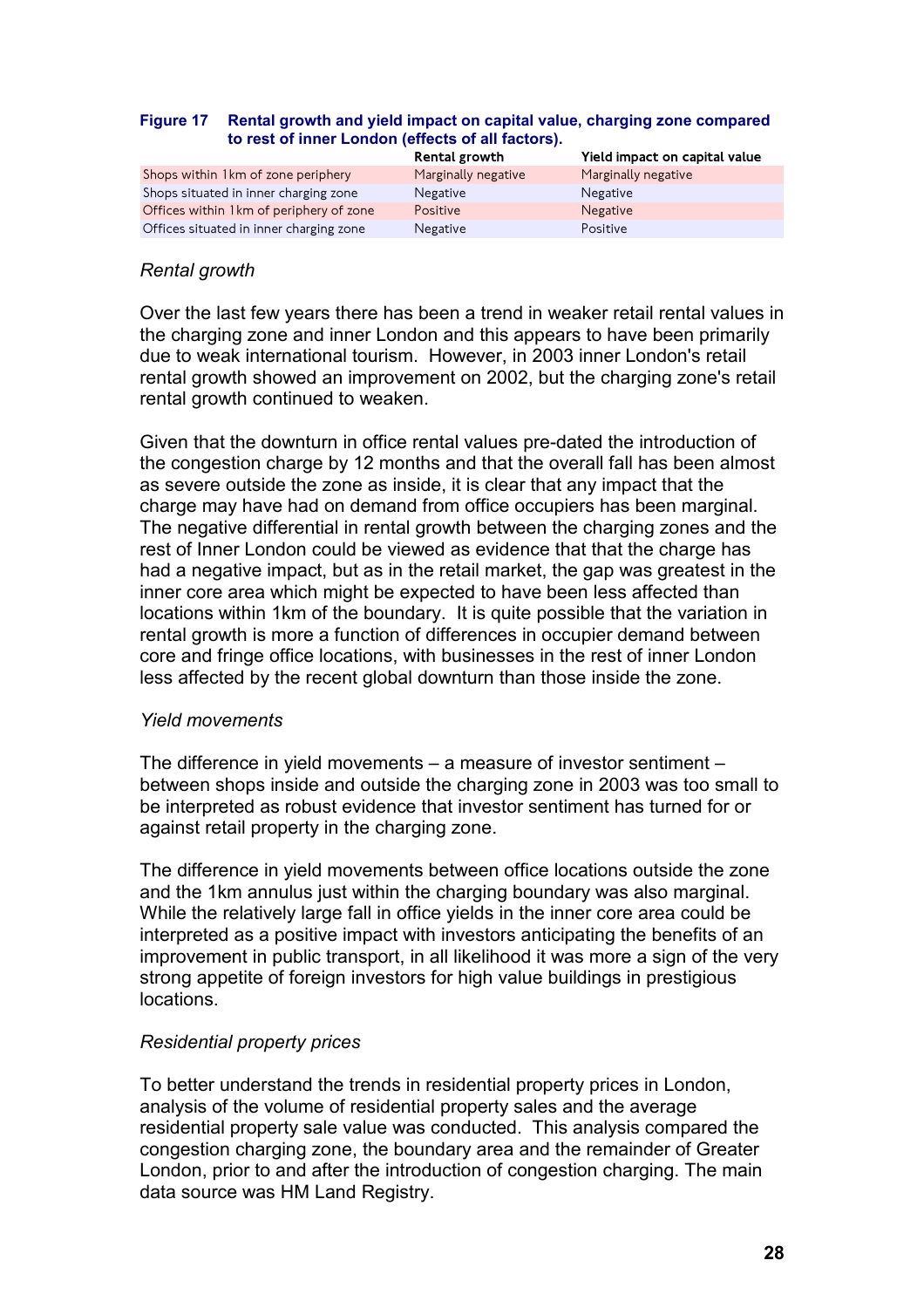**Figure 17 Rental growth and yield impact on capital value, charging zone compared to rest of inner London (effects of all factors).**

| | Rental growth | Yield impact on capital value |
|---|---|---|
| Shops within 1km of zone periphery | Marginally negative | Marginally negative |
| Shops situated in inner charging zone | Negative | Negative |
| Offices within 1km of periphery of zone | Positive | Negative |
| Offices situated in inner charging zone | Negative | Positive |

*Rental growth*

Over the last few years there has been a trend in weaker retail rental values in the charging zone and inner London and this appears to have been primarily due to weak international tourism. However, in 2003 inner London's retail rental growth showed an improvement on 2002, but the charging zone's retail rental growth continued to weaken.

Given that the downturn in office rental values pre-dated the introduction of the congestion charge by 12 months and that the overall fall has been almost as severe outside the zone as inside, it is clear that any impact that the charge may have had on demand from office occupiers has been marginal. The negative differential in rental growth between the charging zones and the rest of Inner London could be viewed as evidence that that the charge has had a negative impact, but as in the retail market, the gap was greatest in the inner core area which might be expected to have been less affected than locations within 1km of the boundary. It is quite possible that the variation in rental growth is more a function of differences in occupier demand between core and fringe office locations, with businesses in the rest of inner London less affected by the recent global downturn than those inside the zone.

*Yield movements*

The difference in yield movements – a measure of investor sentiment – between shops inside and outside the charging zone in 2003 was too small to be interpreted as robust evidence that investor sentiment has turned for or against retail property in the charging zone.

The difference in yield movements between office locations outside the zone and the 1km annulus just within the charging boundary was also marginal. While the relatively large fall in office yields in the inner core area could be interpreted as a positive impact with investors anticipating the benefits of an improvement in public transport, in all likelihood it was more a sign of the very strong appetite of foreign investors for high value buildings in prestigious locations.

*Residential property prices*

To better understand the trends in residential property prices in London, analysis of the volume of residential property sales and the average residential property sale value was conducted. This analysis compared the congestion charging zone, the boundary area and the remainder of Greater London, prior to and after the introduction of congestion charging. The main data source was HM Land Registry.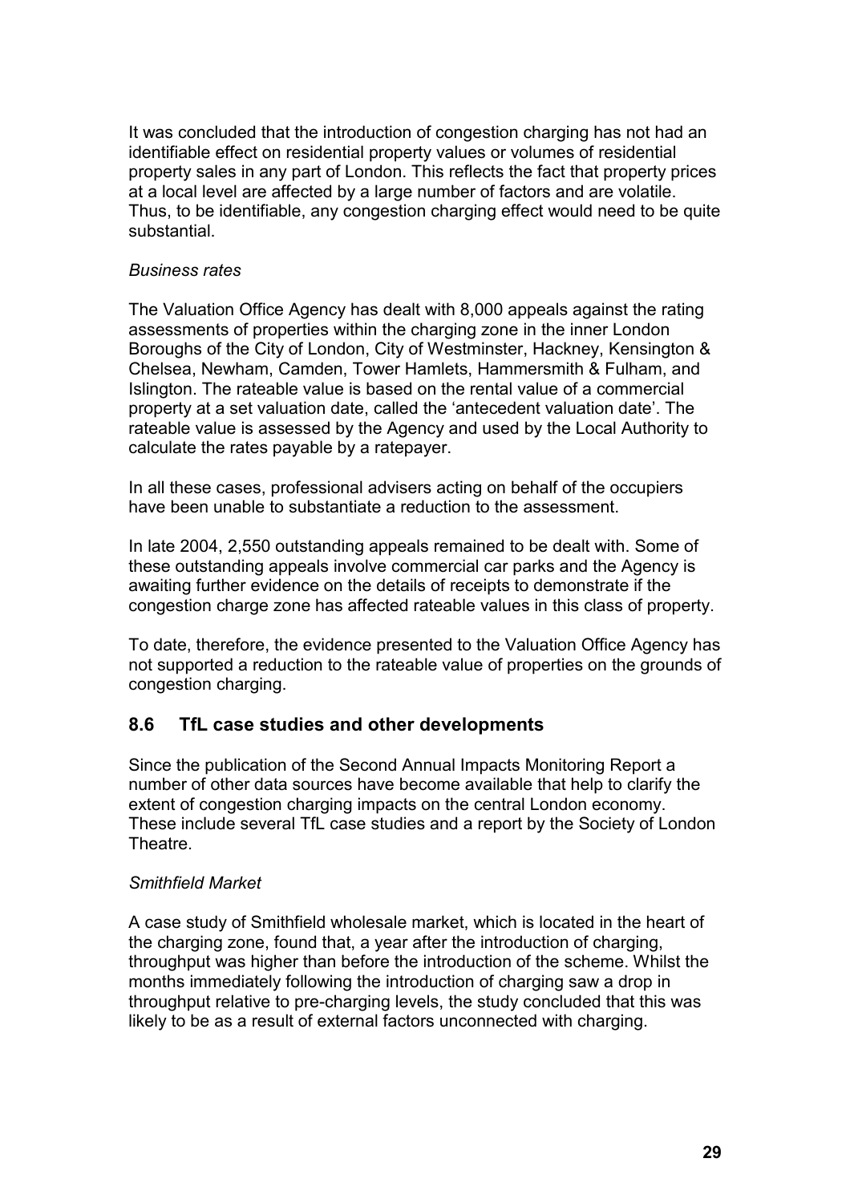It was concluded that the introduction of congestion charging has not had an identifiable effect on residential property values or volumes of residential property sales in any part of London. This reflects the fact that property prices at a local level are affected by a large number of factors and are volatile. Thus, to be identifiable, any congestion charging effect would need to be quite substantial.

*Business rates*

The Valuation Office Agency has dealt with 8,000 appeals against the rating assessments of properties within the charging zone in the inner London Boroughs of the City of London, City of Westminster, Hackney, Kensington & Chelsea, Newham, Camden, Tower Hamlets, Hammersmith & Fulham, and Islington. The rateable value is based on the rental value of a commercial property at a set valuation date, called the 'antecedent valuation date'. The rateable value is assessed by the Agency and used by the Local Authority to calculate the rates payable by a ratepayer.

In all these cases, professional advisers acting on behalf of the occupiers have been unable to substantiate a reduction to the assessment.

In late 2004, 2,550 outstanding appeals remained to be dealt with. Some of these outstanding appeals involve commercial car parks and the Agency is awaiting further evidence on the details of receipts to demonstrate if the congestion charge zone has affected rateable values in this class of property.

To date, therefore, the evidence presented to the Valuation Office Agency has not supported a reduction to the rateable value of properties on the grounds of congestion charging.

## 8.6 TfL case studies and other developments

Since the publication of the Second Annual Impacts Monitoring Report a number of other data sources have become available that help to clarify the extent of congestion charging impacts on the central London economy. These include several TfL case studies and a report by the Society of London Theatre.

*Smithfield Market*

A case study of Smithfield wholesale market, which is located in the heart of the charging zone, found that, a year after the introduction of charging, throughput was higher than before the introduction of the scheme. Whilst the months immediately following the introduction of charging saw a drop in throughput relative to pre-charging levels, the study concluded that this was likely to be as a result of external factors unconnected with charging.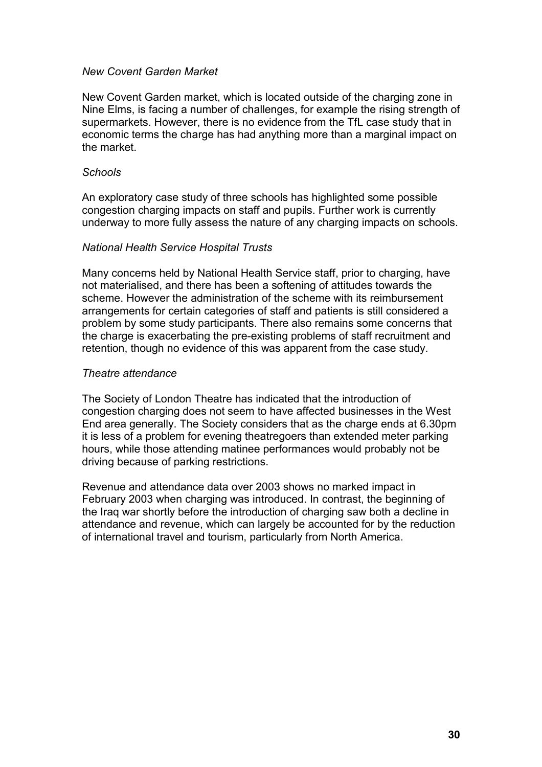*New Covent Garden Market*

New Covent Garden market, which is located outside of the charging zone in Nine Elms, is facing a number of challenges, for example the rising strength of supermarkets. However, there is no evidence from the TfL case study that in economic terms the charge has had anything more than a marginal impact on the market.

*Schools*

An exploratory case study of three schools has highlighted some possible congestion charging impacts on staff and pupils. Further work is currently underway to more fully assess the nature of any charging impacts on schools.

*National Health Service Hospital Trusts*

Many concerns held by National Health Service staff, prior to charging, have not materialised, and there has been a softening of attitudes towards the scheme. However the administration of the scheme with its reimbursement arrangements for certain categories of staff and patients is still considered a problem by some study participants. There also remains some concerns that the charge is exacerbating the pre-existing problems of staff recruitment and retention, though no evidence of this was apparent from the case study.

*Theatre attendance*

The Society of London Theatre has indicated that the introduction of congestion charging does not seem to have affected businesses in the West End area generally. The Society considers that as the charge ends at 6.30pm it is less of a problem for evening theatregoers than extended meter parking hours, while those attending matinee performances would probably not be driving because of parking restrictions.

Revenue and attendance data over 2003 shows no marked impact in February 2003 when charging was introduced. In contrast, the beginning of the Iraq war shortly before the introduction of charging saw both a decline in attendance and revenue, which can largely be accounted for by the reduction of international travel and tourism, particularly from North America.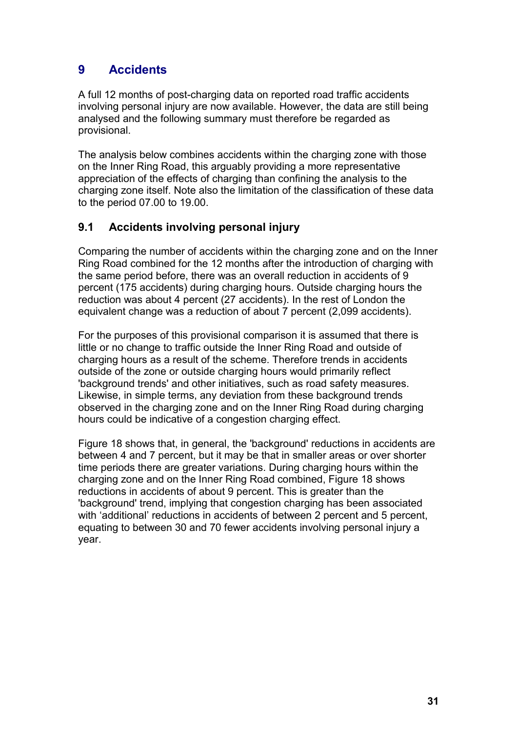# 9 Accidents

A full 12 months of post-charging data on reported road traffic accidents involving personal injury are now available. However, the data are still being analysed and the following summary must therefore be regarded as provisional.

The analysis below combines accidents within the charging zone with those on the Inner Ring Road, this arguably providing a more representative appreciation of the effects of charging than confining the analysis to the charging zone itself. Note also the limitation of the classification of these data to the period 07.00 to 19.00.

## 9.1 Accidents involving personal injury

Comparing the number of accidents within the charging zone and on the Inner Ring Road combined for the 12 months after the introduction of charging with the same period before, there was an overall reduction in accidents of 9 percent (175 accidents) during charging hours. Outside charging hours the reduction was about 4 percent (27 accidents). In the rest of London the equivalent change was a reduction of about 7 percent (2,099 accidents).

For the purposes of this provisional comparison it is assumed that there is little or no change to traffic outside the Inner Ring Road and outside of charging hours as a result of the scheme. Therefore trends in accidents outside of the zone or outside charging hours would primarily reflect 'background trends' and other initiatives, such as road safety measures. Likewise, in simple terms, any deviation from these background trends observed in the charging zone and on the Inner Ring Road during charging hours could be indicative of a congestion charging effect.

Figure 18 shows that, in general, the 'background' reductions in accidents are between 4 and 7 percent, but it may be that in smaller areas or over shorter time periods there are greater variations. During charging hours within the charging zone and on the Inner Ring Road combined, Figure 18 shows reductions in accidents of about 9 percent. This is greater than the 'background' trend, implying that congestion charging has been associated with 'additional' reductions in accidents of between 2 percent and 5 percent, equating to between 30 and 70 fewer accidents involving personal injury a year.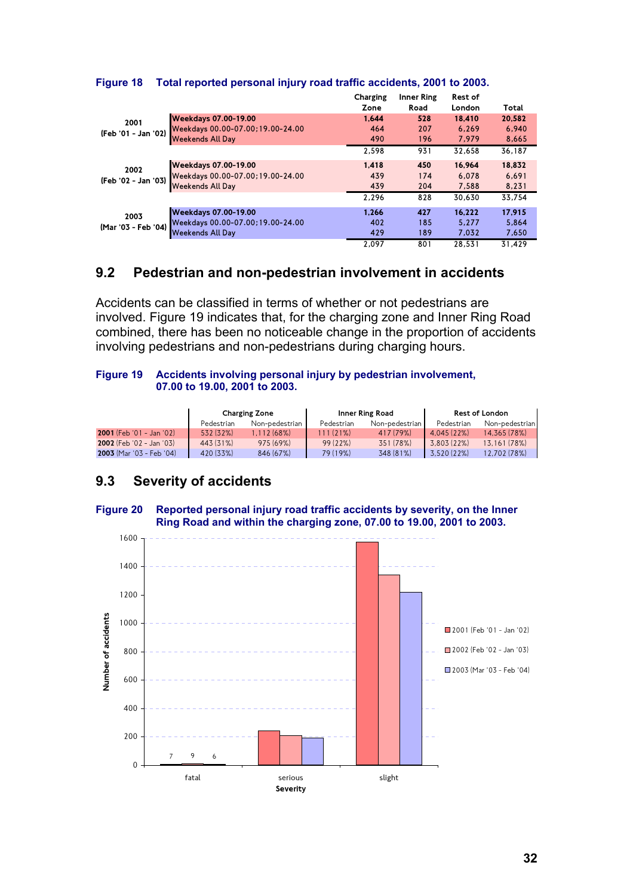**Figure 18 Total reported personal injury road traffic accidents, 2001 to 2003.**

| | | Charging Zone | Inner Ring Road | Rest of London | Total |
|---|---|---|---|---|---|
| 2001 (Feb '01 - Jan '02) | Weekdays 07.00-19.00 | 1,644 | 528 | 18,410 | 20,582 |
| | Weekdays 00.00-07.00;19.00-24.00 | 464 | 207 | 6,269 | 6,940 |
| | Weekends All Day | 490 | 196 | 7,979 | 8,665 |
| | | 2,598 | 931 | 32,658 | 36,187 |
| 2002 (Feb '02 - Jan '03) | Weekdays 07.00-19.00 | 1,418 | 450 | 16,964 | 18,832 |
| | Weekdays 00.00-07.00;19.00-24.00 | 439 | 174 | 6,078 | 6,691 |
| | Weekends All Day | 439 | 204 | 7,588 | 8,231 |
| | | 2,296 | 828 | 30,630 | 33,754 |
| 2003 (Mar '03 - Feb '04) | Weekdays 07.00-19.00 | 1,266 | 427 | 16,222 | 17,915 |
| | Weekdays 00.00-07.00;19.00-24.00 | 402 | 185 | 5,277 | 5,864 |
| | Weekends All Day | 429 | 189 | 7,032 | 7,650 |
| | | 2,097 | 801 | 28,531 | 31,429 |

## 9.2 Pedestrian and non-pedestrian involvement in accidents

Accidents can be classified in terms of whether or not pedestrians are involved. Figure 19 indicates that, for the charging zone and Inner Ring Road combined, there has been no noticeable change in the proportion of accidents involving pedestrians and non-pedestrians during charging hours.

**Figure 19 Accidents involving personal injury by pedestrian involvement, 07.00 to 19.00, 2001 to 2003.**

| | Charging Zone | | Inner Ring Road | | Rest of London | |
|---|---|---|---|---|---|---|
| | Pedestrian | Non-pedestrian | Pedestrian | Non-pedestrian | Pedestrian | Non-pedestrian |
| **2001** (Feb '01 - Jan '02) | 532 (32%) | 1,112 (68%) | 111 (21%) | 417 (79%) | 4,045 (22%) | 14,365 (78%) |
| **2002** (Feb '02 - Jan '03) | 443 (31%) | 975 (69%) | 99 (22%) | 351 (78%) | 3,803 (22%) | 13,161 (78%) |
| **2003** (Mar '03 - Feb '04) | 420 (33%) | 846 (67%) | 79 (19%) | 348 (81%) | 3,520 (22%) | 12,702 (78%) |

## 9.3 Severity of accidents

**Figure 20 Reported personal injury road traffic accidents by severity, on the Inner Ring Road and within the charging zone, 07.00 to 19.00, 2001 to 2003.**

| Severity | 2001 (Feb '01 - Jan '02) | 2002 (Feb '02 - Jan '03) | 2003 (Mar '03 - Feb '04) |
|---|---|---|---|
| fatal | 7 | 9 | 6 |
| serious | | | |
| slight | | | |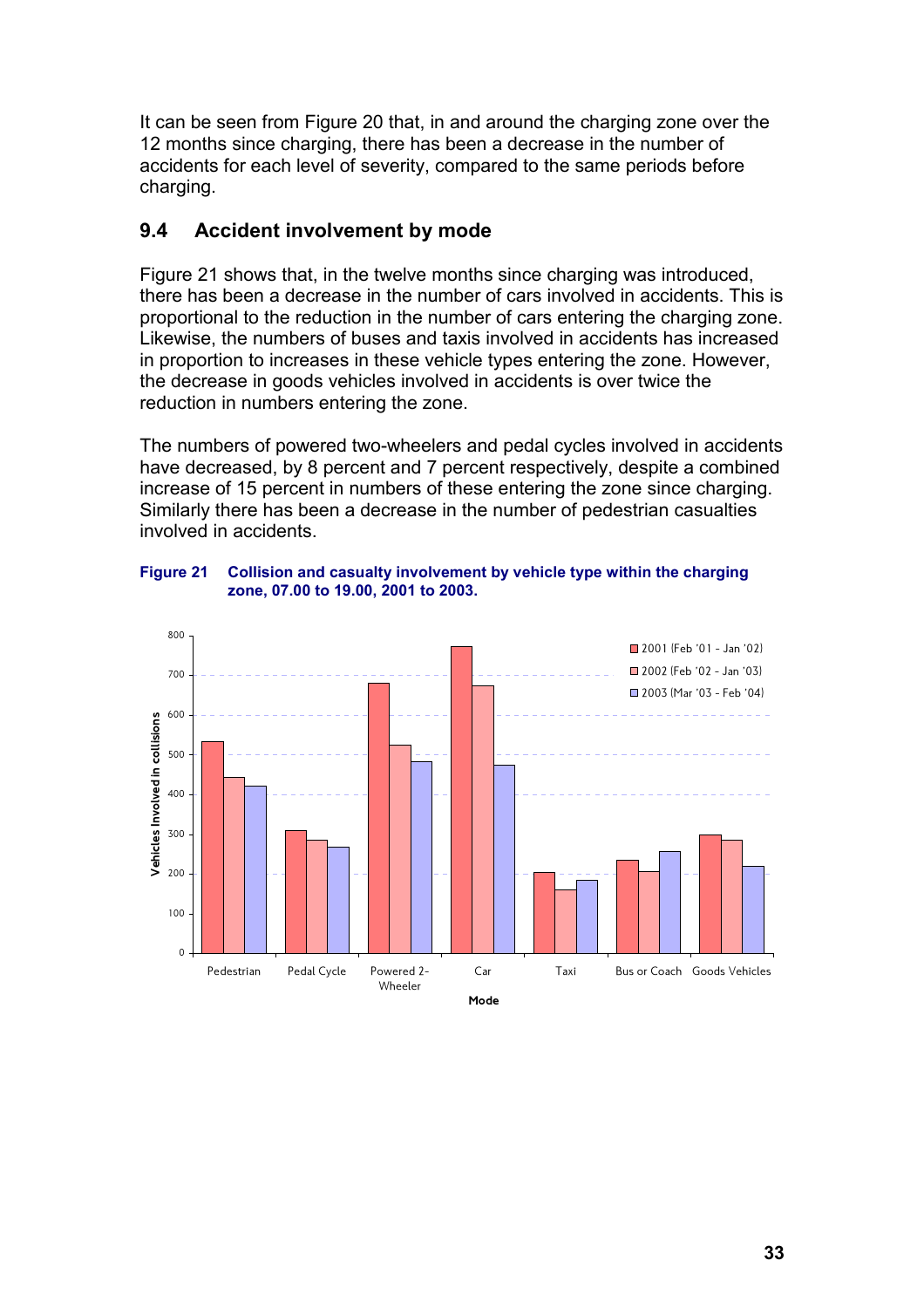It can be seen from Figure 20 that, in and around the charging zone over the 12 months since charging, there has been a decrease in the number of accidents for each level of severity, compared to the same periods before charging.

## 9.4 Accident involvement by mode

Figure 21 shows that, in the twelve months since charging was introduced, there has been a decrease in the number of cars involved in accidents. This is proportional to the reduction in the number of cars entering the charging zone. Likewise, the numbers of buses and taxis involved in accidents has increased in proportion to increases in these vehicle types entering the zone. However, the decrease in goods vehicles involved in accidents is over twice the reduction in numbers entering the zone.

The numbers of powered two-wheelers and pedal cycles involved in accidents have decreased, by 8 percent and 7 percent respectively, despite a combined increase of 15 percent in numbers of these entering the zone since charging. Similarly there has been a decrease in the number of pedestrian casualties involved in accidents.

**Figure 21 Collision and casualty involvement by vehicle type within the charging zone, 07.00 to 19.00, 2001 to 2003.**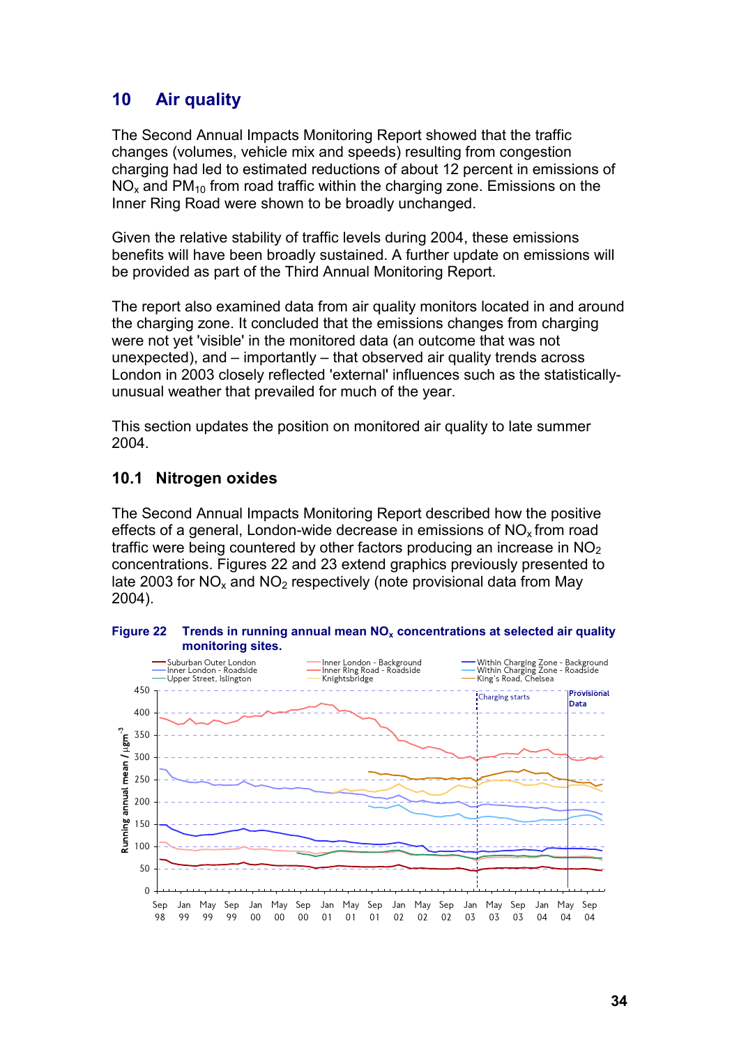# 10 Air quality

The Second Annual Impacts Monitoring Report showed that the traffic changes (volumes, vehicle mix and speeds) resulting from congestion charging had led to estimated reductions of about 12 percent in emissions of $NO_x$ and $PM_{10}$ from road traffic within the charging zone. Emissions on the Inner Ring Road were shown to be broadly unchanged.

Given the relative stability of traffic levels during 2004, these emissions benefits will have been broadly sustained. A further update on emissions will be provided as part of the Third Annual Monitoring Report.

The report also examined data from air quality monitors located in and around the charging zone. It concluded that the emissions changes from charging were not yet 'visible' in the monitored data (an outcome that was not unexpected), and – importantly – that observed air quality trends across London in 2003 closely reflected 'external' influences such as the statistically-unusual weather that prevailed for much of the year.

This section updates the position on monitored air quality to late summer 2004.

## 10.1 Nitrogen oxides

The Second Annual Impacts Monitoring Report described how the positive effects of a general, London-wide decrease in emissions of $NO_x$ from road traffic were being countered by other factors producing an increase in $NO_2$ concentrations. Figures 22 and 23 extend graphics previously presented to late 2003 for $NO_x$ and $NO_2$ respectively (note provisional data from May 2004).

**Figure 22 Trends in running annual mean $NO_x$ concentrations at selected air quality monitoring sites.**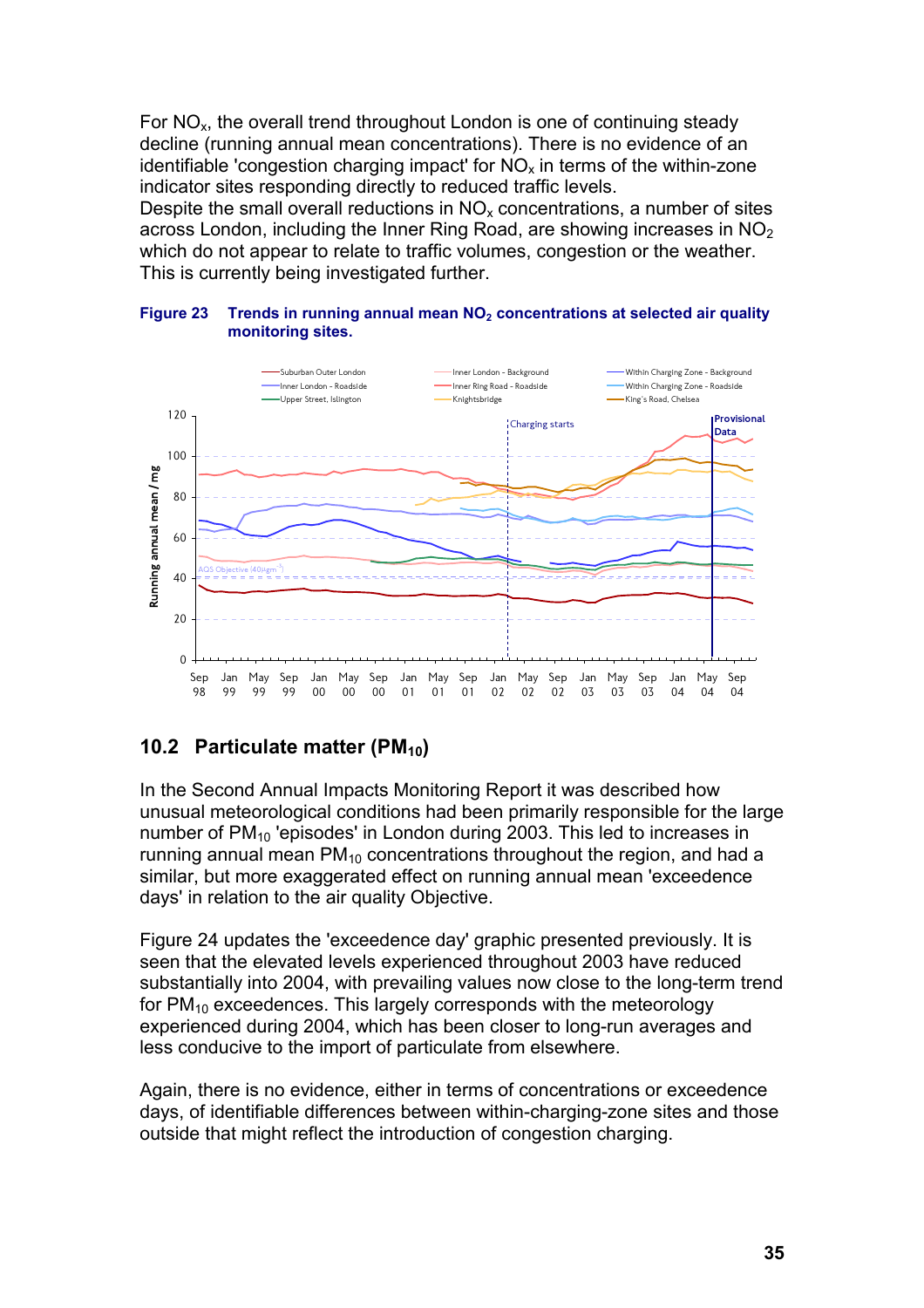For $NO_x$, the overall trend throughout London is one of continuing steady decline (running annual mean concentrations). There is no evidence of an identifiable 'congestion charging impact' for $NO_x$ in terms of the within-zone indicator sites responding directly to reduced traffic levels.

Despite the small overall reductions in $NO_x$ concentrations, a number of sites across London, including the Inner Ring Road, are showing increases in $NO_2$ which do not appear to relate to traffic volumes, congestion or the weather. This is currently being investigated further.

**Figure 23 Trends in running annual mean $NO_2$ concentrations at selected air quality monitoring sites.**

## 10.2 Particulate matter ($PM_{10}$)

In the Second Annual Impacts Monitoring Report it was described how unusual meteorological conditions had been primarily responsible for the large number of $PM_{10}$ 'episodes' in London during 2003. This led to increases in running annual mean $PM_{10}$ concentrations throughout the region, and had a similar, but more exaggerated effect on running annual mean 'exceedence days' in relation to the air quality Objective.

Figure 24 updates the 'exceedence day' graphic presented previously. It is seen that the elevated levels experienced throughout 2003 have reduced substantially into 2004, with prevailing values now close to the long-term trend for $PM_{10}$ exceedences. This largely corresponds with the meteorology experienced during 2004, which has been closer to long-run averages and less conducive to the import of particulate from elsewhere.

Again, there is no evidence, either in terms of concentrations or exceedence days, of identifiable differences between within-charging-zone sites and those outside that might reflect the introduction of congestion charging.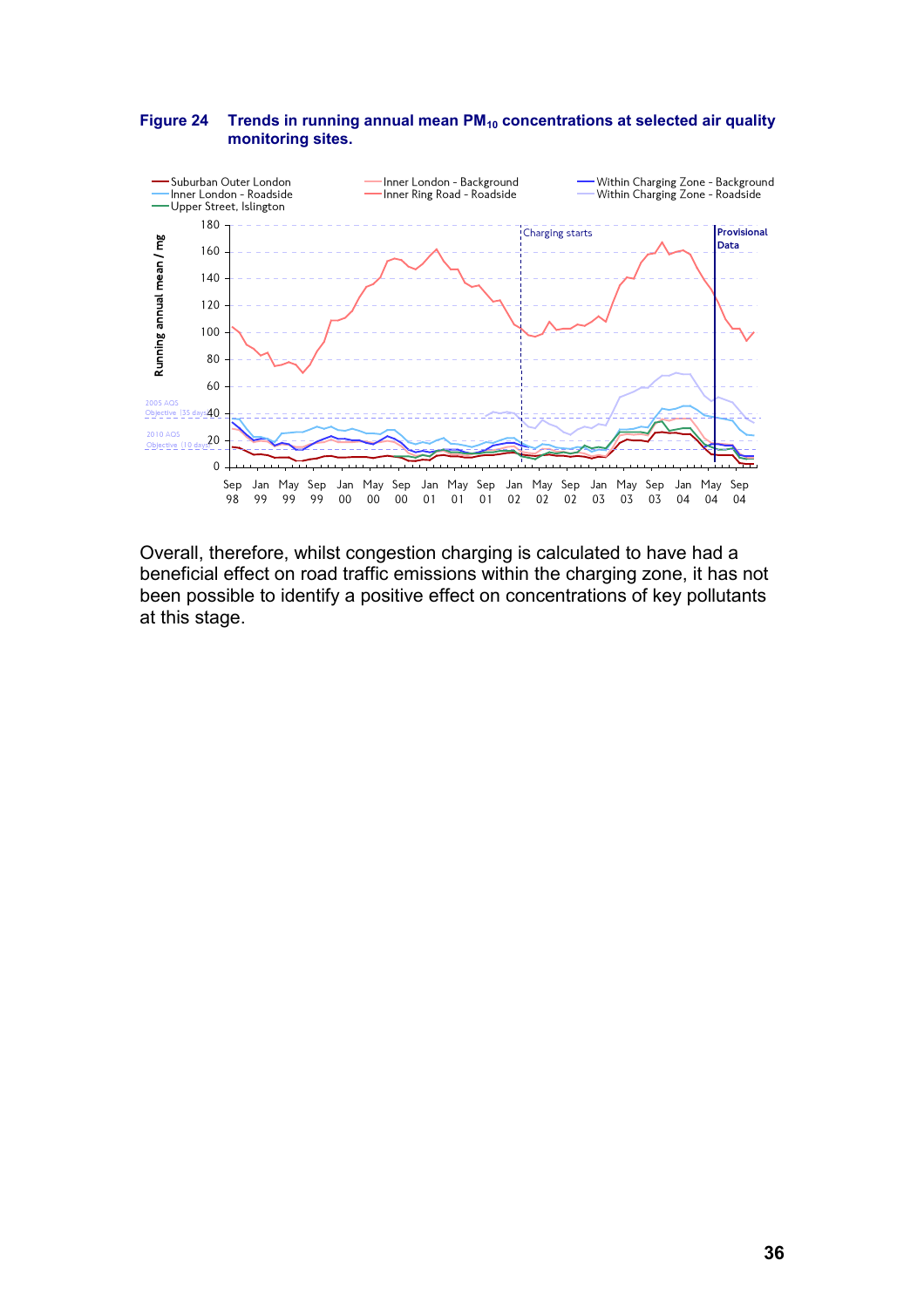**Figure 24 Trends in running annual mean $PM_{10}$ concentrations at selected air quality monitoring sites.**

Overall, therefore, whilst congestion charging is calculated to have had a beneficial effect on road traffic emissions within the charging zone, it has not been possible to identify a positive effect on concentrations of key pollutants at this stage.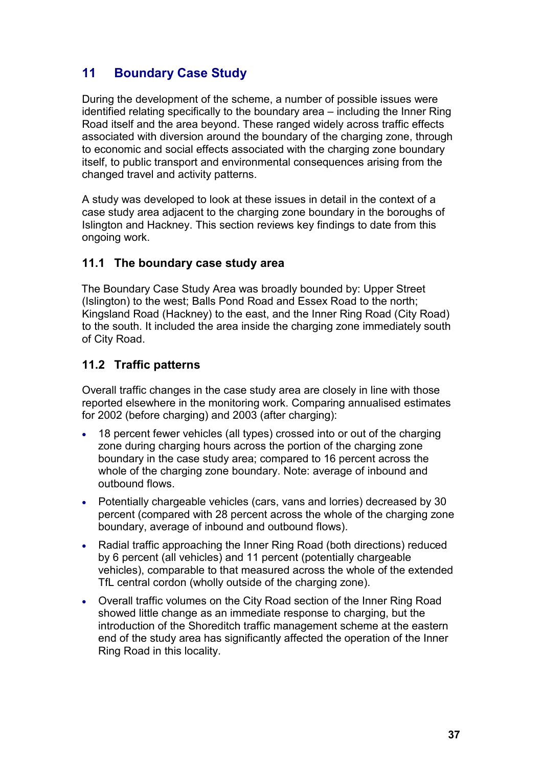# 11 Boundary Case Study

During the development of the scheme, a number of possible issues were identified relating specifically to the boundary area – including the Inner Ring Road itself and the area beyond. These ranged widely across traffic effects associated with diversion around the boundary of the charging zone, through to economic and social effects associated with the charging zone boundary itself, to public transport and environmental consequences arising from the changed travel and activity patterns.

A study was developed to look at these issues in detail in the context of a case study area adjacent to the charging zone boundary in the boroughs of Islington and Hackney. This section reviews key findings to date from this ongoing work.

## 11.1 The boundary case study area

The Boundary Case Study Area was broadly bounded by: Upper Street (Islington) to the west; Balls Pond Road and Essex Road to the north; Kingsland Road (Hackney) to the east, and the Inner Ring Road (City Road) to the south. It included the area inside the charging zone immediately south of City Road.

## 11.2 Traffic patterns

Overall traffic changes in the case study area are closely in line with those reported elsewhere in the monitoring work. Comparing annualised estimates for 2002 (before charging) and 2003 (after charging):

- 18 percent fewer vehicles (all types) crossed into or out of the charging zone during charging hours across the portion of the charging zone boundary in the case study area; compared to 16 percent across the whole of the charging zone boundary. Note: average of inbound and outbound flows.
- Potentially chargeable vehicles (cars, vans and lorries) decreased by 30 percent (compared with 28 percent across the whole of the charging zone boundary, average of inbound and outbound flows).
- Radial traffic approaching the Inner Ring Road (both directions) reduced by 6 percent (all vehicles) and 11 percent (potentially chargeable vehicles), comparable to that measured across the whole of the extended TfL central cordon (wholly outside of the charging zone).
- Overall traffic volumes on the City Road section of the Inner Ring Road showed little change as an immediate response to charging, but the introduction of the Shoreditch traffic management scheme at the eastern end of the study area has significantly affected the operation of the Inner Ring Road in this locality.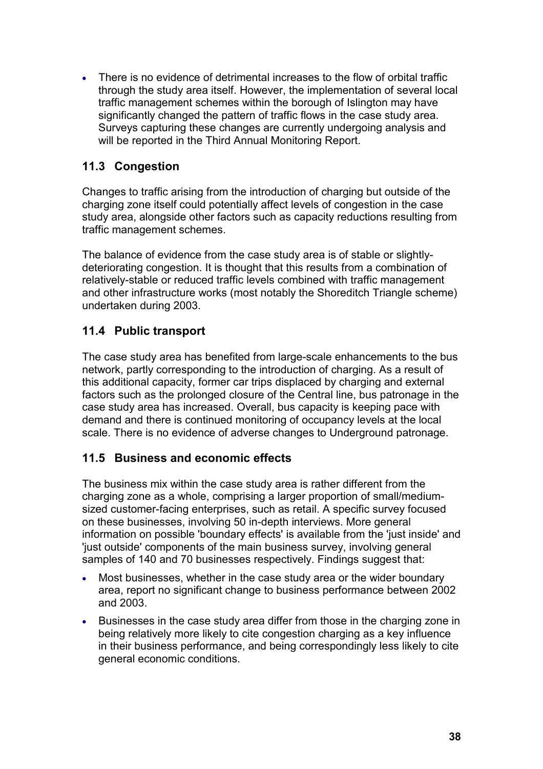- There is no evidence of detrimental increases to the flow of orbital traffic through the study area itself. However, the implementation of several local traffic management schemes within the borough of Islington may have significantly changed the pattern of traffic flows in the case study area. Surveys capturing these changes are currently undergoing analysis and will be reported in the Third Annual Monitoring Report.

### 11.3 Congestion

Changes to traffic arising from the introduction of charging but outside of the charging zone itself could potentially affect levels of congestion in the case study area, alongside other factors such as capacity reductions resulting from traffic management schemes.

The balance of evidence from the case study area is of stable or slightly-deteriorating congestion. It is thought that this results from a combination of relatively-stable or reduced traffic levels combined with traffic management and other infrastructure works (most notably the Shoreditch Triangle scheme) undertaken during 2003.

### 11.4 Public transport

The case study area has benefited from large-scale enhancements to the bus network, partly corresponding to the introduction of charging. As a result of this additional capacity, former car trips displaced by charging and external factors such as the prolonged closure of the Central line, bus patronage in the case study area has increased. Overall, bus capacity is keeping pace with demand and there is continued monitoring of occupancy levels at the local scale. There is no evidence of adverse changes to Underground patronage.

### 11.5 Business and economic effects

The business mix within the case study area is rather different from the charging zone as a whole, comprising a larger proportion of small/medium-sized customer-facing enterprises, such as retail. A specific survey focused on these businesses, involving 50 in-depth interviews. More general information on possible 'boundary effects' is available from the 'just inside' and 'just outside' components of the main business survey, involving general samples of 140 and 70 businesses respectively. Findings suggest that:

- Most businesses, whether in the case study area or the wider boundary area, report no significant change to business performance between 2002 and 2003.
- Businesses in the case study area differ from those in the charging zone in being relatively more likely to cite congestion charging as a key influence in their business performance, and being correspondingly less likely to cite general economic conditions.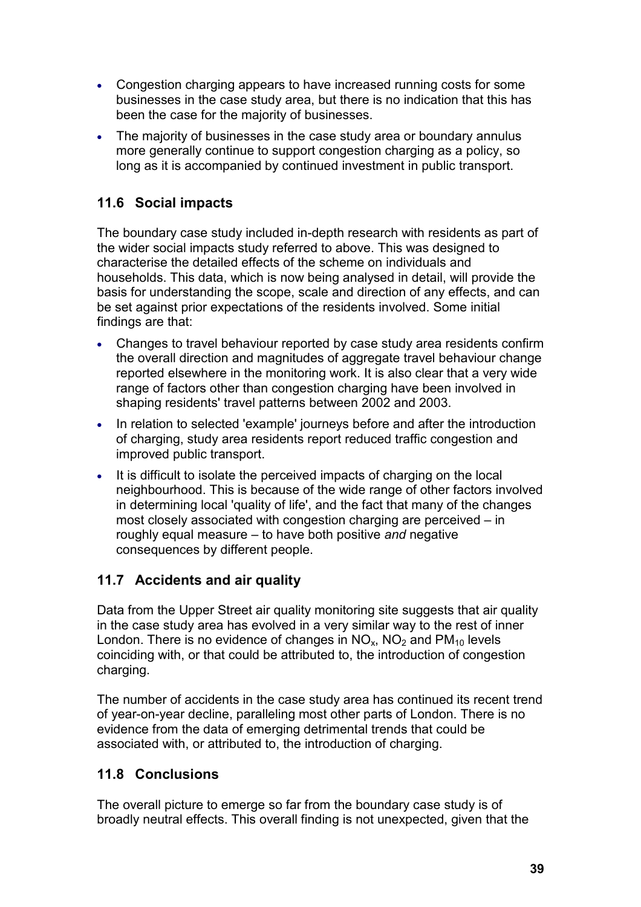- Congestion charging appears to have increased running costs for some businesses in the case study area, but there is no indication that this has been the case for the majority of businesses.
- The majority of businesses in the case study area or boundary annulus more generally continue to support congestion charging as a policy, so long as it is accompanied by continued investment in public transport.

## 11.6 Social impacts

The boundary case study included in-depth research with residents as part of the wider social impacts study referred to above. This was designed to characterise the detailed effects of the scheme on individuals and households. This data, which is now being analysed in detail, will provide the basis for understanding the scope, scale and direction of any effects, and can be set against prior expectations of the residents involved. Some initial findings are that:

- Changes to travel behaviour reported by case study area residents confirm the overall direction and magnitudes of aggregate travel behaviour change reported elsewhere in the monitoring work. It is also clear that a very wide range of factors other than congestion charging have been involved in shaping residents' travel patterns between 2002 and 2003.
- In relation to selected 'example' journeys before and after the introduction of charging, study area residents report reduced traffic congestion and improved public transport.
- It is difficult to isolate the perceived impacts of charging on the local neighbourhood. This is because of the wide range of other factors involved in determining local 'quality of life', and the fact that many of the changes most closely associated with congestion charging are perceived – in roughly equal measure – to have both positive *and* negative consequences by different people.

## 11.7 Accidents and air quality

Data from the Upper Street air quality monitoring site suggests that air quality in the case study area has evolved in a very similar way to the rest of inner London. There is no evidence of changes in $NO_x$, $NO_2$ and $PM_{10}$ levels coinciding with, or that could be attributed to, the introduction of congestion charging.

The number of accidents in the case study area has continued its recent trend of year-on-year decline, paralleling most other parts of London. There is no evidence from the data of emerging detrimental trends that could be associated with, or attributed to, the introduction of charging.

## 11.8 Conclusions

The overall picture to emerge so far from the boundary case study is of broadly neutral effects. This overall finding is not unexpected, given that the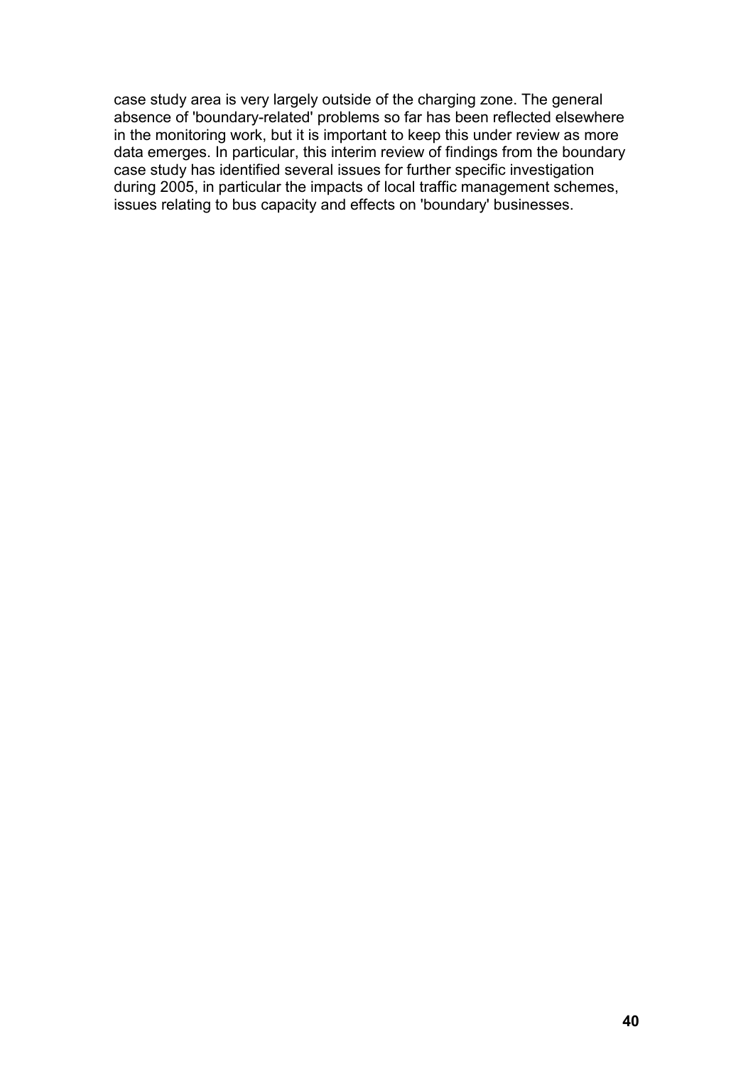case study area is very largely outside of the charging zone. The general absence of 'boundary-related' problems so far has been reflected elsewhere in the monitoring work, but it is important to keep this under review as more data emerges. In particular, this interim review of findings from the boundary case study has identified several issues for further specific investigation during 2005, in particular the impacts of local traffic management schemes, issues relating to bus capacity and effects on 'boundary' businesses.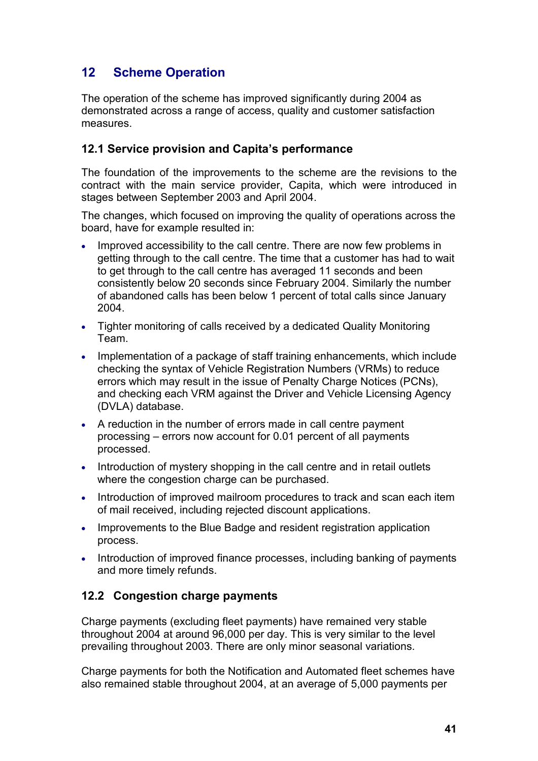## 12 Scheme Operation

The operation of the scheme has improved significantly during 2004 as demonstrated across a range of access, quality and customer satisfaction measures.

### 12.1 Service provision and Capita's performance

The foundation of the improvements to the scheme are the revisions to the contract with the main service provider, Capita, which were introduced in stages between September 2003 and April 2004.

The changes, which focused on improving the quality of operations across the board, have for example resulted in:

- Improved accessibility to the call centre. There are now few problems in getting through to the call centre. The time that a customer has had to wait to get through to the call centre has averaged 11 seconds and been consistently below 20 seconds since February 2004. Similarly the number of abandoned calls has been below 1 percent of total calls since January 2004.
- Tighter monitoring of calls received by a dedicated Quality Monitoring Team.
- Implementation of a package of staff training enhancements, which include checking the syntax of Vehicle Registration Numbers (VRMs) to reduce errors which may result in the issue of Penalty Charge Notices (PCNs), and checking each VRM against the Driver and Vehicle Licensing Agency (DVLA) database.
- A reduction in the number of errors made in call centre payment processing – errors now account for 0.01 percent of all payments processed.
- Introduction of mystery shopping in the call centre and in retail outlets where the congestion charge can be purchased.
- Introduction of improved mailroom procedures to track and scan each item of mail received, including rejected discount applications.
- Improvements to the Blue Badge and resident registration application process.
- Introduction of improved finance processes, including banking of payments and more timely refunds.

### 12.2 Congestion charge payments

Charge payments (excluding fleet payments) have remained very stable throughout 2004 at around 96,000 per day. This is very similar to the level prevailing throughout 2003. There are only minor seasonal variations.

Charge payments for both the Notification and Automated fleet schemes have also remained stable throughout 2004, at an average of 5,000 payments per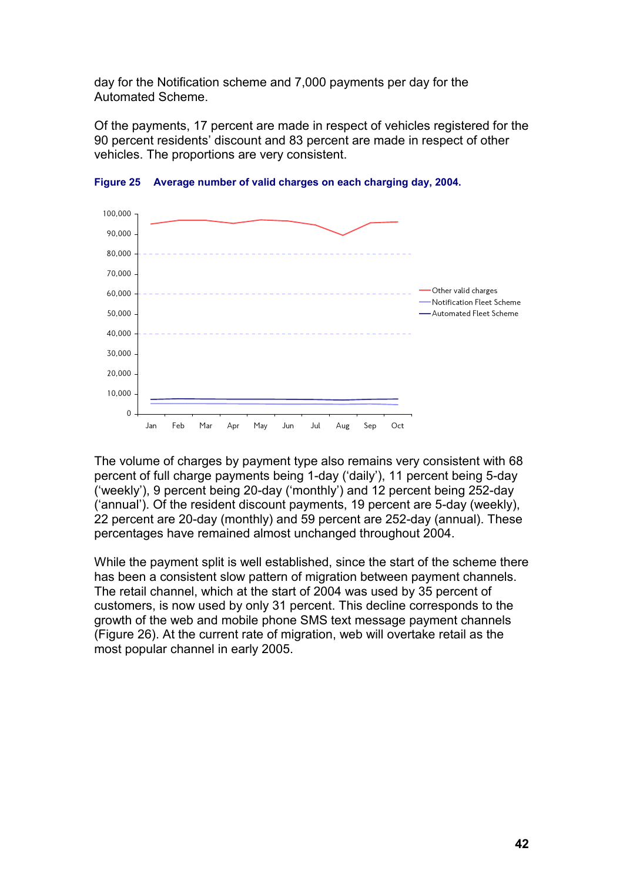day for the Notification scheme and 7,000 payments per day for the Automated Scheme.

Of the payments, 17 percent are made in respect of vehicles registered for the 90 percent residents' discount and 83 percent are made in respect of other vehicles. The proportions are very consistent.

**Figure 25 Average number of valid charges on each charging day, 2004.**

The volume of charges by payment type also remains very consistent with 68 percent of full charge payments being 1-day ('daily'), 11 percent being 5-day ('weekly'), 9 percent being 20-day ('monthly') and 12 percent being 252-day ('annual'). Of the resident discount payments, 19 percent are 5-day (weekly), 22 percent are 20-day (monthly) and 59 percent are 252-day (annual). These percentages have remained almost unchanged throughout 2004.

While the payment split is well established, since the start of the scheme there has been a consistent slow pattern of migration between payment channels. The retail channel, which at the start of 2004 was used by 35 percent of customers, is now used by only 31 percent. This decline corresponds to the growth of the web and mobile phone SMS text message payment channels (Figure 26). At the current rate of migration, web will overtake retail as the most popular channel in early 2005.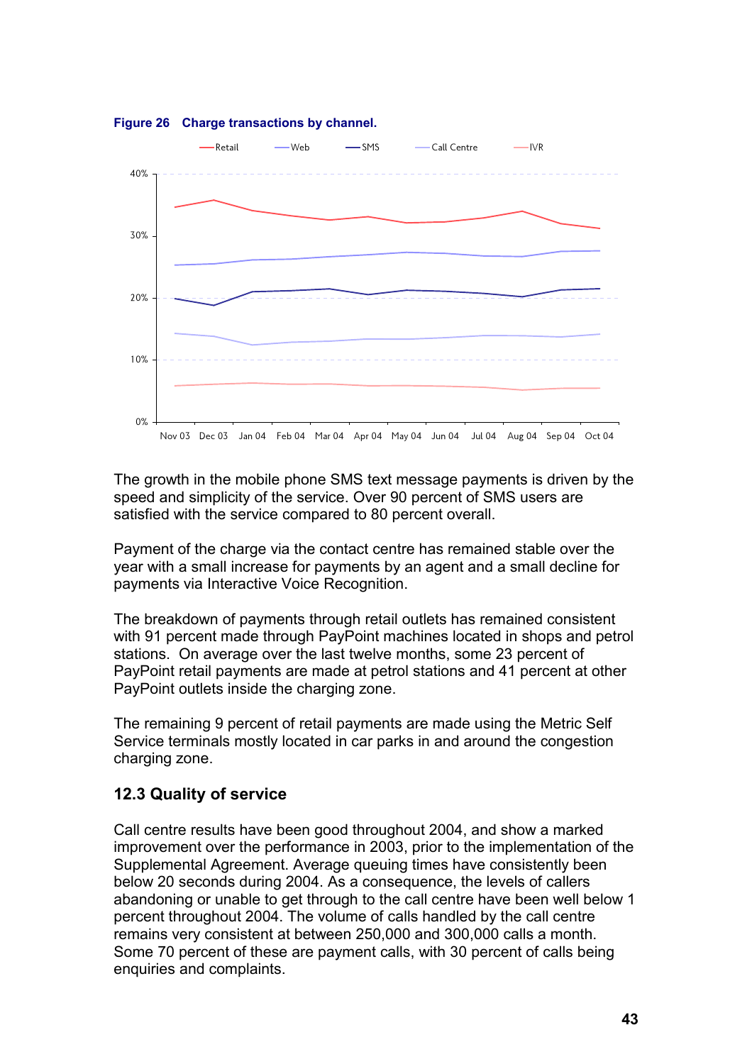**Figure 26 Charge transactions by channel.**

The growth in the mobile phone SMS text message payments is driven by the speed and simplicity of the service. Over 90 percent of SMS users are satisfied with the service compared to 80 percent overall.

Payment of the charge via the contact centre has remained stable over the year with a small increase for payments by an agent and a small decline for payments via Interactive Voice Recognition.

The breakdown of payments through retail outlets has remained consistent with 91 percent made through PayPoint machines located in shops and petrol stations. On average over the last twelve months, some 23 percent of PayPoint retail payments are made at petrol stations and 41 percent at other PayPoint outlets inside the charging zone.

The remaining 9 percent of retail payments are made using the Metric Self Service terminals mostly located in car parks in and around the congestion charging zone.

### 12.3 Quality of service

Call centre results have been good throughout 2004, and show a marked improvement over the performance in 2003, prior to the implementation of the Supplemental Agreement. Average queuing times have consistently been below 20 seconds during 2004. As a consequence, the levels of callers abandoning or unable to get through to the call centre have been well below 1 percent throughout 2004. The volume of calls handled by the call centre remains very consistent at between 250,000 and 300,000 calls a month. Some 70 percent of these are payment calls, with 30 percent of calls being enquiries and complaints.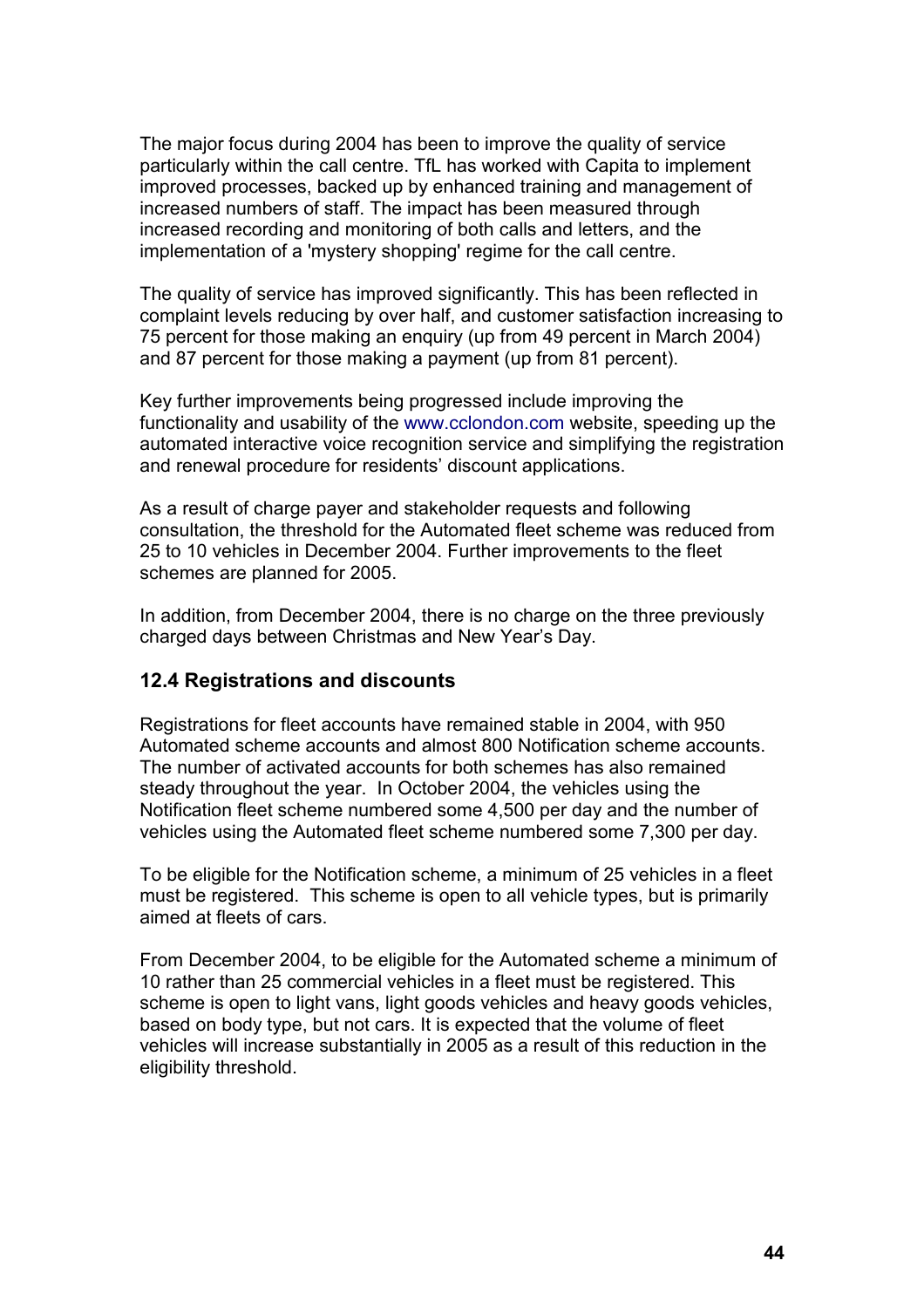The major focus during 2004 has been to improve the quality of service particularly within the call centre. TfL has worked with Capita to implement improved processes, backed up by enhanced training and management of increased numbers of staff. The impact has been measured through increased recording and monitoring of both calls and letters, and the implementation of a 'mystery shopping' regime for the call centre.

The quality of service has improved significantly. This has been reflected in complaint levels reducing by over half, and customer satisfaction increasing to 75 percent for those making an enquiry (up from 49 percent in March 2004) and 87 percent for those making a payment (up from 81 percent).

Key further improvements being progressed include improving the functionality and usability of the www.cclondon.com website, speeding up the automated interactive voice recognition service and simplifying the registration and renewal procedure for residents' discount applications.

As a result of charge payer and stakeholder requests and following consultation, the threshold for the Automated fleet scheme was reduced from 25 to 10 vehicles in December 2004. Further improvements to the fleet schemes are planned for 2005.

In addition, from December 2004, there is no charge on the three previously charged days between Christmas and New Year's Day.

### 12.4 Registrations and discounts

Registrations for fleet accounts have remained stable in 2004, with 950 Automated scheme accounts and almost 800 Notification scheme accounts. The number of activated accounts for both schemes has also remained steady throughout the year. In October 2004, the vehicles using the Notification fleet scheme numbered some 4,500 per day and the number of vehicles using the Automated fleet scheme numbered some 7,300 per day.

To be eligible for the Notification scheme, a minimum of 25 vehicles in a fleet must be registered. This scheme is open to all vehicle types, but is primarily aimed at fleets of cars.

From December 2004, to be eligible for the Automated scheme a minimum of 10 rather than 25 commercial vehicles in a fleet must be registered. This scheme is open to light vans, light goods vehicles and heavy goods vehicles, based on body type, but not cars. It is expected that the volume of fleet vehicles will increase substantially in 2005 as a result of this reduction in the eligibility threshold.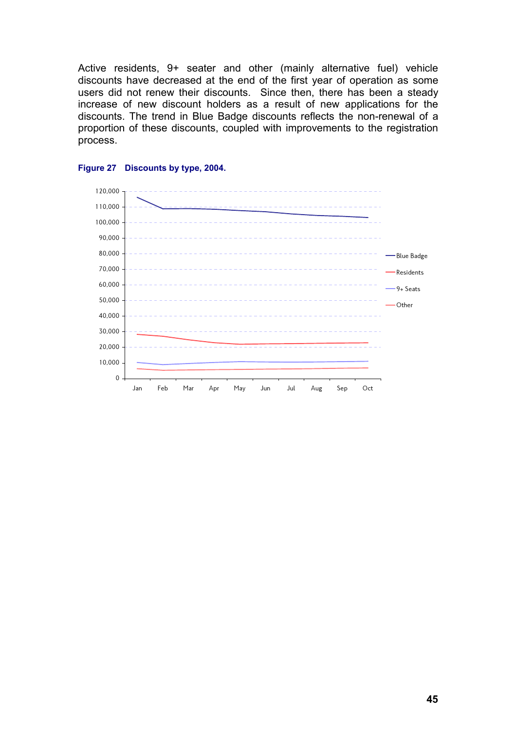Active residents, 9+ seater and other (mainly alternative fuel) vehicle discounts have decreased at the end of the first year of operation as some users did not renew their discounts. Since then, there has been a steady increase of new discount holders as a result of new applications for the discounts. The trend in Blue Badge discounts reflects the non-renewal of a proportion of these discounts, coupled with improvements to the registration process.

**Figure 27 Discounts by type, 2004.**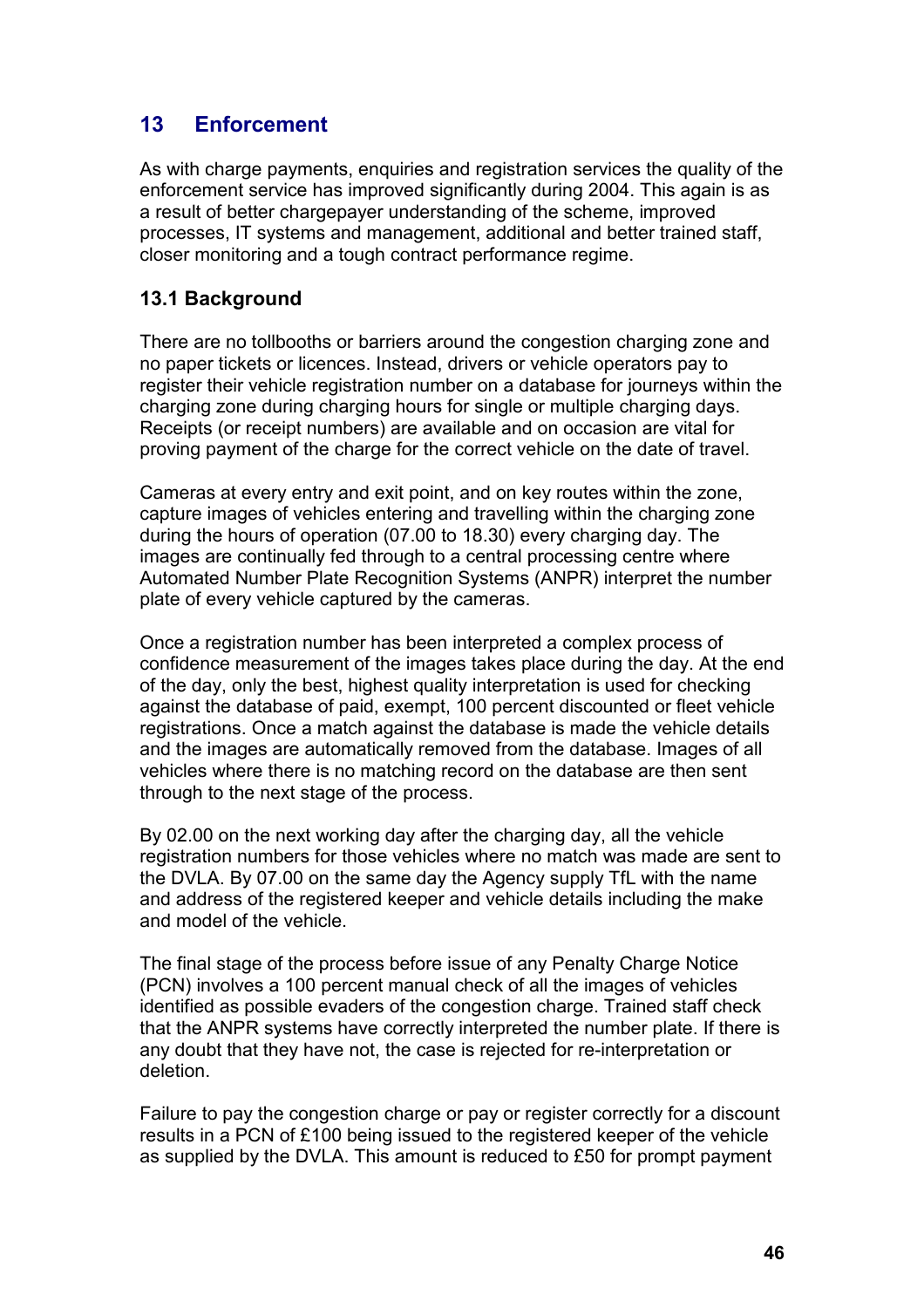## 13 Enforcement

As with charge payments, enquiries and registration services the quality of the enforcement service has improved significantly during 2004. This again is as a result of better chargepayer understanding of the scheme, improved processes, IT systems and management, additional and better trained staff, closer monitoring and a tough contract performance regime.

### 13.1 Background

There are no tollbooths or barriers around the congestion charging zone and no paper tickets or licences. Instead, drivers or vehicle operators pay to register their vehicle registration number on a database for journeys within the charging zone during charging hours for single or multiple charging days. Receipts (or receipt numbers) are available and on occasion are vital for proving payment of the charge for the correct vehicle on the date of travel.

Cameras at every entry and exit point, and on key routes within the zone, capture images of vehicles entering and travelling within the charging zone during the hours of operation (07.00 to 18.30) every charging day. The images are continually fed through to a central processing centre where Automated Number Plate Recognition Systems (ANPR) interpret the number plate of every vehicle captured by the cameras.

Once a registration number has been interpreted a complex process of confidence measurement of the images takes place during the day. At the end of the day, only the best, highest quality interpretation is used for checking against the database of paid, exempt, 100 percent discounted or fleet vehicle registrations. Once a match against the database is made the vehicle details and the images are automatically removed from the database. Images of all vehicles where there is no matching record on the database are then sent through to the next stage of the process.

By 02.00 on the next working day after the charging day, all the vehicle registration numbers for those vehicles where no match was made are sent to the DVLA. By 07.00 on the same day the Agency supply TfL with the name and address of the registered keeper and vehicle details including the make and model of the vehicle.

The final stage of the process before issue of any Penalty Charge Notice (PCN) involves a 100 percent manual check of all the images of vehicles identified as possible evaders of the congestion charge. Trained staff check that the ANPR systems have correctly interpreted the number plate. If there is any doubt that they have not, the case is rejected for re-interpretation or deletion.

Failure to pay the congestion charge or pay or register correctly for a discount results in a PCN of £100 being issued to the registered keeper of the vehicle as supplied by the DVLA. This amount is reduced to £50 for prompt payment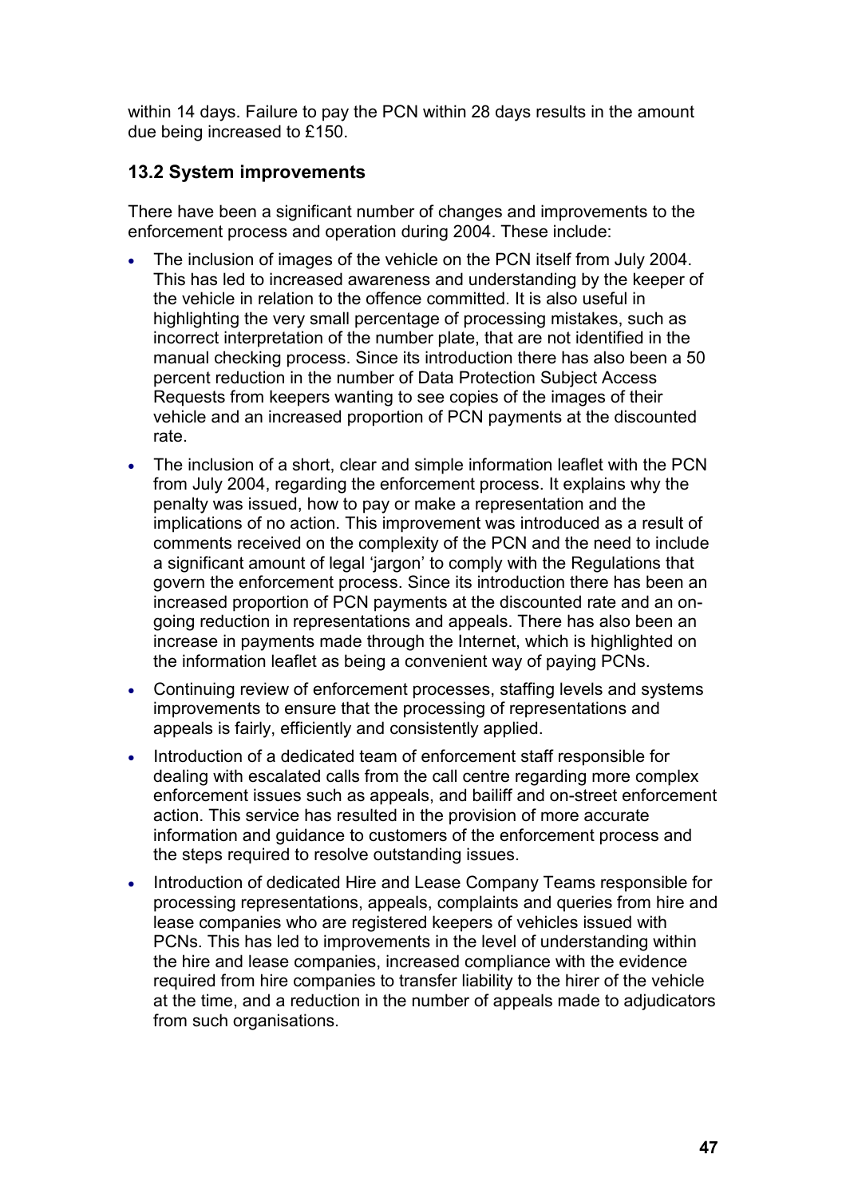within 14 days. Failure to pay the PCN within 28 days results in the amount due being increased to £150.

### 13.2 System improvements

There have been a significant number of changes and improvements to the enforcement process and operation during 2004. These include:

- The inclusion of images of the vehicle on the PCN itself from July 2004. This has led to increased awareness and understanding by the keeper of the vehicle in relation to the offence committed. It is also useful in highlighting the very small percentage of processing mistakes, such as incorrect interpretation of the number plate, that are not identified in the manual checking process. Since its introduction there has also been a 50 percent reduction in the number of Data Protection Subject Access Requests from keepers wanting to see copies of the images of their vehicle and an increased proportion of PCN payments at the discounted rate.
- The inclusion of a short, clear and simple information leaflet with the PCN from July 2004, regarding the enforcement process. It explains why the penalty was issued, how to pay or make a representation and the implications of no action. This improvement was introduced as a result of comments received on the complexity of the PCN and the need to include a significant amount of legal 'jargon' to comply with the Regulations that govern the enforcement process. Since its introduction there has been an increased proportion of PCN payments at the discounted rate and an on-going reduction in representations and appeals. There has also been an increase in payments made through the Internet, which is highlighted on the information leaflet as being a convenient way of paying PCNs.
- Continuing review of enforcement processes, staffing levels and systems improvements to ensure that the processing of representations and appeals is fairly, efficiently and consistently applied.
- Introduction of a dedicated team of enforcement staff responsible for dealing with escalated calls from the call centre regarding more complex enforcement issues such as appeals, and bailiff and on-street enforcement action. This service has resulted in the provision of more accurate information and guidance to customers of the enforcement process and the steps required to resolve outstanding issues.
- Introduction of dedicated Hire and Lease Company Teams responsible for processing representations, appeals, complaints and queries from hire and lease companies who are registered keepers of vehicles issued with PCNs. This has led to improvements in the level of understanding within the hire and lease companies, increased compliance with the evidence required from hire companies to transfer liability to the hirer of the vehicle at the time, and a reduction in the number of appeals made to adjudicators from such organisations.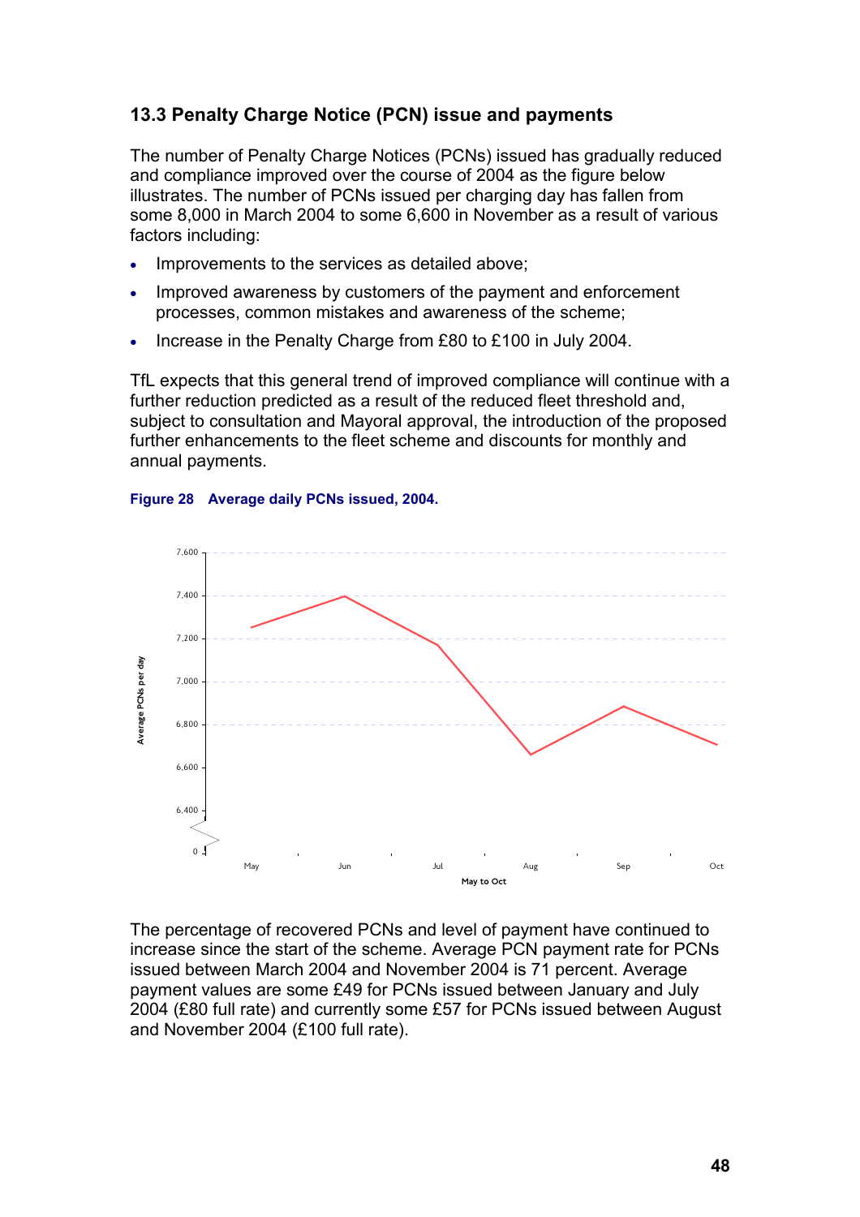### 13.3 Penalty Charge Notice (PCN) issue and payments

The number of Penalty Charge Notices (PCNs) issued has gradually reduced and compliance improved over the course of 2004 as the figure below illustrates. The number of PCNs issued per charging day has fallen from some 8,000 in March 2004 to some 6,600 in November as a result of various factors including:

- Improvements to the services as detailed above;
- Improved awareness by customers of the payment and enforcement processes, common mistakes and awareness of the scheme;
- Increase in the Penalty Charge from £80 to £100 in July 2004.

TfL expects that this general trend of improved compliance will continue with a further reduction predicted as a result of the reduced fleet threshold and, subject to consultation and Mayoral approval, the introduction of the proposed further enhancements to the fleet scheme and discounts for monthly and annual payments.

**Figure 28 Average daily PCNs issued, 2004.**

The percentage of recovered PCNs and level of payment have continued to increase since the start of the scheme. Average PCN payment rate for PCNs issued between March 2004 and November 2004 is 71 percent. Average payment values are some £49 for PCNs issued between January and July 2004 (£80 full rate) and currently some £57 for PCNs issued between August and November 2004 (£100 full rate).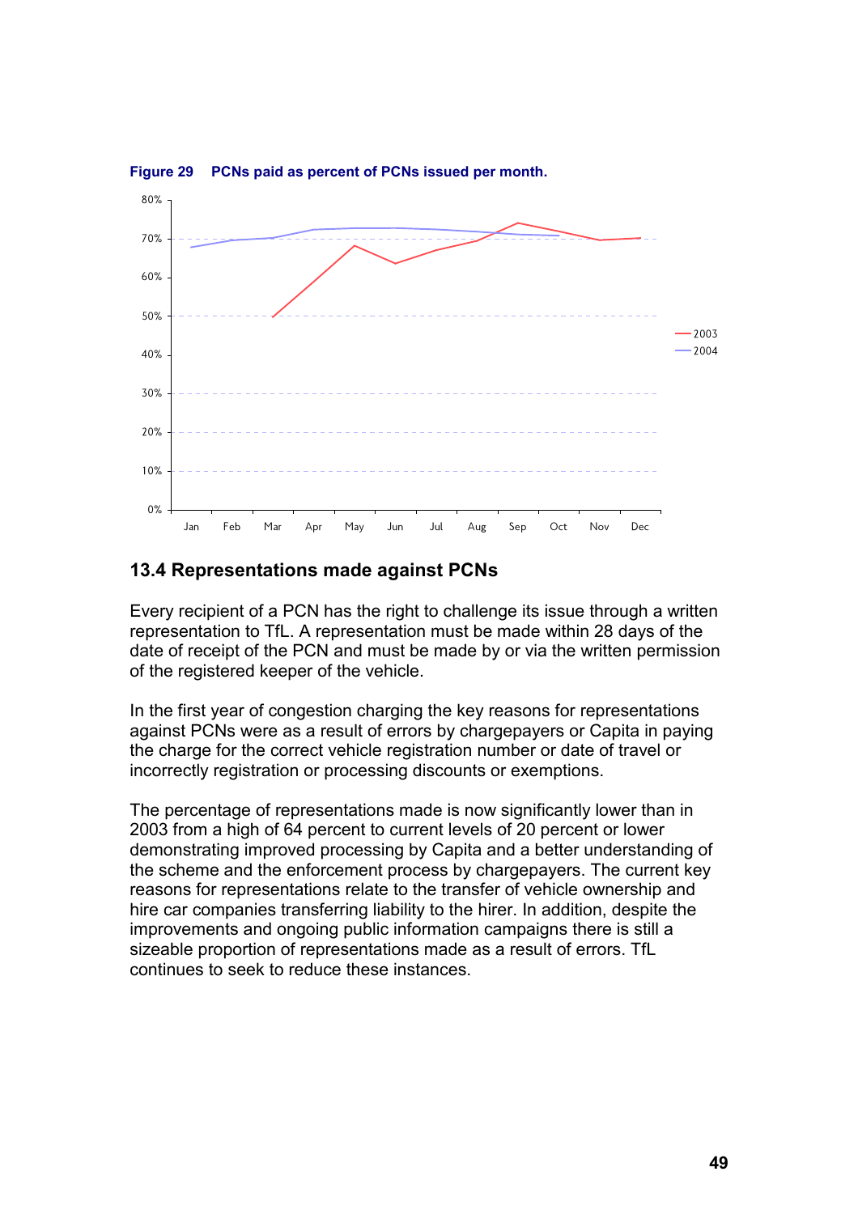**Figure 29 PCNs paid as percent of PCNs issued per month.**

## 13.4 Representations made against PCNs

Every recipient of a PCN has the right to challenge its issue through a written representation to TfL. A representation must be made within 28 days of the date of receipt of the PCN and must be made by or via the written permission of the registered keeper of the vehicle.

In the first year of congestion charging the key reasons for representations against PCNs were as a result of errors by chargepayers or Capita in paying the charge for the correct vehicle registration number or date of travel or incorrectly registration or processing discounts or exemptions.

The percentage of representations made is now significantly lower than in 2003 from a high of 64 percent to current levels of 20 percent or lower demonstrating improved processing by Capita and a better understanding of the scheme and the enforcement process by chargepayers. The current key reasons for representations relate to the transfer of vehicle ownership and hire car companies transferring liability to the hirer. In addition, despite the improvements and ongoing public information campaigns there is still a sizeable proportion of representations made as a result of errors. TfL continues to seek to reduce these instances.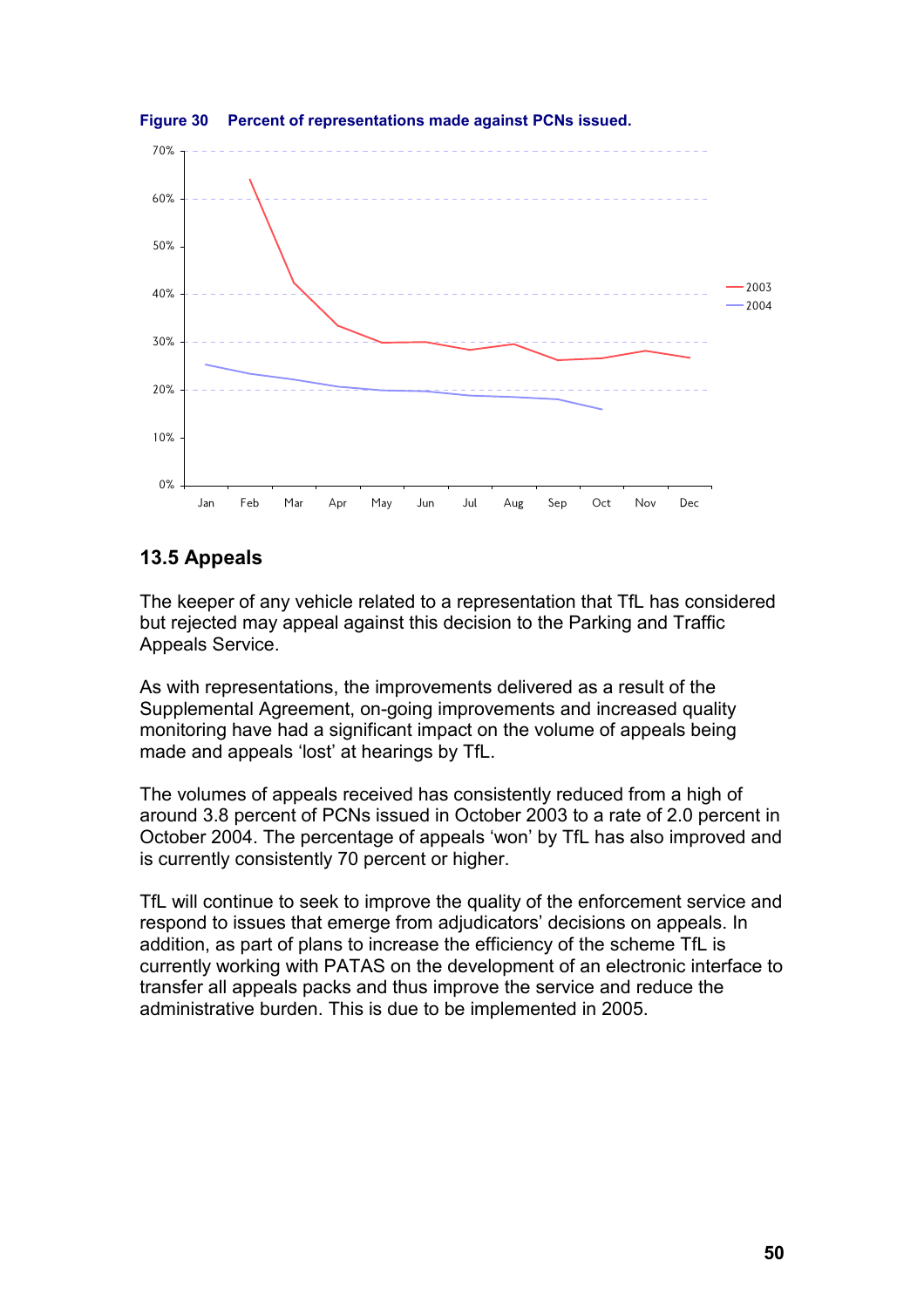**Figure 30 Percent of representations made against PCNs issued.**

## 13.5 Appeals

The keeper of any vehicle related to a representation that TfL has considered but rejected may appeal against this decision to the Parking and Traffic Appeals Service.

As with representations, the improvements delivered as a result of the Supplemental Agreement, on-going improvements and increased quality monitoring have had a significant impact on the volume of appeals being made and appeals 'lost' at hearings by TfL.

The volumes of appeals received has consistently reduced from a high of around 3.8 percent of PCNs issued in October 2003 to a rate of 2.0 percent in October 2004. The percentage of appeals 'won' by TfL has also improved and is currently consistently 70 percent or higher.

TfL will continue to seek to improve the quality of the enforcement service and respond to issues that emerge from adjudicators' decisions on appeals. In addition, as part of plans to increase the efficiency of the scheme TfL is currently working with PATAS on the development of an electronic interface to transfer all appeals packs and thus improve the service and reduce the administrative burden. This is due to be implemented in 2005.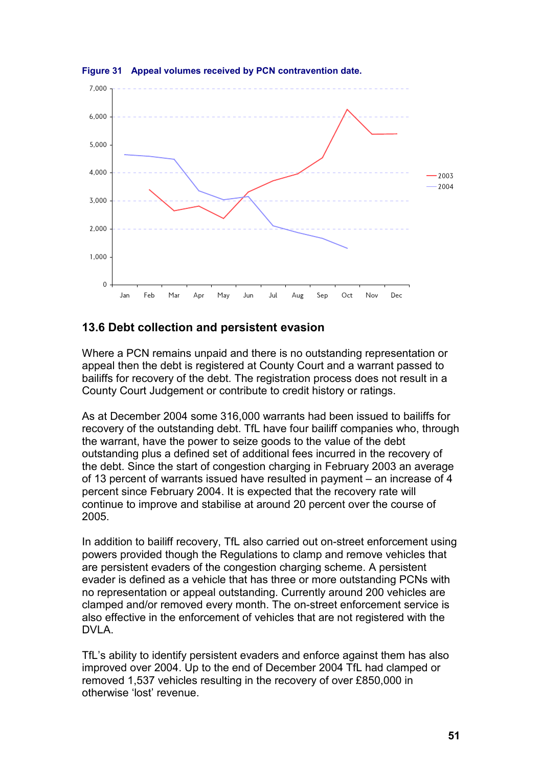**Figure 31 Appeal volumes received by PCN contravention date.**

## 13.6 Debt collection and persistent evasion

Where a PCN remains unpaid and there is no outstanding representation or appeal then the debt is registered at County Court and a warrant passed to bailiffs for recovery of the debt. The registration process does not result in a County Court Judgement or contribute to credit history or ratings.

As at December 2004 some 316,000 warrants had been issued to bailiffs for recovery of the outstanding debt. TfL have four bailiff companies who, through the warrant, have the power to seize goods to the value of the debt outstanding plus a defined set of additional fees incurred in the recovery of the debt. Since the start of congestion charging in February 2003 an average of 13 percent of warrants issued have resulted in payment – an increase of 4 percent since February 2004. It is expected that the recovery rate will continue to improve and stabilise at around 20 percent over the course of 2005.

In addition to bailiff recovery, TfL also carried out on-street enforcement using powers provided though the Regulations to clamp and remove vehicles that are persistent evaders of the congestion charging scheme. A persistent evader is defined as a vehicle that has three or more outstanding PCNs with no representation or appeal outstanding. Currently around 200 vehicles are clamped and/or removed every month. The on-street enforcement service is also effective in the enforcement of vehicles that are not registered with the DVLA.

TfL's ability to identify persistent evaders and enforce against them has also improved over 2004. Up to the end of December 2004 TfL had clamped or removed 1,537 vehicles resulting in the recovery of over £850,000 in otherwise 'lost' revenue.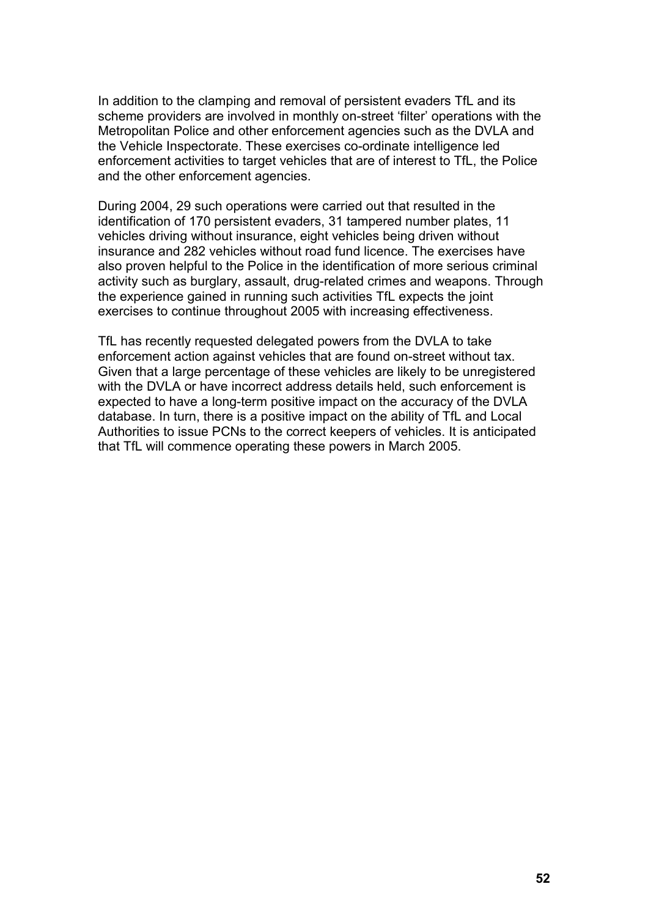In addition to the clamping and removal of persistent evaders TfL and its scheme providers are involved in monthly on-street ‘filter’ operations with the Metropolitan Police and other enforcement agencies such as the DVLA and the Vehicle Inspectorate. These exercises co-ordinate intelligence led enforcement activities to target vehicles that are of interest to TfL, the Police and the other enforcement agencies.

During 2004, 29 such operations were carried out that resulted in the identification of 170 persistent evaders, 31 tampered number plates, 11 vehicles driving without insurance, eight vehicles being driven without insurance and 282 vehicles without road fund licence. The exercises have also proven helpful to the Police in the identification of more serious criminal activity such as burglary, assault, drug-related crimes and weapons. Through the experience gained in running such activities TfL expects the joint exercises to continue throughout 2005 with increasing effectiveness.

TfL has recently requested delegated powers from the DVLA to take enforcement action against vehicles that are found on-street without tax. Given that a large percentage of these vehicles are likely to be unregistered with the DVLA or have incorrect address details held, such enforcement is expected to have a long-term positive impact on the accuracy of the DVLA database. In turn, there is a positive impact on the ability of TfL and Local Authorities to issue PCNs to the correct keepers of vehicles. It is anticipated that TfL will commence operating these powers in March 2005.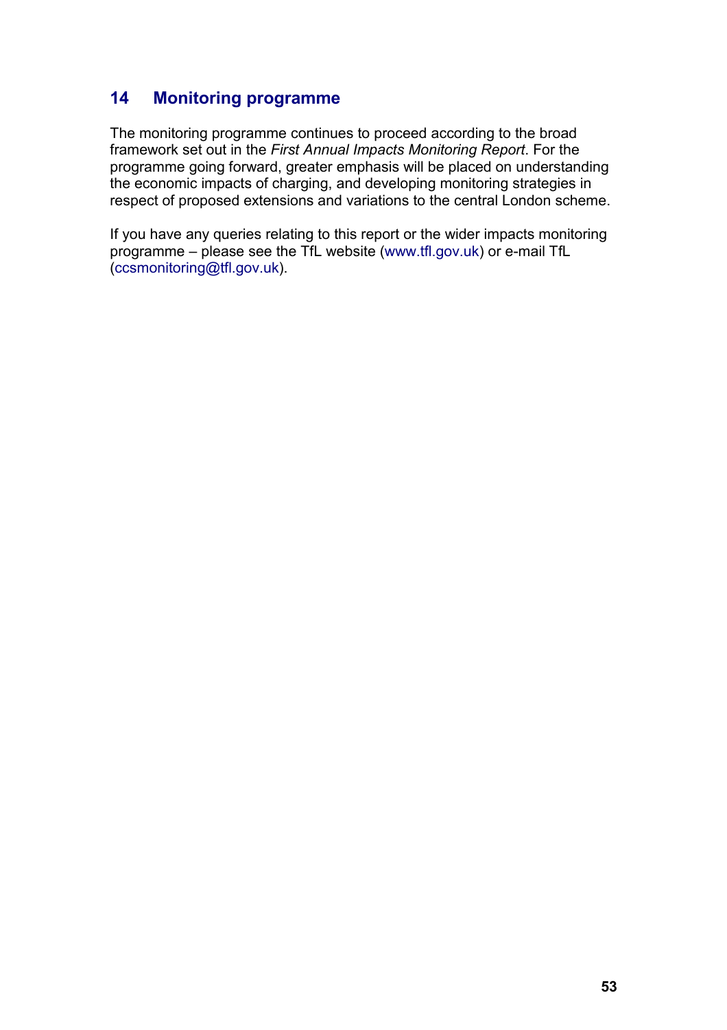## 14 Monitoring programme

The monitoring programme continues to proceed according to the broad framework set out in the *First Annual Impacts Monitoring Report*. For the programme going forward, greater emphasis will be placed on understanding the economic impacts of charging, and developing monitoring strategies in respect of proposed extensions and variations to the central London scheme.

If you have any queries relating to this report or the wider impacts monitoring programme – please see the TfL website (www.tfl.gov.uk) or e-mail TfL (ccsmonitoring@tfl.gov.uk).